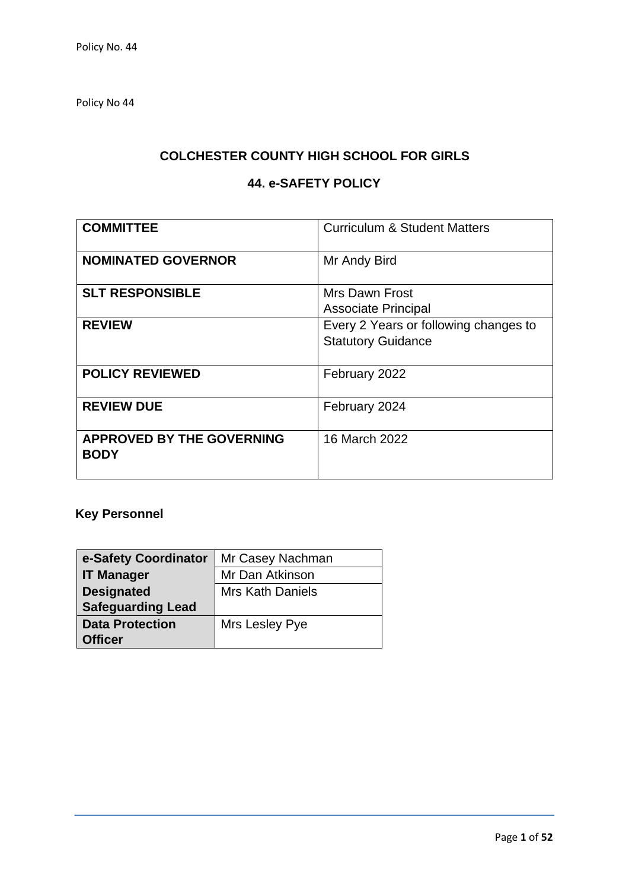Policy No 44

# COLCHESTER COUNTY HIGH SCHOOL FOR GIRLS

## 44. e-SAFETY POLICY

| | |
|---|---|
| **COMMITTEE** | Curriculum & Student Matters |
| **NOMINATED GOVERNOR** | Mr Andy Bird |
| **SLT RESPONSIBLE** | Mrs Dawn Frost<br>Associate Principal |
| **REVIEW** | Every 2 Years or following changes to Statutory Guidance |
| **POLICY REVIEWED** | February 2022 |
| **REVIEW DUE** | February 2024 |
| **APPROVED BY THE GOVERNING BODY** | 16 March 2022 |

### Key Personnel

| | |
|---|---|
| **e-Safety Coordinator** | Mr Casey Nachman |
| **IT Manager** | Mr Dan Atkinson |
| **Designated Safeguarding Lead** | Mrs Kath Daniels |
| **Data Protection Officer** | Mrs Lesley Pye |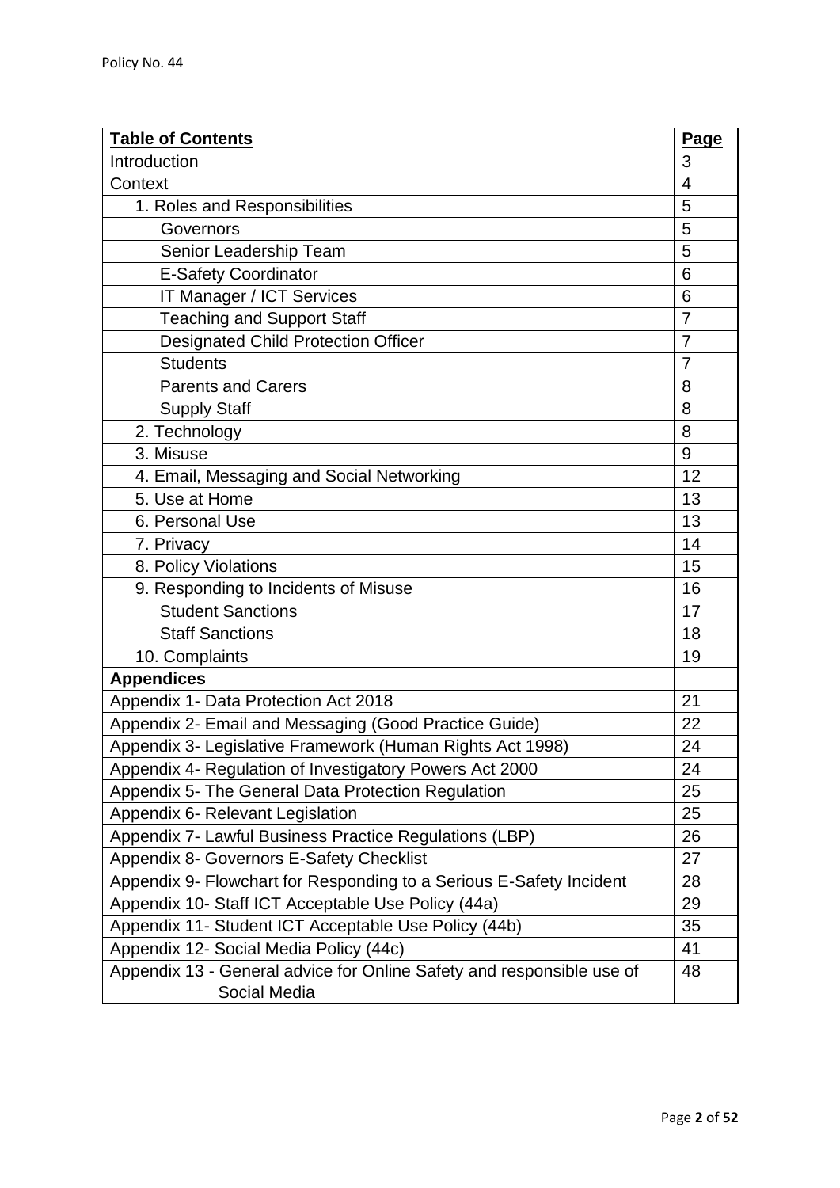Policy No. 44

| **Table of Contents** | **Page** |
|---|---|
| Introduction | 3 |
| Context | 4 |
| 1. Roles and Responsibilities | 5 |
| Governors | 5 |
| Senior Leadership Team | 5 |
| E-Safety Coordinator | 6 |
| IT Manager / ICT Services | 6 |
| Teaching and Support Staff | 7 |
| Designated Child Protection Officer | 7 |
| Students | 7 |
| Parents and Carers | 8 |
| Supply Staff | 8 |
| 2. Technology | 8 |
| 3. Misuse | 9 |
| 4. Email, Messaging and Social Networking | 12 |
| 5. Use at Home | 13 |
| 6. Personal Use | 13 |
| 7. Privacy | 14 |
| 8. Policy Violations | 15 |
| 9. Responding to Incidents of Misuse | 16 |
| Student Sanctions | 17 |
| Staff Sanctions | 18 |
| 10. Complaints | 19 |
| **Appendices** | |
| Appendix 1- Data Protection Act 2018 | 21 |
| Appendix 2- Email and Messaging (Good Practice Guide) | 22 |
| Appendix 3- Legislative Framework (Human Rights Act 1998) | 24 |
| Appendix 4- Regulation of Investigatory Powers Act 2000 | 24 |
| Appendix 5- The General Data Protection Regulation | 25 |
| Appendix 6- Relevant Legislation | 25 |
| Appendix 7- Lawful Business Practice Regulations (LBP) | 26 |
| Appendix 8- Governors E-Safety Checklist | 27 |
| Appendix 9- Flowchart for Responding to a Serious E-Safety Incident | 28 |
| Appendix 10- Staff ICT Acceptable Use Policy (44a) | 29 |
| Appendix 11- Student ICT Acceptable Use Policy (44b) | 35 |
| Appendix 12- Social Media Policy (44c) | 41 |
| Appendix 13 - General advice for Online Safety and responsible use of Social Media | 48 |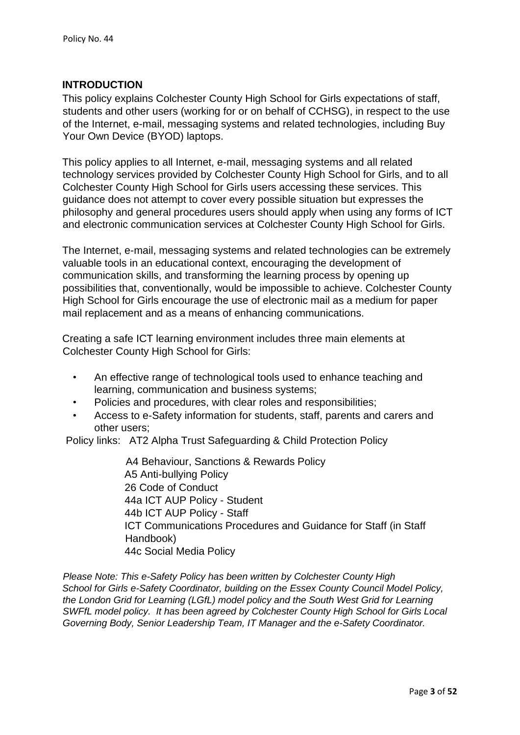## INTRODUCTION

This policy explains Colchester County High School for Girls expectations of staff, students and other users (working for or on behalf of CCHSG), in respect to the use of the Internet, e-mail, messaging systems and related technologies, including Buy Your Own Device (BYOD) laptops.

This policy applies to all Internet, e-mail, messaging systems and all related technology services provided by Colchester County High School for Girls, and to all Colchester County High School for Girls users accessing these services. This guidance does not attempt to cover every possible situation but expresses the philosophy and general procedures users should apply when using any forms of ICT and electronic communication services at Colchester County High School for Girls.

The Internet, e-mail, messaging systems and related technologies can be extremely valuable tools in an educational context, encouraging the development of communication skills, and transforming the learning process by opening up possibilities that, conventionally, would be impossible to achieve. Colchester County High School for Girls encourage the use of electronic mail as a medium for paper mail replacement and as a means of enhancing communications.

Creating a safe ICT learning environment includes three main elements at Colchester County High School for Girls:

- An effective range of technological tools used to enhance teaching and learning, communication and business systems;
- Policies and procedures, with clear roles and responsibilities;
- Access to e-Safety information for students, staff, parents and carers and other users;

Policy links: AT2 Alpha Trust Safeguarding & Child Protection Policy

A4 Behaviour, Sanctions & Rewards Policy
A5 Anti-bullying Policy
26 Code of Conduct
44a ICT AUP Policy - Student
44b ICT AUP Policy - Staff
ICT Communications Procedures and Guidance for Staff (in Staff Handbook)
44c Social Media Policy

*Please Note: This e-Safety Policy has been written by Colchester County High School for Girls e-Safety Coordinator, building on the Essex County Council Model Policy, the London Grid for Learning (LGfL) model policy and the South West Grid for Learning SWFfL model policy. It has been agreed by Colchester County High School for Girls Local Governing Body, Senior Leadership Team, IT Manager and the e-Safety Coordinator.*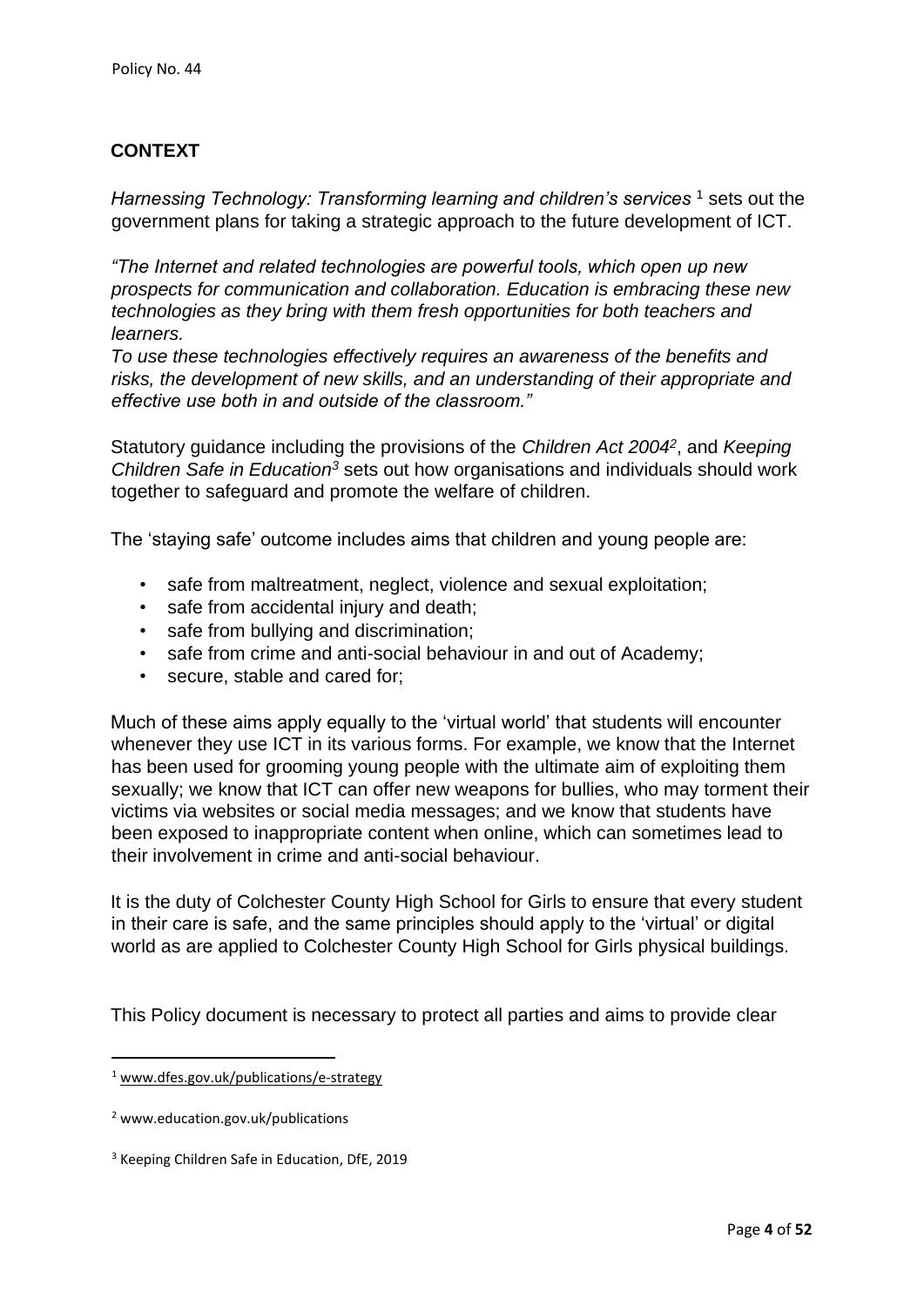## CONTEXT

*Harnessing Technology: Transforming learning and children's services* [1] sets out the government plans for taking a strategic approach to the future development of ICT.

*"The Internet and related technologies are powerful tools, which open up new prospects for communication and collaboration. Education is embracing these new technologies as they bring with them fresh opportunities for both teachers and learners.*
*To use these technologies effectively requires an awareness of the benefits and risks, the development of new skills, and an understanding of their appropriate and effective use both in and outside of the classroom."*

Statutory guidance including the provisions of the *Children Act 2004*[2], and *Keeping Children Safe in Education*[3] sets out how organisations and individuals should work together to safeguard and promote the welfare of children.

The 'staying safe' outcome includes aims that children and young people are:

- safe from maltreatment, neglect, violence and sexual exploitation;
- safe from accidental injury and death;
- safe from bullying and discrimination;
- safe from crime and anti-social behaviour in and out of Academy;
- secure, stable and cared for;

Much of these aims apply equally to the 'virtual world' that students will encounter whenever they use ICT in its various forms. For example, we know that the Internet has been used for grooming young people with the ultimate aim of exploiting them sexually; we know that ICT can offer new weapons for bullies, who may torment their victims via websites or social media messages; and we know that students have been exposed to inappropriate content when online, which can sometimes lead to their involvement in crime and anti-social behaviour.

It is the duty of Colchester County High School for Girls to ensure that every student in their care is safe, and the same principles should apply to the 'virtual' or digital world as are applied to Colchester County High School for Girls physical buildings.

This Policy document is necessary to protect all parties and aims to provide clear

---

[1] www.dfes.gov.uk/publications/e-strategy

[2] www.education.gov.uk/publications

[3] Keeping Children Safe in Education, DfE, 2019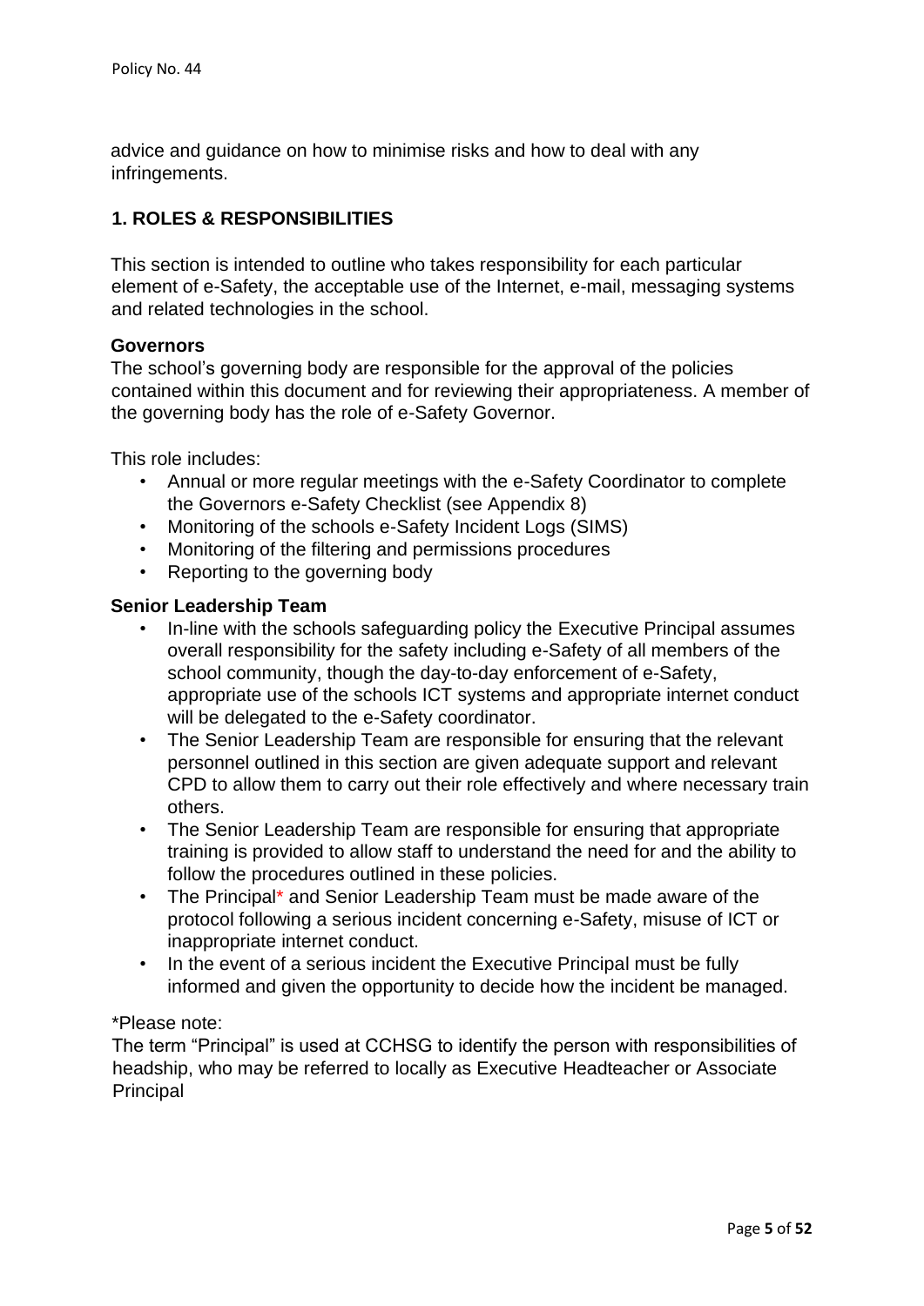advice and guidance on how to minimise risks and how to deal with any infringements.

## 1. ROLES & RESPONSIBILITIES

This section is intended to outline who takes responsibility for each particular element of e-Safety, the acceptable use of the Internet, e-mail, messaging systems and related technologies in the school.

**Governors**

The school's governing body are responsible for the approval of the policies contained within this document and for reviewing their appropriateness. A member of the governing body has the role of e-Safety Governor.

This role includes:

- Annual or more regular meetings with the e-Safety Coordinator to complete the Governors e-Safety Checklist (see Appendix 8)
- Monitoring of the schools e-Safety Incident Logs (SIMS)
- Monitoring of the filtering and permissions procedures
- Reporting to the governing body

**Senior Leadership Team**

- In-line with the schools safeguarding policy the Executive Principal assumes overall responsibility for the safety including e-Safety of all members of the school community, though the day-to-day enforcement of e-Safety, appropriate use of the schools ICT systems and appropriate internet conduct will be delegated to the e-Safety coordinator.
- The Senior Leadership Team are responsible for ensuring that the relevant personnel outlined in this section are given adequate support and relevant CPD to allow them to carry out their role effectively and where necessary train others.
- The Senior Leadership Team are responsible for ensuring that appropriate training is provided to allow staff to understand the need for and the ability to follow the procedures outlined in these policies.
- The Principal* and Senior Leadership Team must be made aware of the protocol following a serious incident concerning e-Safety, misuse of ICT or inappropriate internet conduct.
- In the event of a serious incident the Executive Principal must be fully informed and given the opportunity to decide how the incident be managed.

*Please note:
The term "Principal" is used at CCHSG to identify the person with responsibilities of headship, who may be referred to locally as Executive Headteacher or Associate Principal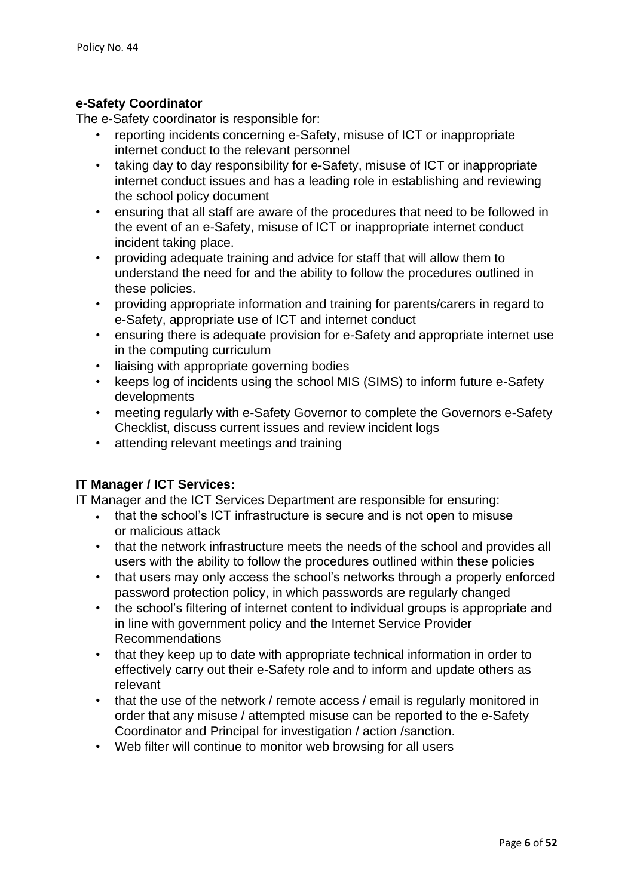**e-Safety Coordinator**

The e-Safety coordinator is responsible for:

- reporting incidents concerning e-Safety, misuse of ICT or inappropriate internet conduct to the relevant personnel
- taking day to day responsibility for e-Safety, misuse of ICT or inappropriate internet conduct issues and has a leading role in establishing and reviewing the school policy document
- ensuring that all staff are aware of the procedures that need to be followed in the event of an e-Safety, misuse of ICT or inappropriate internet conduct incident taking place.
- providing adequate training and advice for staff that will allow them to understand the need for and the ability to follow the procedures outlined in these policies.
- providing appropriate information and training for parents/carers in regard to e-Safety, appropriate use of ICT and internet conduct
- ensuring there is adequate provision for e-Safety and appropriate internet use in the computing curriculum
- liaising with appropriate governing bodies
- keeps log of incidents using the school MIS (SIMS) to inform future e-Safety developments
- meeting regularly with e-Safety Governor to complete the Governors e-Safety Checklist, discuss current issues and review incident logs
- attending relevant meetings and training

**IT Manager / ICT Services:**

IT Manager and the ICT Services Department are responsible for ensuring:

- that the school's ICT infrastructure is secure and is not open to misuse or malicious attack
- that the network infrastructure meets the needs of the school and provides all users with the ability to follow the procedures outlined within these policies
- that users may only access the school's networks through a properly enforced password protection policy, in which passwords are regularly changed
- the school's filtering of internet content to individual groups is appropriate and in line with government policy and the Internet Service Provider Recommendations
- that they keep up to date with appropriate technical information in order to effectively carry out their e-Safety role and to inform and update others as relevant
- that the use of the network / remote access / email is regularly monitored in order that any misuse / attempted misuse can be reported to the e-Safety Coordinator and Principal for investigation / action /sanction.
- Web filter will continue to monitor web browsing for all users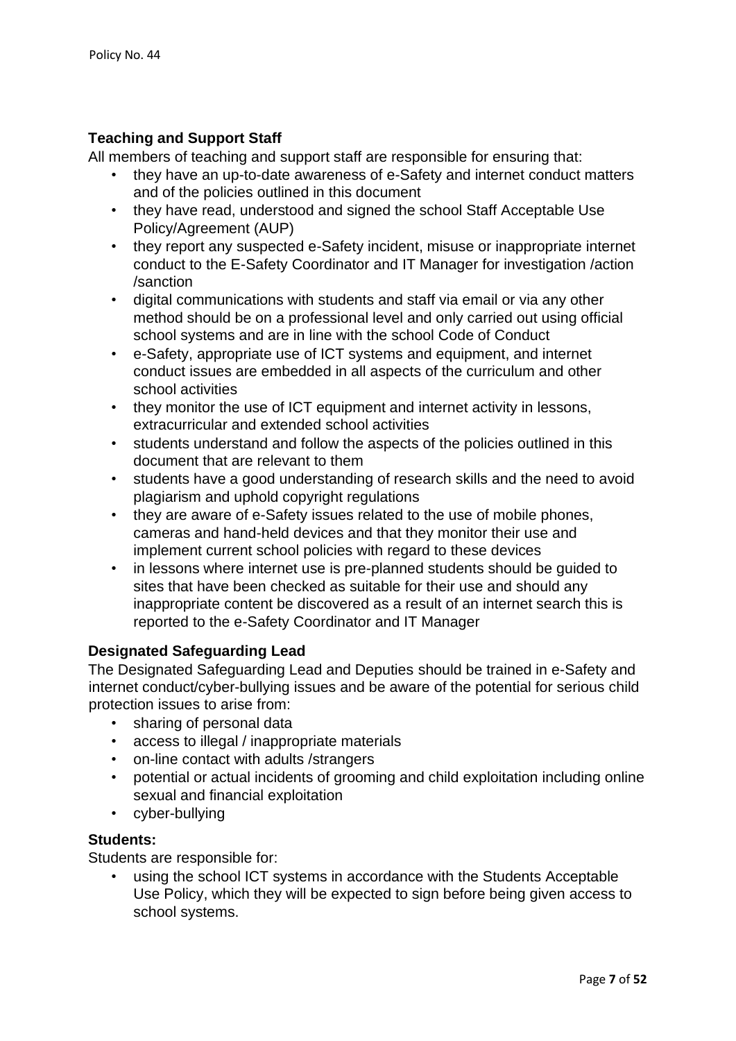**Teaching and Support Staff**

All members of teaching and support staff are responsible for ensuring that:

- they have an up-to-date awareness of e-Safety and internet conduct matters and of the policies outlined in this document
- they have read, understood and signed the school Staff Acceptable Use Policy/Agreement (AUP)
- they report any suspected e-Safety incident, misuse or inappropriate internet conduct to the E-Safety Coordinator and IT Manager for investigation /action /sanction
- digital communications with students and staff via email or via any other method should be on a professional level and only carried out using official school systems and are in line with the school Code of Conduct
- e-Safety, appropriate use of ICT systems and equipment, and internet conduct issues are embedded in all aspects of the curriculum and other school activities
- they monitor the use of ICT equipment and internet activity in lessons, extracurricular and extended school activities
- students understand and follow the aspects of the policies outlined in this document that are relevant to them
- students have a good understanding of research skills and the need to avoid plagiarism and uphold copyright regulations
- they are aware of e-Safety issues related to the use of mobile phones, cameras and hand-held devices and that they monitor their use and implement current school policies with regard to these devices
- in lessons where internet use is pre-planned students should be guided to sites that have been checked as suitable for their use and should any inappropriate content be discovered as a result of an internet search this is reported to the e-Safety Coordinator and IT Manager

**Designated Safeguarding Lead**

The Designated Safeguarding Lead and Deputies should be trained in e-Safety and internet conduct/cyber-bullying issues and be aware of the potential for serious child protection issues to arise from:

- sharing of personal data
- access to illegal / inappropriate materials
- on-line contact with adults /strangers
- potential or actual incidents of grooming and child exploitation including online sexual and financial exploitation
- cyber-bullying

**Students:**

Students are responsible for:

- using the school ICT systems in accordance with the Students Acceptable Use Policy, which they will be expected to sign before being given access to school systems.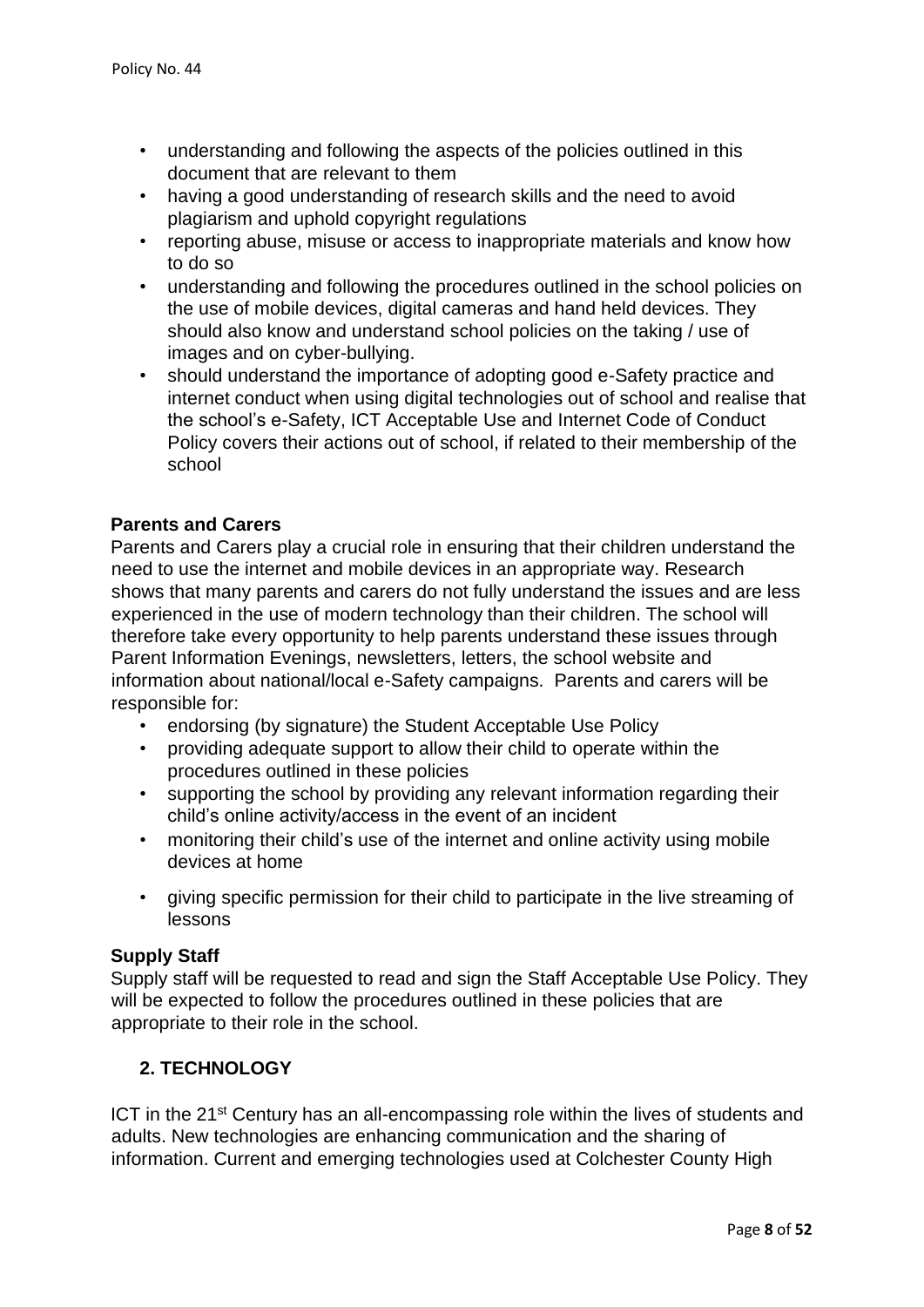- understanding and following the aspects of the policies outlined in this document that are relevant to them
- having a good understanding of research skills and the need to avoid plagiarism and uphold copyright regulations
- reporting abuse, misuse or access to inappropriate materials and know how to do so
- understanding and following the procedures outlined in the school policies on the use of mobile devices, digital cameras and hand held devices. They should also know and understand school policies on the taking / use of images and on cyber-bullying.
- should understand the importance of adopting good e-Safety practice and internet conduct when using digital technologies out of school and realise that the school's e-Safety, ICT Acceptable Use and Internet Code of Conduct Policy covers their actions out of school, if related to their membership of the school

**Parents and Carers**

Parents and Carers play a crucial role in ensuring that their children understand the need to use the internet and mobile devices in an appropriate way. Research shows that many parents and carers do not fully understand the issues and are less experienced in the use of modern technology than their children. The school will therefore take every opportunity to help parents understand these issues through Parent Information Evenings, newsletters, letters, the school website and information about national/local e-Safety campaigns. Parents and carers will be responsible for:

- endorsing (by signature) the Student Acceptable Use Policy
- providing adequate support to allow their child to operate within the procedures outlined in these policies
- supporting the school by providing any relevant information regarding their child's online activity/access in the event of an incident
- monitoring their child's use of the internet and online activity using mobile devices at home
- giving specific permission for their child to participate in the live streaming of lessons

**Supply Staff**

Supply staff will be requested to read and sign the Staff Acceptable Use Policy. They will be expected to follow the procedures outlined in these policies that are appropriate to their role in the school.

## 2. TECHNOLOGY

ICT in the 21st Century has an all-encompassing role within the lives of students and adults. New technologies are enhancing communication and the sharing of information. Current and emerging technologies used at Colchester County High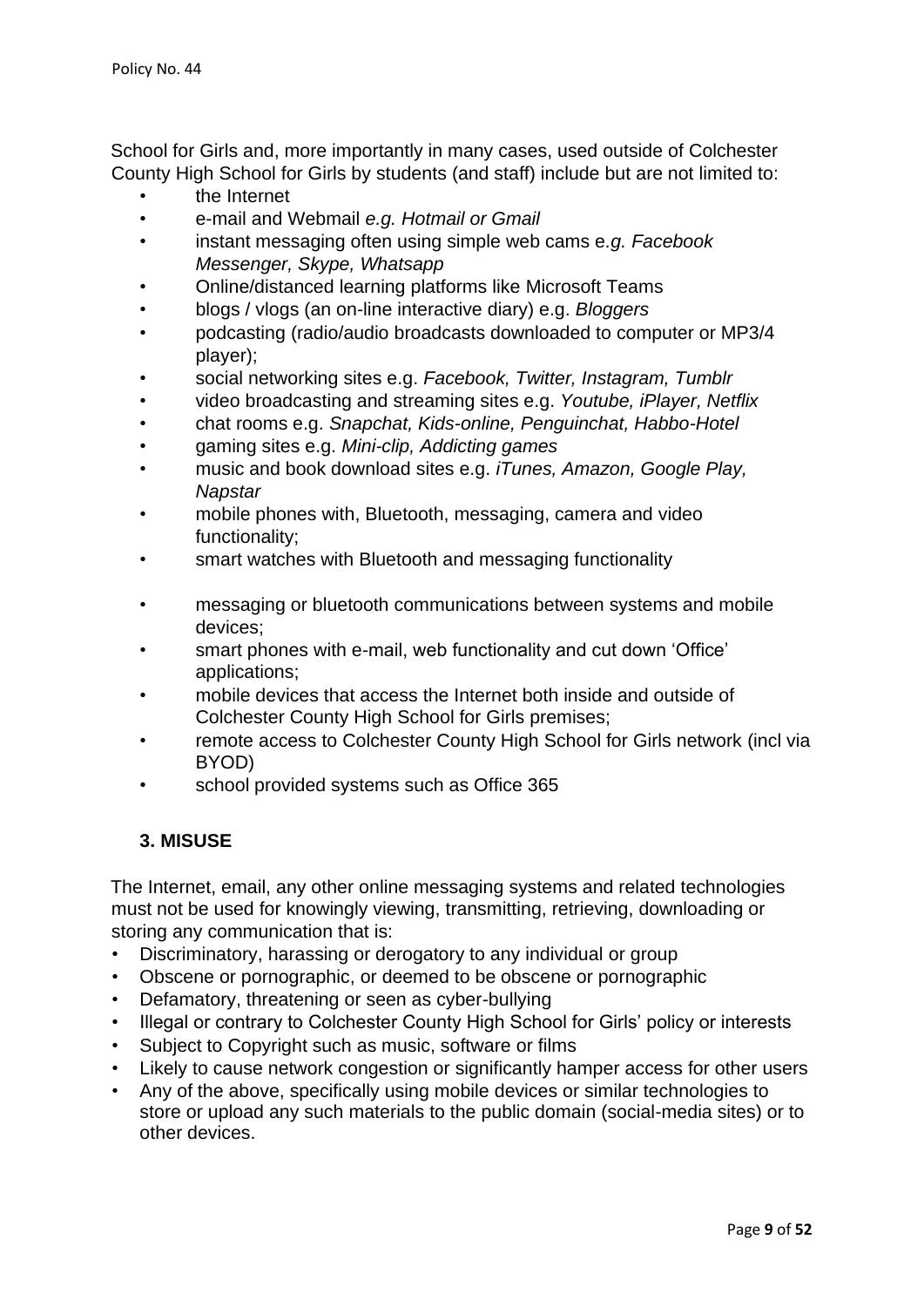School for Girls and, more importantly in many cases, used outside of Colchester County High School for Girls by students (and staff) include but are not limited to:

- the Internet
- e-mail and Webmail *e.g. Hotmail or Gmail*
- instant messaging often using simple web cams e*.g. Facebook Messenger, Skype, Whatsapp*
- Online/distanced learning platforms like Microsoft Teams
- blogs / vlogs (an on-line interactive diary) e.g. *Bloggers*
- podcasting (radio/audio broadcasts downloaded to computer or MP3/4 player);
- social networking sites e.g. *Facebook, Twitter, Instagram, Tumblr*
- video broadcasting and streaming sites e.g. *Youtube, iPlayer, Netflix*
- chat rooms e.g. *Snapchat, Kids-online, Penguinchat, Habbo-Hotel*
- gaming sites e.g. *Mini-clip, Addicting games*
- music and book download sites e.g. *iTunes, Amazon, Google Play, Napstar*
- mobile phones with, Bluetooth, messaging, camera and video functionality;
- smart watches with Bluetooth and messaging functionality
- messaging or bluetooth communications between systems and mobile devices;
- smart phones with e-mail, web functionality and cut down 'Office' applications;
- mobile devices that access the Internet both inside and outside of Colchester County High School for Girls premises;
- remote access to Colchester County High School for Girls network (incl via BYOD)
- school provided systems such as Office 365

## 3. MISUSE

The Internet, email, any other online messaging systems and related technologies must not be used for knowingly viewing, transmitting, retrieving, downloading or storing any communication that is:

- Discriminatory, harassing or derogatory to any individual or group
- Obscene or pornographic, or deemed to be obscene or pornographic
- Defamatory, threatening or seen as cyber-bullying
- Illegal or contrary to Colchester County High School for Girls' policy or interests
- Subject to Copyright such as music, software or films
- Likely to cause network congestion or significantly hamper access for other users
- Any of the above, specifically using mobile devices or similar technologies to store or upload any such materials to the public domain (social-media sites) or to other devices.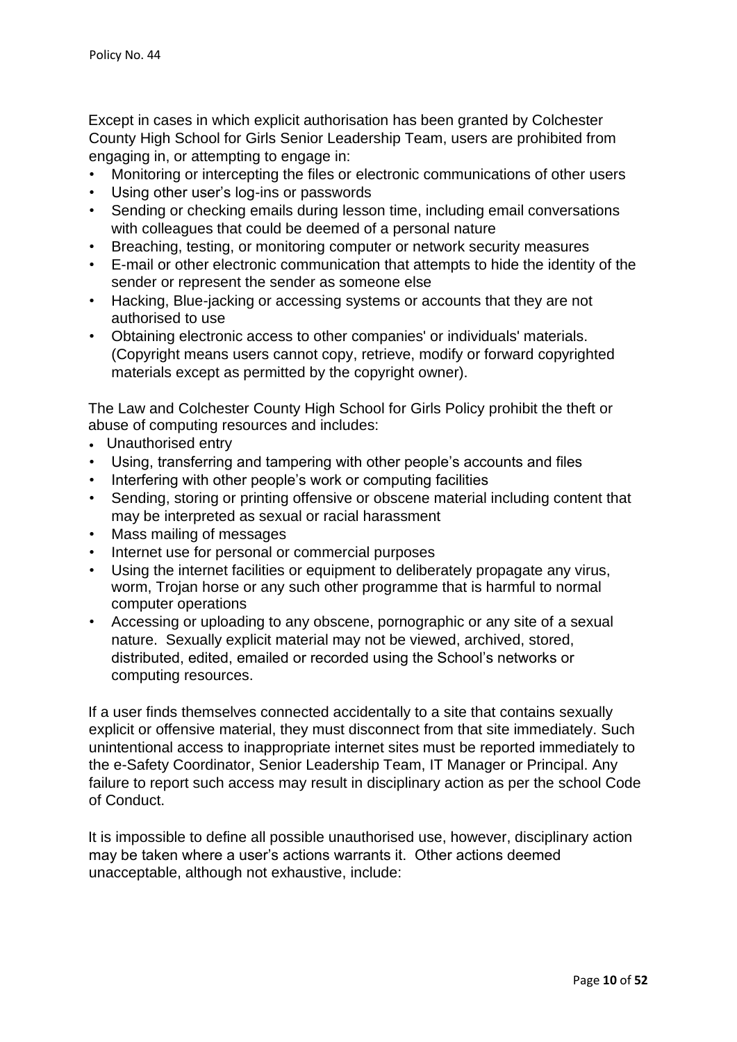Except in cases in which explicit authorisation has been granted by Colchester County High School for Girls Senior Leadership Team, users are prohibited from engaging in, or attempting to engage in:

- Monitoring or intercepting the files or electronic communications of other users
- Using other user's log-ins or passwords
- Sending or checking emails during lesson time, including email conversations with colleagues that could be deemed of a personal nature
- Breaching, testing, or monitoring computer or network security measures
- E-mail or other electronic communication that attempts to hide the identity of the sender or represent the sender as someone else
- Hacking, Blue-jacking or accessing systems or accounts that they are not authorised to use
- Obtaining electronic access to other companies' or individuals' materials. (Copyright means users cannot copy, retrieve, modify or forward copyrighted materials except as permitted by the copyright owner).

The Law and Colchester County High School for Girls Policy prohibit the theft or abuse of computing resources and includes:

- Unauthorised entry
- Using, transferring and tampering with other people's accounts and files
- Interfering with other people's work or computing facilities
- Sending, storing or printing offensive or obscene material including content that may be interpreted as sexual or racial harassment
- Mass mailing of messages
- Internet use for personal or commercial purposes
- Using the internet facilities or equipment to deliberately propagate any virus, worm, Trojan horse or any such other programme that is harmful to normal computer operations
- Accessing or uploading to any obscene, pornographic or any site of a sexual nature. Sexually explicit material may not be viewed, archived, stored, distributed, edited, emailed or recorded using the School's networks or computing resources.

If a user finds themselves connected accidentally to a site that contains sexually explicit or offensive material, they must disconnect from that site immediately. Such unintentional access to inappropriate internet sites must be reported immediately to the e-Safety Coordinator, Senior Leadership Team, IT Manager or Principal. Any failure to report such access may result in disciplinary action as per the school Code of Conduct.

It is impossible to define all possible unauthorised use, however, disciplinary action may be taken where a user's actions warrants it. Other actions deemed unacceptable, although not exhaustive, include: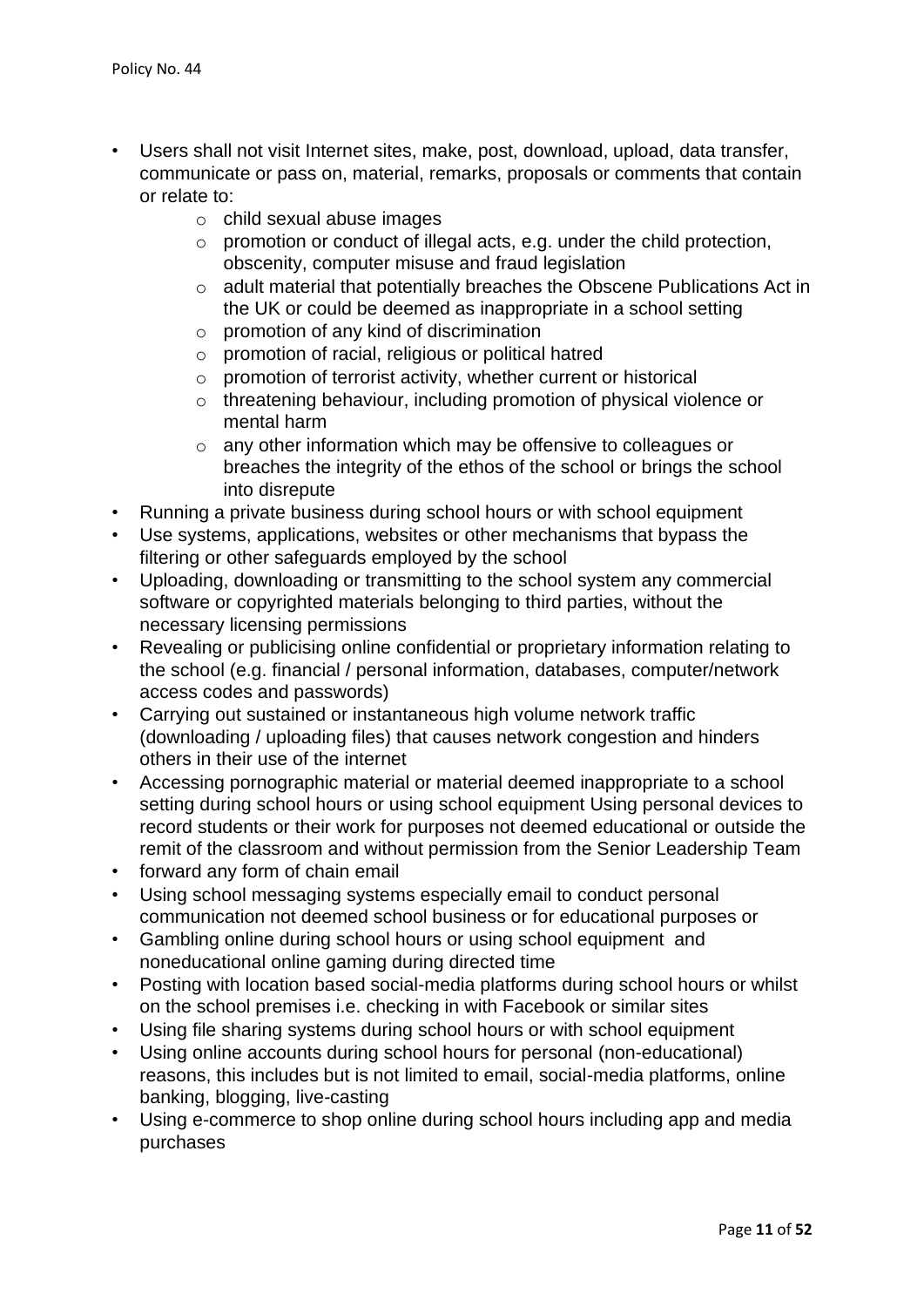- Users shall not visit Internet sites, make, post, download, upload, data transfer, communicate or pass on, material, remarks, proposals or comments that contain or relate to:
    - child sexual abuse images
    - promotion or conduct of illegal acts, e.g. under the child protection, obscenity, computer misuse and fraud legislation
    - adult material that potentially breaches the Obscene Publications Act in the UK or could be deemed as inappropriate in a school setting
    - promotion of any kind of discrimination
    - promotion of racial, religious or political hatred
    - promotion of terrorist activity, whether current or historical
    - threatening behaviour, including promotion of physical violence or mental harm
    - any other information which may be offensive to colleagues or breaches the integrity of the ethos of the school or brings the school into disrepute
- Running a private business during school hours or with school equipment
- Use systems, applications, websites or other mechanisms that bypass the filtering or other safeguards employed by the school
- Uploading, downloading or transmitting to the school system any commercial software or copyrighted materials belonging to third parties, without the necessary licensing permissions
- Revealing or publicising online confidential or proprietary information relating to the school (e.g. financial / personal information, databases, computer/network access codes and passwords)
- Carrying out sustained or instantaneous high volume network traffic (downloading / uploading files) that causes network congestion and hinders others in their use of the internet
- Accessing pornographic material or material deemed inappropriate to a school setting during school hours or using school equipment Using personal devices to record students or their work for purposes not deemed educational or outside the remit of the classroom and without permission from the Senior Leadership Team
- forward any form of chain email
- Using school messaging systems especially email to conduct personal communication not deemed school business or for educational purposes or
- Gambling online during school hours or using school equipment and noneducational online gaming during directed time
- Posting with location based social-media platforms during school hours or whilst on the school premises i.e. checking in with Facebook or similar sites
- Using file sharing systems during school hours or with school equipment
- Using online accounts during school hours for personal (non-educational) reasons, this includes but is not limited to email, social-media platforms, online banking, blogging, live-casting
- Using e-commerce to shop online during school hours including app and media purchases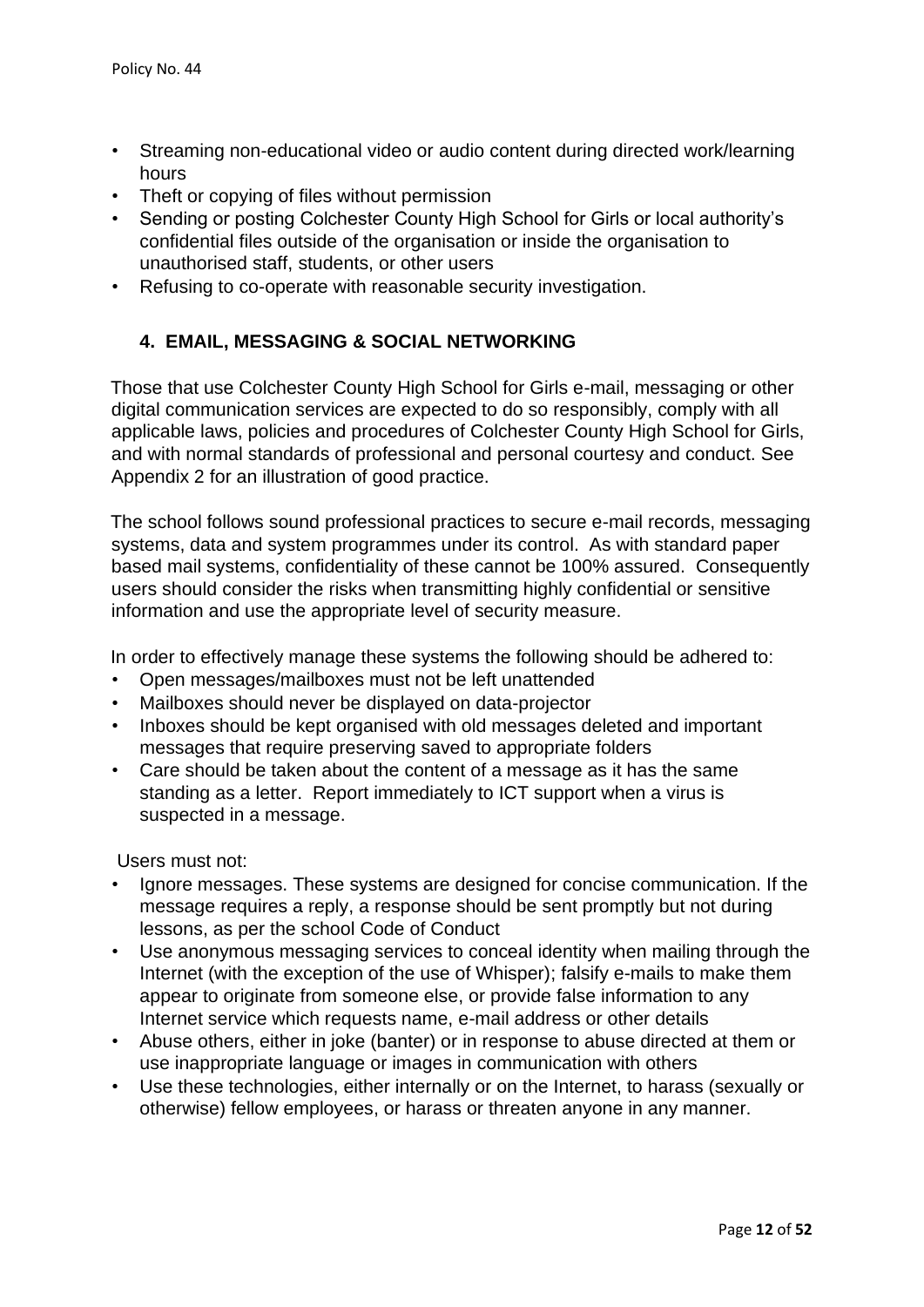- Streaming non-educational video or audio content during directed work/learning hours
- Theft or copying of files without permission
- Sending or posting Colchester County High School for Girls or local authority's confidential files outside of the organisation or inside the organisation to unauthorised staff, students, or other users
- Refusing to co-operate with reasonable security investigation.

## 4. EMAIL, MESSAGING & SOCIAL NETWORKING

Those that use Colchester County High School for Girls e-mail, messaging or other digital communication services are expected to do so responsibly, comply with all applicable laws, policies and procedures of Colchester County High School for Girls, and with normal standards of professional and personal courtesy and conduct. See Appendix 2 for an illustration of good practice.

The school follows sound professional practices to secure e-mail records, messaging systems, data and system programmes under its control. As with standard paper based mail systems, confidentiality of these cannot be 100% assured. Consequently users should consider the risks when transmitting highly confidential or sensitive information and use the appropriate level of security measure.

In order to effectively manage these systems the following should be adhered to:

- Open messages/mailboxes must not be left unattended
- Mailboxes should never be displayed on data-projector
- Inboxes should be kept organised with old messages deleted and important messages that require preserving saved to appropriate folders
- Care should be taken about the content of a message as it has the same standing as a letter. Report immediately to ICT support when a virus is suspected in a message.

Users must not:

- Ignore messages. These systems are designed for concise communication. If the message requires a reply, a response should be sent promptly but not during lessons, as per the school Code of Conduct
- Use anonymous messaging services to conceal identity when mailing through the Internet (with the exception of the use of Whisper); falsify e-mails to make them appear to originate from someone else, or provide false information to any Internet service which requests name, e-mail address or other details
- Abuse others, either in joke (banter) or in response to abuse directed at them or use inappropriate language or images in communication with others
- Use these technologies, either internally or on the Internet, to harass (sexually or otherwise) fellow employees, or harass or threaten anyone in any manner.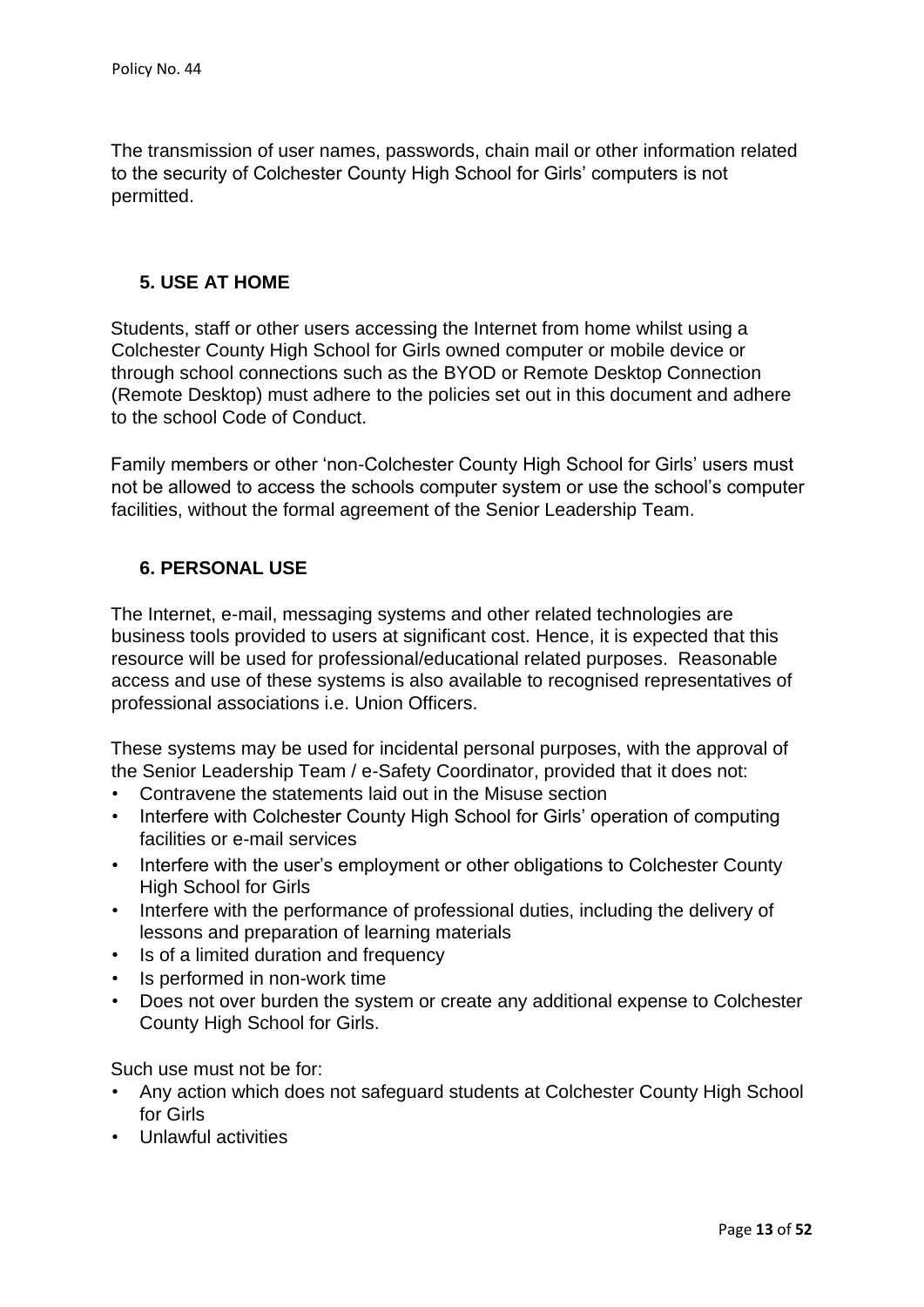The transmission of user names, passwords, chain mail or other information related to the security of Colchester County High School for Girls' computers is not permitted.

## 5. USE AT HOME

Students, staff or other users accessing the Internet from home whilst using a Colchester County High School for Girls owned computer or mobile device or through school connections such as the BYOD or Remote Desktop Connection (Remote Desktop) must adhere to the policies set out in this document and adhere to the school Code of Conduct.

Family members or other 'non-Colchester County High School for Girls' users must not be allowed to access the schools computer system or use the school's computer facilities, without the formal agreement of the Senior Leadership Team.

## 6. PERSONAL USE

The Internet, e-mail, messaging systems and other related technologies are business tools provided to users at significant cost. Hence, it is expected that this resource will be used for professional/educational related purposes. Reasonable access and use of these systems is also available to recognised representatives of professional associations i.e. Union Officers.

These systems may be used for incidental personal purposes, with the approval of the Senior Leadership Team / e-Safety Coordinator, provided that it does not:

- Contravene the statements laid out in the Misuse section
- Interfere with Colchester County High School for Girls' operation of computing facilities or e-mail services
- Interfere with the user's employment or other obligations to Colchester County High School for Girls
- Interfere with the performance of professional duties, including the delivery of lessons and preparation of learning materials
- Is of a limited duration and frequency
- Is performed in non-work time
- Does not over burden the system or create any additional expense to Colchester County High School for Girls.

Such use must not be for:

- Any action which does not safeguard students at Colchester County High School for Girls
- Unlawful activities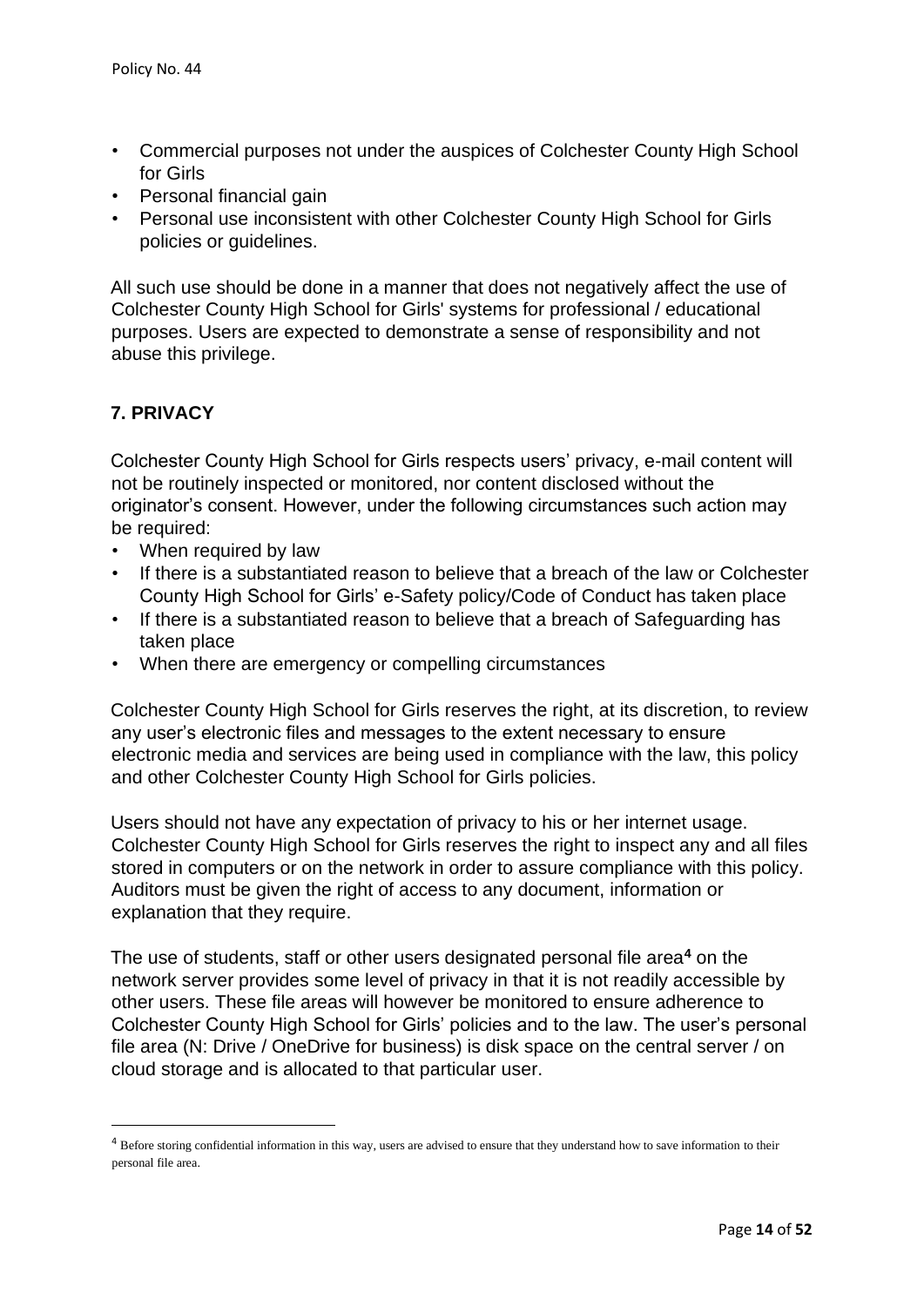- Commercial purposes not under the auspices of Colchester County High School for Girls
- Personal financial gain
- Personal use inconsistent with other Colchester County High School for Girls policies or guidelines.

All such use should be done in a manner that does not negatively affect the use of Colchester County High School for Girls' systems for professional / educational purposes. Users are expected to demonstrate a sense of responsibility and not abuse this privilege.

## 7. PRIVACY

Colchester County High School for Girls respects users' privacy, e-mail content will not be routinely inspected or monitored, nor content disclosed without the originator's consent. However, under the following circumstances such action may be required:

- When required by law
- If there is a substantiated reason to believe that a breach of the law or Colchester County High School for Girls' e-Safety policy/Code of Conduct has taken place
- If there is a substantiated reason to believe that a breach of Safeguarding has taken place
- When there are emergency or compelling circumstances

Colchester County High School for Girls reserves the right, at its discretion, to review any user's electronic files and messages to the extent necessary to ensure electronic media and services are being used in compliance with the law, this policy and other Colchester County High School for Girls policies.

Users should not have any expectation of privacy to his or her internet usage. Colchester County High School for Girls reserves the right to inspect any and all files stored in computers or on the network in order to assure compliance with this policy. Auditors must be given the right of access to any document, information or explanation that they require.

The use of students, staff or other users designated personal file area[4] on the network server provides some level of privacy in that it is not readily accessible by other users. These file areas will however be monitored to ensure adherence to Colchester County High School for Girls' policies and to the law. The user's personal file area (N: Drive / OneDrive for business) is disk space on the central server / on cloud storage and is allocated to that particular user.

[4] Before storing confidential information in this way, users are advised to ensure that they understand how to save information to their personal file area.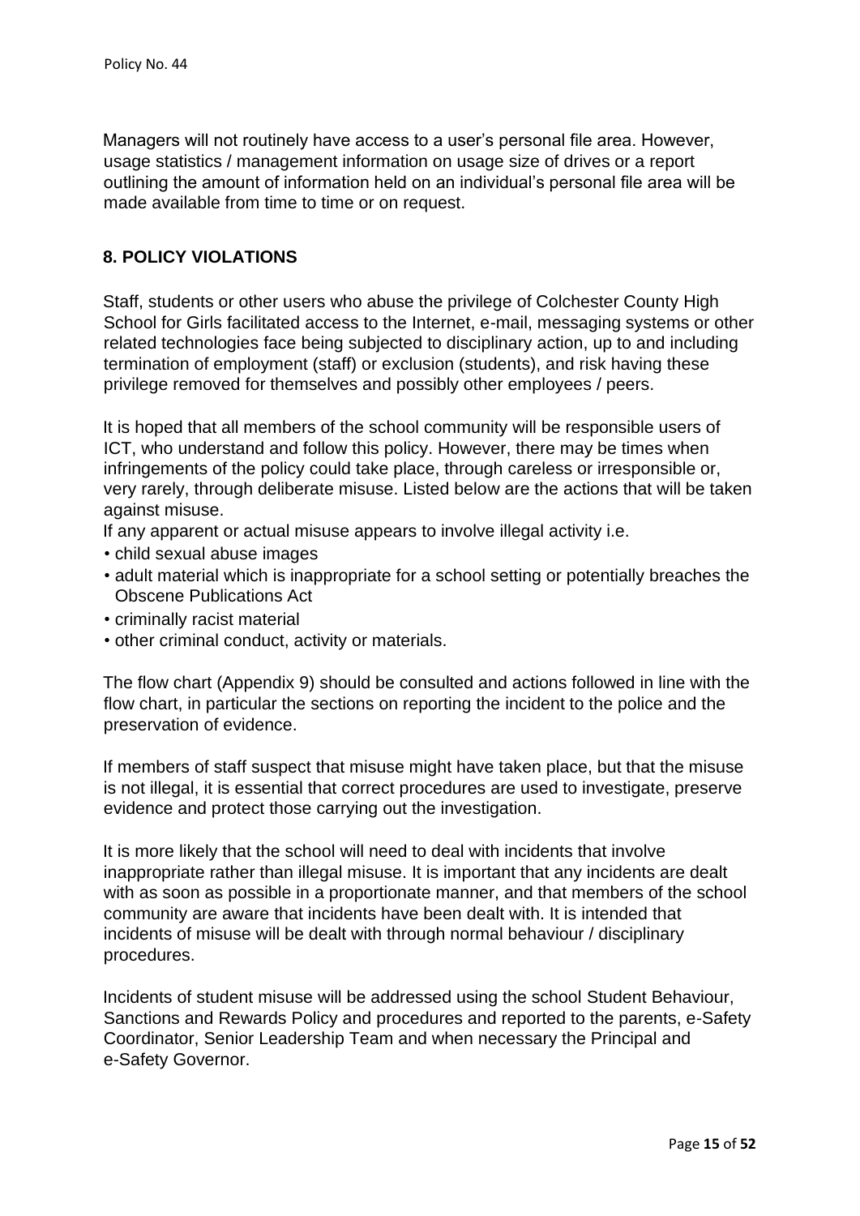Managers will not routinely have access to a user's personal file area. However, usage statistics / management information on usage size of drives or a report outlining the amount of information held on an individual's personal file area will be made available from time to time or on request.

## 8. POLICY VIOLATIONS

Staff, students or other users who abuse the privilege of Colchester County High School for Girls facilitated access to the Internet, e-mail, messaging systems or other related technologies face being subjected to disciplinary action, up to and including termination of employment (staff) or exclusion (students), and risk having these privilege removed for themselves and possibly other employees / peers.

It is hoped that all members of the school community will be responsible users of ICT, who understand and follow this policy. However, there may be times when infringements of the policy could take place, through careless or irresponsible or, very rarely, through deliberate misuse. Listed below are the actions that will be taken against misuse.

If any apparent or actual misuse appears to involve illegal activity i.e.

- child sexual abuse images
- adult material which is inappropriate for a school setting or potentially breaches the Obscene Publications Act
- criminally racist material
- other criminal conduct, activity or materials.

The flow chart (Appendix 9) should be consulted and actions followed in line with the flow chart, in particular the sections on reporting the incident to the police and the preservation of evidence.

If members of staff suspect that misuse might have taken place, but that the misuse is not illegal, it is essential that correct procedures are used to investigate, preserve evidence and protect those carrying out the investigation.

It is more likely that the school will need to deal with incidents that involve inappropriate rather than illegal misuse. It is important that any incidents are dealt with as soon as possible in a proportionate manner, and that members of the school community are aware that incidents have been dealt with. It is intended that incidents of misuse will be dealt with through normal behaviour / disciplinary procedures.

Incidents of student misuse will be addressed using the school Student Behaviour, Sanctions and Rewards Policy and procedures and reported to the parents, e-Safety Coordinator, Senior Leadership Team and when necessary the Principal and e-Safety Governor.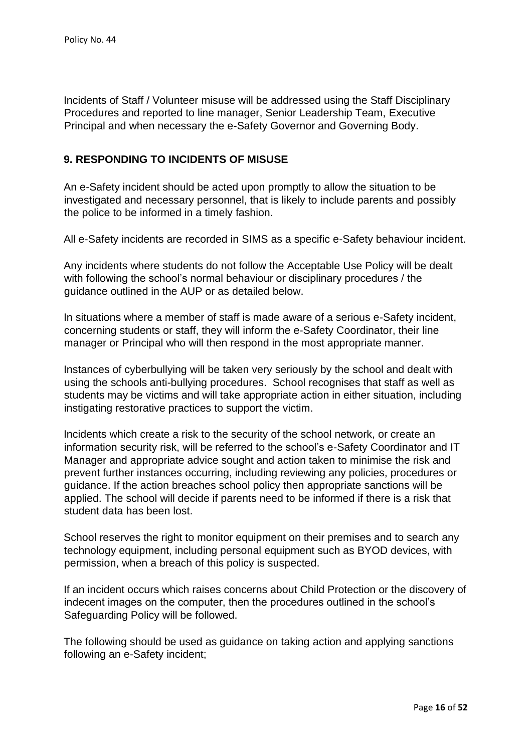Incidents of Staff / Volunteer misuse will be addressed using the Staff Disciplinary Procedures and reported to line manager, Senior Leadership Team, Executive Principal and when necessary the e-Safety Governor and Governing Body.

## 9. RESPONDING TO INCIDENTS OF MISUSE

An e-Safety incident should be acted upon promptly to allow the situation to be investigated and necessary personnel, that is likely to include parents and possibly the police to be informed in a timely fashion.

All e-Safety incidents are recorded in SIMS as a specific e-Safety behaviour incident.

Any incidents where students do not follow the Acceptable Use Policy will be dealt with following the school's normal behaviour or disciplinary procedures / the guidance outlined in the AUP or as detailed below.

In situations where a member of staff is made aware of a serious e-Safety incident, concerning students or staff, they will inform the e-Safety Coordinator, their line manager or Principal who will then respond in the most appropriate manner.

Instances of cyberbullying will be taken very seriously by the school and dealt with using the schools anti-bullying procedures. School recognises that staff as well as students may be victims and will take appropriate action in either situation, including instigating restorative practices to support the victim.

Incidents which create a risk to the security of the school network, or create an information security risk, will be referred to the school's e-Safety Coordinator and IT Manager and appropriate advice sought and action taken to minimise the risk and prevent further instances occurring, including reviewing any policies, procedures or guidance. If the action breaches school policy then appropriate sanctions will be applied. The school will decide if parents need to be informed if there is a risk that student data has been lost.

School reserves the right to monitor equipment on their premises and to search any technology equipment, including personal equipment such as BYOD devices, with permission, when a breach of this policy is suspected.

If an incident occurs which raises concerns about Child Protection or the discovery of indecent images on the computer, then the procedures outlined in the school's Safeguarding Policy will be followed.

The following should be used as guidance on taking action and applying sanctions following an e-Safety incident;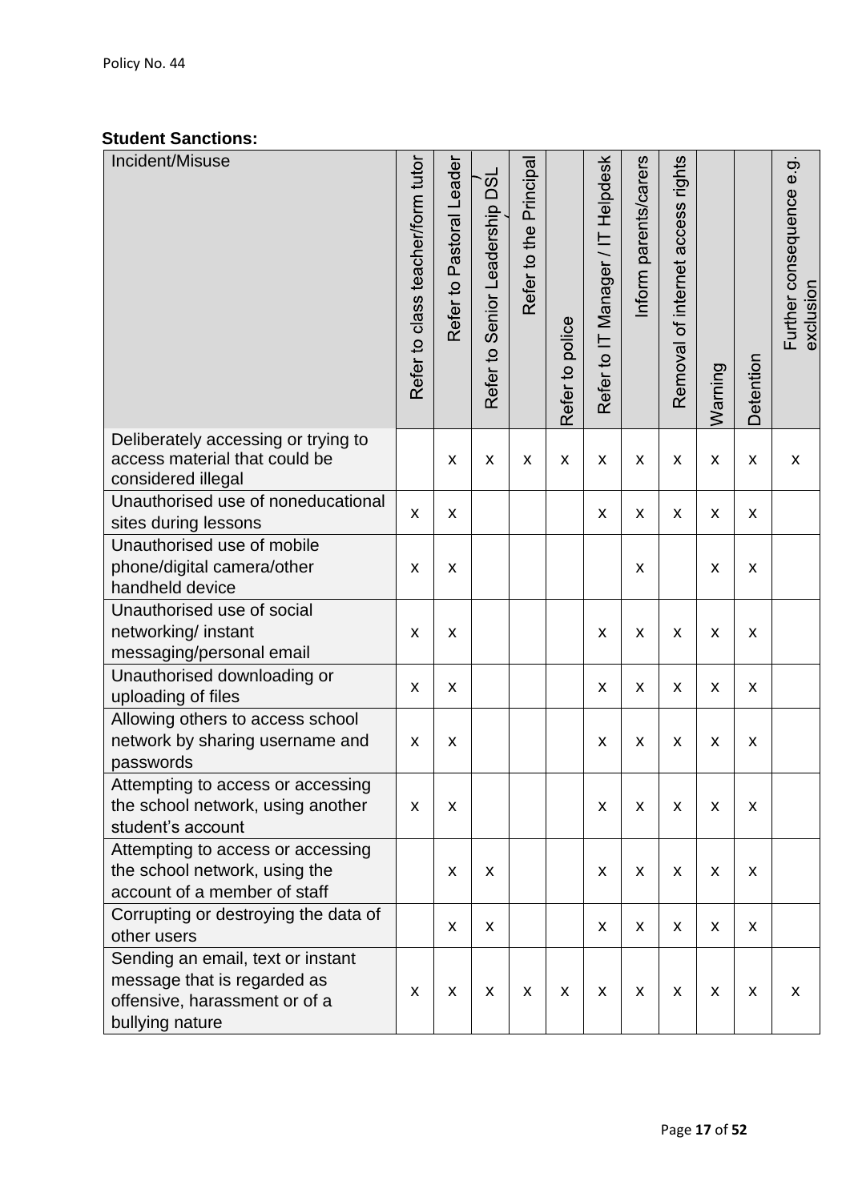**Student Sanctions:**

| Incident/Misuse | Refer to class teacher/form tutor | Refer to Pastoral Leader | Refer to Senior Leadership DSL | Refer to the Principal | Refer to police | Refer to IT Manager / IT Helpdesk | Inform parents/carers | Removal of internet access rights | Warning | Detention | Further consequence e.g. exclusion |
|---|---|---|---|---|---|---|---|---|---|---|---|
| Deliberately accessing or trying to access material that could be considered illegal | | x | x | x | x | x | x | x | x | x | x |
| Unauthorised use of noneducational sites during lessons | x | x | | | | x | x | x | x | x | |
| Unauthorised use of mobile phone/digital camera/other handheld device | x | x | | | | | x | | x | x | |
| Unauthorised use of social networking/ instant messaging/personal email | x | x | | | | x | x | x | x | x | |
| Unauthorised downloading or uploading of files | x | x | | | | x | x | x | x | x | |
| Allowing others to access school network by sharing username and passwords | x | x | | | | x | x | x | x | x | |
| Attempting to access or accessing the school network, using another student's account | x | x | | | | x | x | x | x | x | |
| Attempting to access or accessing the school network, using the account of a member of staff | | x | x | | | x | x | x | x | x | |
| Corrupting or destroying the data of other users | | x | x | | | x | x | x | x | x | |
| Sending an email, text or instant message that is regarded as offensive, harassment or of a bullying nature | x | x | x | x | x | x | x | x | x | x | x |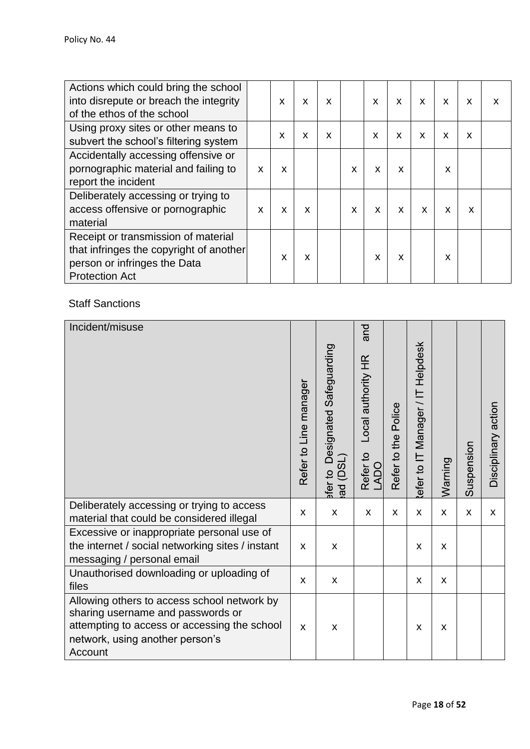| | | | | | | | | | | | |
|---|---|---|---|---|---|---|---|---|---|---|---|
| Actions which could bring the school into disrepute or breach the integrity of the ethos of the school | | x | x | x | | x | x | x | x | x | x |
| Using proxy sites or other means to subvert the school's filtering system | | x | x | x | | x | x | x | x | x | |
| Accidentally accessing offensive or pornographic material and failing to report the incident | x | x | | | x | x | x | | x | | |
| Deliberately accessing or trying to access offensive or pornographic material | x | x | x | | x | x | x | x | x | x | |
| Receipt or transmission of material that infringes the copyright of another person or infringes the Data Protection Act | | x | x | | | x | x | | x | | |

Staff Sanctions

| Incident/misuse | Refer to Line manager | Refer to Designated Safeguarding Lead (DSL) | Refer to Local authority HR and LADO | Refer to the Police | Refer to IT Manager / IT Helpdesk | Warning | Suspension | Disciplinary action |
|---|---|---|---|---|---|---|---|---|
| Deliberately accessing or trying to access material that could be considered illegal | x | x | x | x | x | x | x | x |
| Excessive or inappropriate personal use of the internet / social networking sites / instant messaging / personal email | x | x | | | x | x | | |
| Unauthorised downloading or uploading of files | x | x | | | x | x | | |
| Allowing others to access school network by sharing username and passwords or attempting to access or accessing the school network, using another person's Account | x | x | | | x | x | | |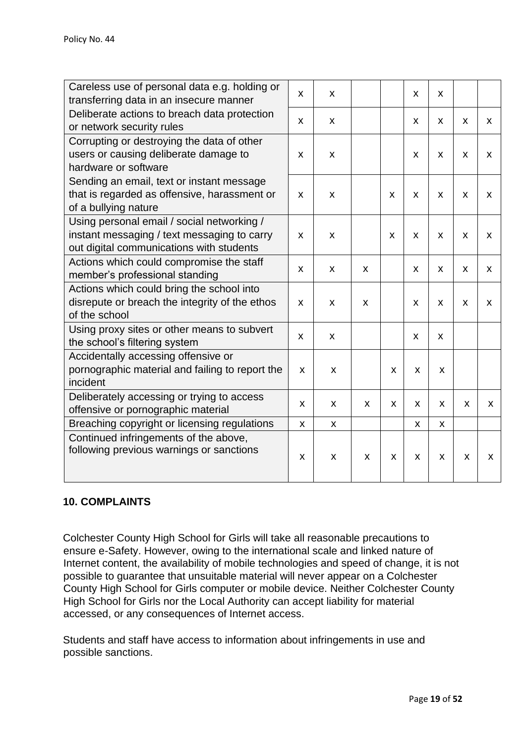| | | | | | | | | |
|---|---|---|---|---|---|---|---|---|
| Careless use of personal data e.g. holding or transferring data in an insecure manner | x | x | | | x | x | | |
| Deliberate actions to breach data protection or network security rules | x | x | | | x | x | x | x |
| Corrupting or destroying the data of other users or causing deliberate damage to hardware or software | x | x | | | x | x | x | x |
| Sending an email, text or instant message that is regarded as offensive, harassment or of a bullying nature | x | x | | x | x | x | x | x |
| Using personal email / social networking / instant messaging / text messaging to carry out digital communications with students | x | x | | x | x | x | x | x |
| Actions which could compromise the staff member's professional standing | x | x | x | | x | x | x | x |
| Actions which could bring the school into disrepute or breach the integrity of the ethos of the school | x | x | x | | x | x | x | x |
| Using proxy sites or other means to subvert the school's filtering system | x | x | | | x | x | | |
| Accidentally accessing offensive or pornographic material and failing to report the incident | x | x | | x | x | x | | |
| Deliberately accessing or trying to access offensive or pornographic material | x | x | x | x | x | x | x | x |
| Breaching copyright or licensing regulations | x | x | | | x | x | | |
| Continued infringements of the above, following previous warnings or sanctions | x | x | x | x | x | x | x | x |

## 10. COMPLAINTS

Colchester County High School for Girls will take all reasonable precautions to ensure e-Safety. However, owing to the international scale and linked nature of Internet content, the availability of mobile technologies and speed of change, it is not possible to guarantee that unsuitable material will never appear on a Colchester County High School for Girls computer or mobile device. Neither Colchester County High School for Girls nor the Local Authority can accept liability for material accessed, or any consequences of Internet access.

Students and staff have access to information about infringements in use and possible sanctions.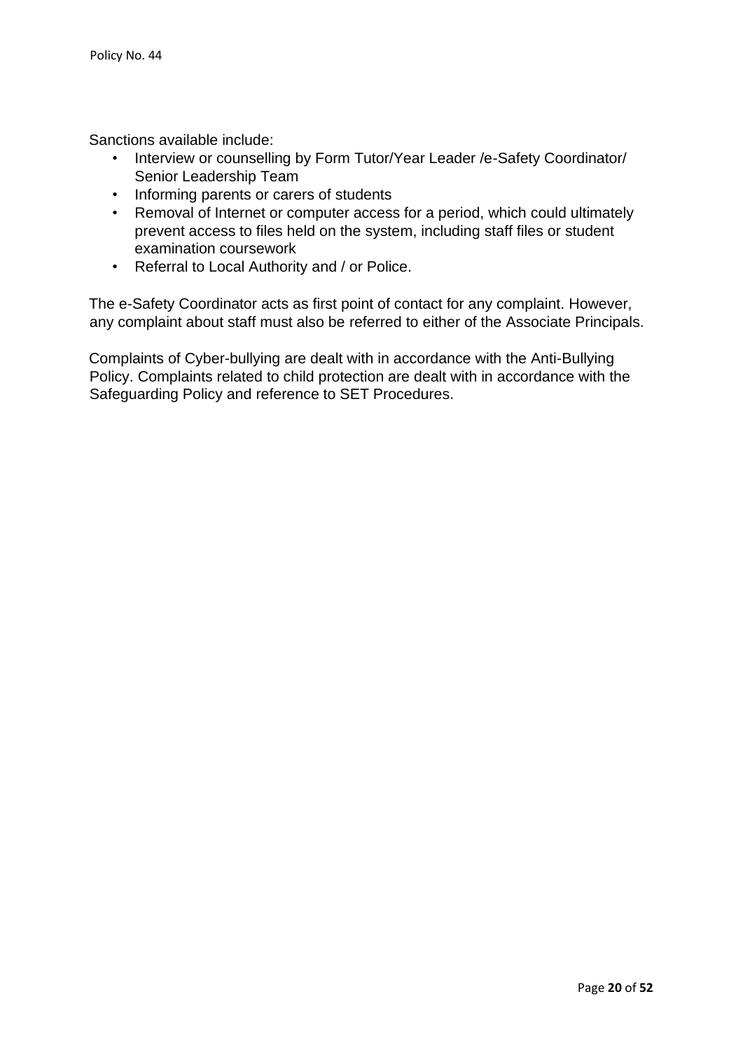Sanctions available include:

- Interview or counselling by Form Tutor/Year Leader /e-Safety Coordinator/ Senior Leadership Team
- Informing parents or carers of students
- Removal of Internet or computer access for a period, which could ultimately prevent access to files held on the system, including staff files or student examination coursework
- Referral to Local Authority and / or Police.

The e-Safety Coordinator acts as first point of contact for any complaint. However, any complaint about staff must also be referred to either of the Associate Principals.

Complaints of Cyber-bullying are dealt with in accordance with the Anti-Bullying Policy. Complaints related to child protection are dealt with in accordance with the Safeguarding Policy and reference to SET Procedures.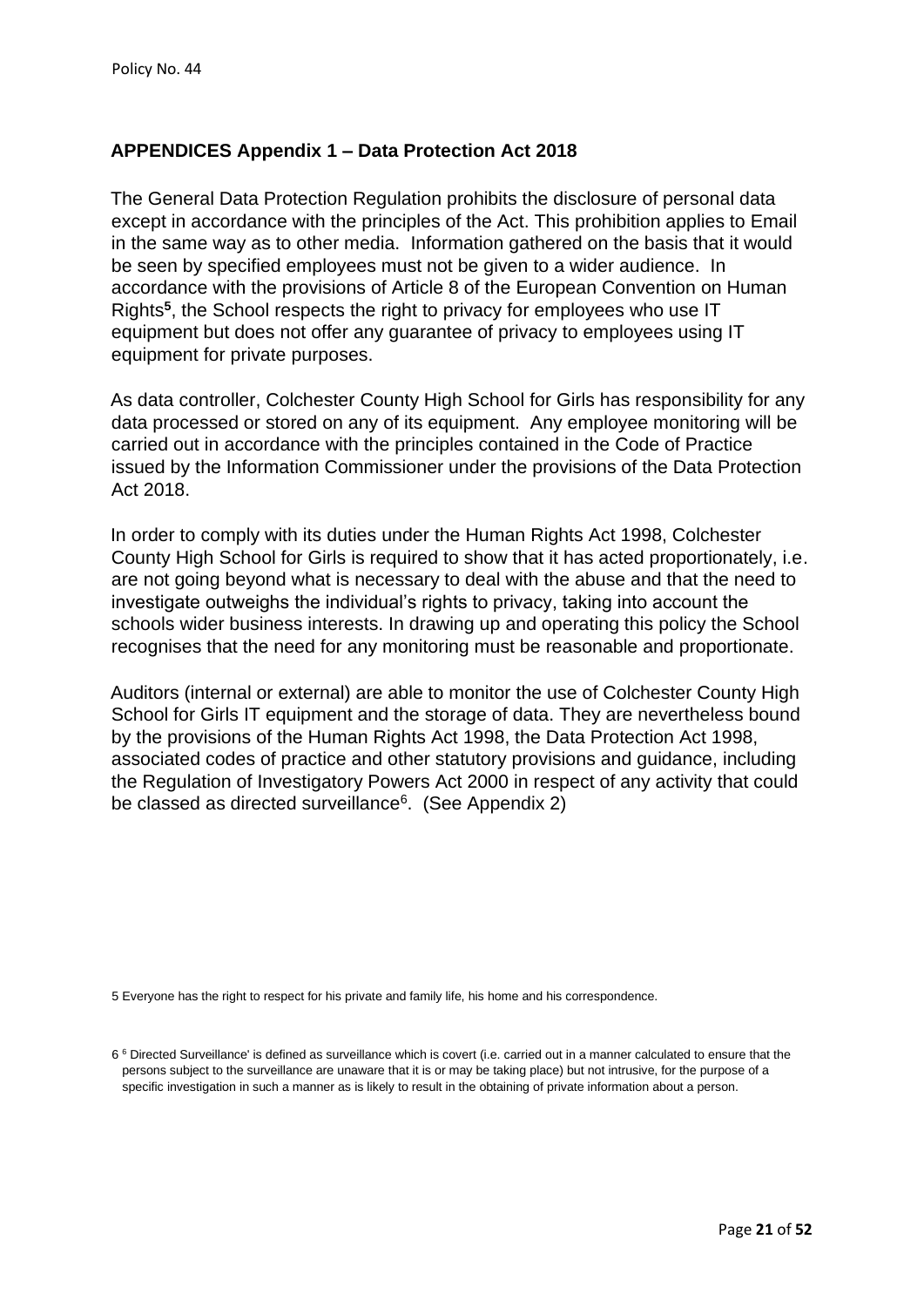## APPENDICES Appendix 1 – Data Protection Act 2018

The General Data Protection Regulation prohibits the disclosure of personal data except in accordance with the principles of the Act. This prohibition applies to Email in the same way as to other media. Information gathered on the basis that it would be seen by specified employees must not be given to a wider audience. In accordance with the provisions of Article 8 of the European Convention on Human Rights[5], the School respects the right to privacy for employees who use IT equipment but does not offer any guarantee of privacy to employees using IT equipment for private purposes.

As data controller, Colchester County High School for Girls has responsibility for any data processed or stored on any of its equipment. Any employee monitoring will be carried out in accordance with the principles contained in the Code of Practice issued by the Information Commissioner under the provisions of the Data Protection Act 2018.

In order to comply with its duties under the Human Rights Act 1998, Colchester County High School for Girls is required to show that it has acted proportionately, i.e. are not going beyond what is necessary to deal with the abuse and that the need to investigate outweighs the individual's rights to privacy, taking into account the schools wider business interests. In drawing up and operating this policy the School recognises that the need for any monitoring must be reasonable and proportionate.

Auditors (internal or external) are able to monitor the use of Colchester County High School for Girls IT equipment and the storage of data. They are nevertheless bound by the provisions of the Human Rights Act 1998, the Data Protection Act 1998, associated codes of practice and other statutory provisions and guidance, including the Regulation of Investigatory Powers Act 2000 in respect of any activity that could be classed as directed surveillance[6]. (See Appendix 2)

5 Everyone has the right to respect for his private and family life, his home and his correspondence.

6 [6] Directed Surveillance' is defined as surveillance which is covert (i.e. carried out in a manner calculated to ensure that the persons subject to the surveillance are unaware that it is or may be taking place) but not intrusive, for the purpose of a specific investigation in such a manner as is likely to result in the obtaining of private information about a person.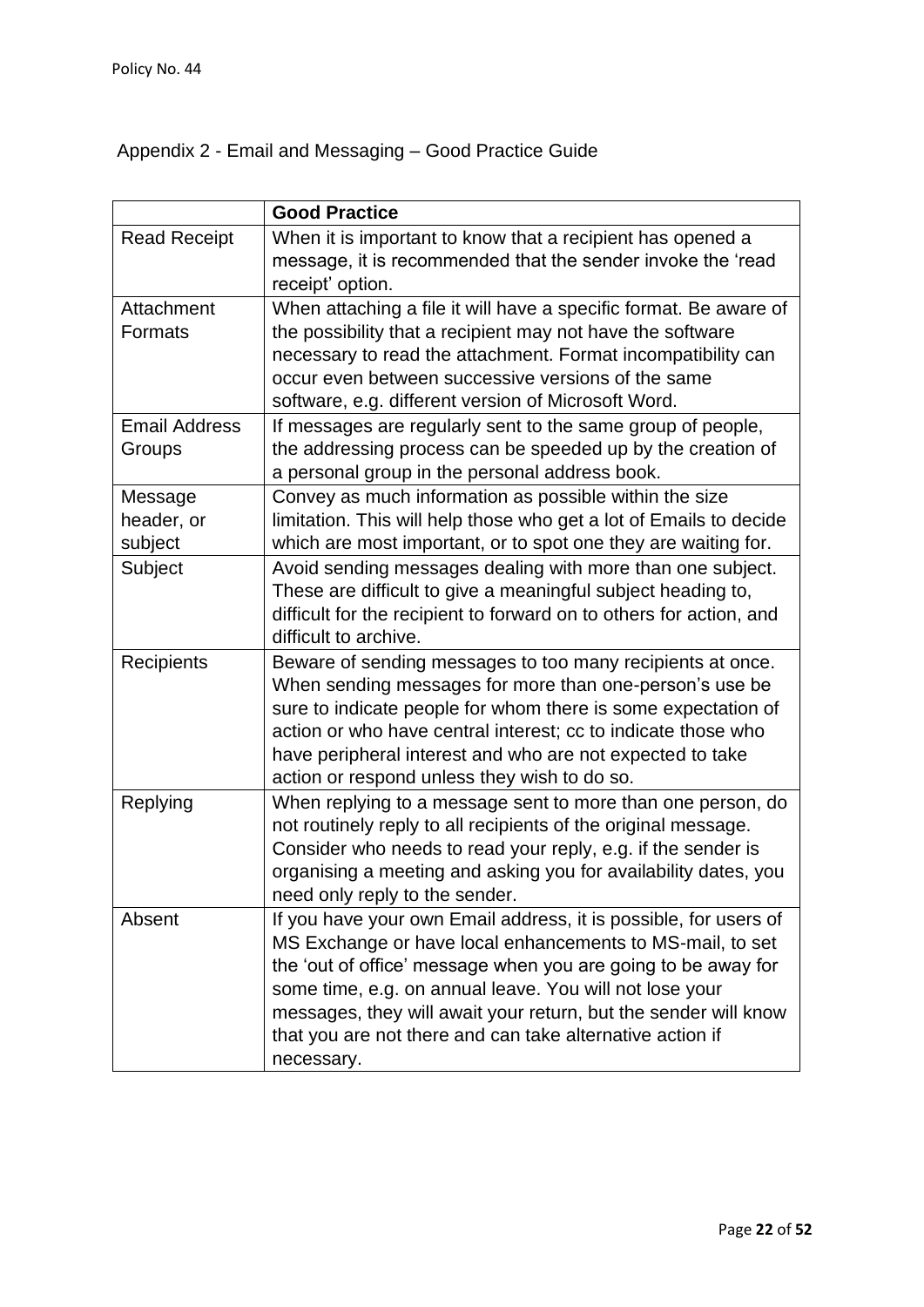## Appendix 2 - Email and Messaging – Good Practice Guide

| | **Good Practice** |
|---|---|
| Read Receipt | When it is important to know that a recipient has opened a message, it is recommended that the sender invoke the 'read receipt' option. |
| Attachment Formats | When attaching a file it will have a specific format. Be aware of the possibility that a recipient may not have the software necessary to read the attachment. Format incompatibility can occur even between successive versions of the same software, e.g. different version of Microsoft Word. |
| Email Address Groups | If messages are regularly sent to the same group of people, the addressing process can be speeded up by the creation of a personal group in the personal address book. |
| Message header, or subject | Convey as much information as possible within the size limitation. This will help those who get a lot of Emails to decide which are most important, or to spot one they are waiting for. |
| Subject | Avoid sending messages dealing with more than one subject. These are difficult to give a meaningful subject heading to, difficult for the recipient to forward on to others for action, and difficult to archive. |
| Recipients | Beware of sending messages to too many recipients at once. When sending messages for more than one-person's use be sure to indicate people for whom there is some expectation of action or who have central interest; cc to indicate those who have peripheral interest and who are not expected to take action or respond unless they wish to do so. |
| Replying | When replying to a message sent to more than one person, do not routinely reply to all recipients of the original message. Consider who needs to read your reply, e.g. if the sender is organising a meeting and asking you for availability dates, you need only reply to the sender. |
| Absent | If you have your own Email address, it is possible, for users of MS Exchange or have local enhancements to MS-mail, to set the 'out of office' message when you are going to be away for some time, e.g. on annual leave. You will not lose your messages, they will await your return, but the sender will know that you are not there and can take alternative action if necessary. |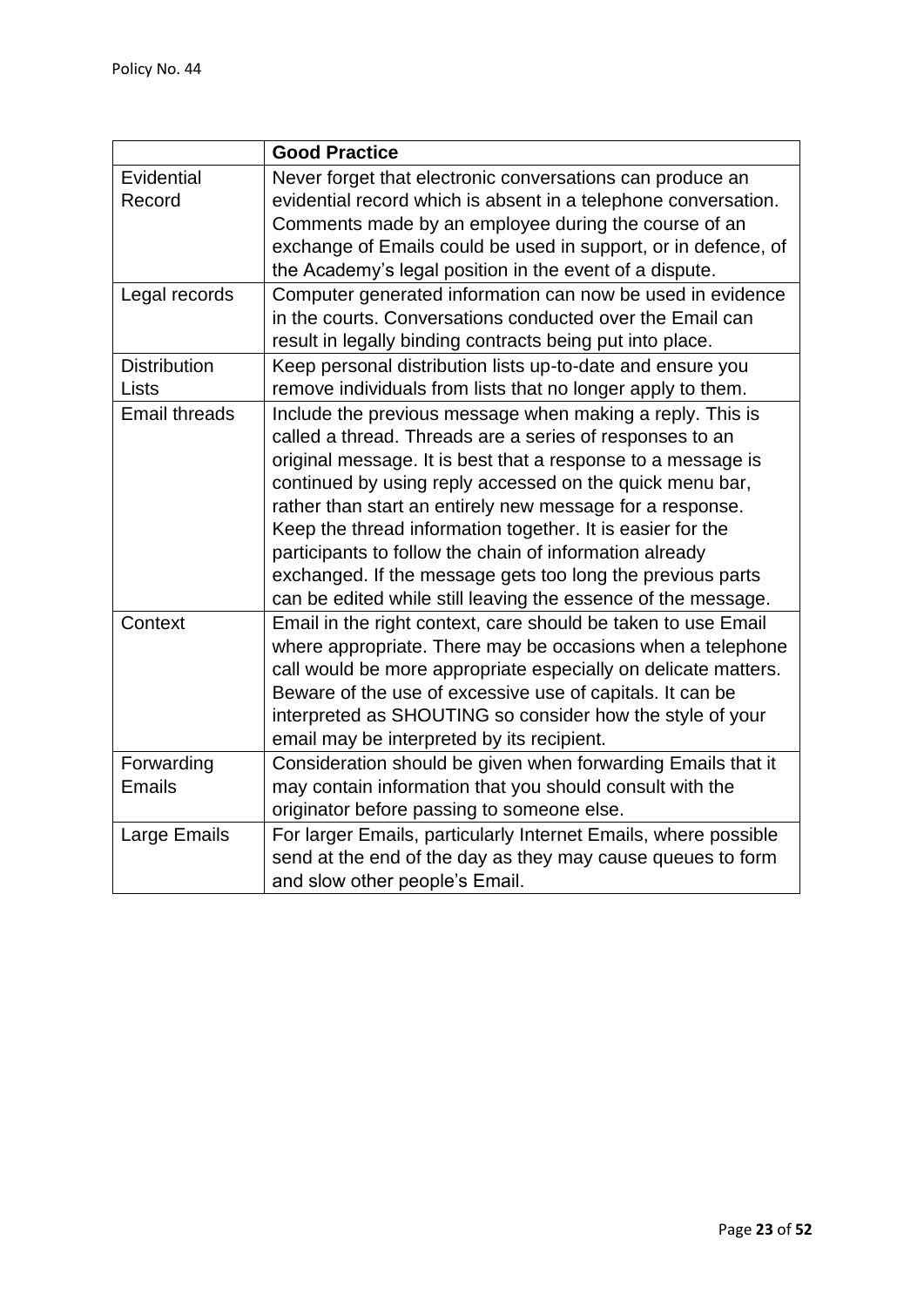| | **Good Practice** |
|---|---|
| Evidential Record | Never forget that electronic conversations can produce an evidential record which is absent in a telephone conversation. Comments made by an employee during the course of an exchange of Emails could be used in support, or in defence, of the Academy's legal position in the event of a dispute. |
| Legal records | Computer generated information can now be used in evidence in the courts. Conversations conducted over the Email can result in legally binding contracts being put into place. |
| Distribution Lists | Keep personal distribution lists up-to-date and ensure you remove individuals from lists that no longer apply to them. |
| Email threads | Include the previous message when making a reply. This is called a thread. Threads are a series of responses to an original message. It is best that a response to a message is continued by using reply accessed on the quick menu bar, rather than start an entirely new message for a response. Keep the thread information together. It is easier for the participants to follow the chain of information already exchanged. If the message gets too long the previous parts can be edited while still leaving the essence of the message. |
| Context | Email in the right context, care should be taken to use Email where appropriate. There may be occasions when a telephone call would be more appropriate especially on delicate matters. Beware of the use of excessive use of capitals. It can be interpreted as SHOUTING so consider how the style of your email may be interpreted by its recipient. |
| Forwarding Emails | Consideration should be given when forwarding Emails that it may contain information that you should consult with the originator before passing to someone else. |
| Large Emails | For larger Emails, particularly Internet Emails, where possible send at the end of the day as they may cause queues to form and slow other people's Email. |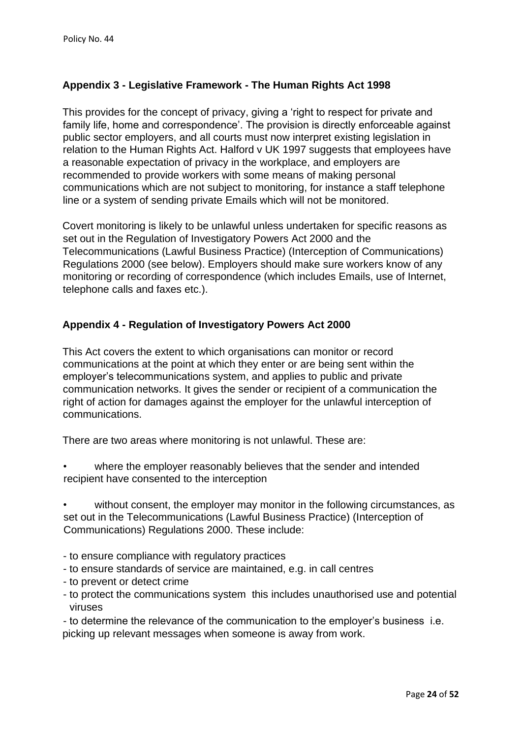## Appendix 3 - Legislative Framework - The Human Rights Act 1998

This provides for the concept of privacy, giving a 'right to respect for private and family life, home and correspondence'. The provision is directly enforceable against public sector employers, and all courts must now interpret existing legislation in relation to the Human Rights Act. Halford v UK 1997 suggests that employees have a reasonable expectation of privacy in the workplace, and employers are recommended to provide workers with some means of making personal communications which are not subject to monitoring, for instance a staff telephone line or a system of sending private Emails which will not be monitored.

Covert monitoring is likely to be unlawful unless undertaken for specific reasons as set out in the Regulation of Investigatory Powers Act 2000 and the Telecommunications (Lawful Business Practice) (Interception of Communications) Regulations 2000 (see below). Employers should make sure workers know of any monitoring or recording of correspondence (which includes Emails, use of Internet, telephone calls and faxes etc.).

## Appendix 4 - Regulation of Investigatory Powers Act 2000

This Act covers the extent to which organisations can monitor or record communications at the point at which they enter or are being sent within the employer's telecommunications system, and applies to public and private communication networks. It gives the sender or recipient of a communication the right of action for damages against the employer for the unlawful interception of communications.

There are two areas where monitoring is not unlawful. These are:

- where the employer reasonably believes that the sender and intended recipient have consented to the interception
- without consent, the employer may monitor in the following circumstances, as set out in the Telecommunications (Lawful Business Practice) (Interception of Communications) Regulations 2000. These include:

- to ensure compliance with regulatory practices
- to ensure standards of service are maintained, e.g. in call centres
- to prevent or detect crime
- to protect the communications system this includes unauthorised use and potential viruses
- to determine the relevance of the communication to the employer's business i.e. picking up relevant messages when someone is away from work.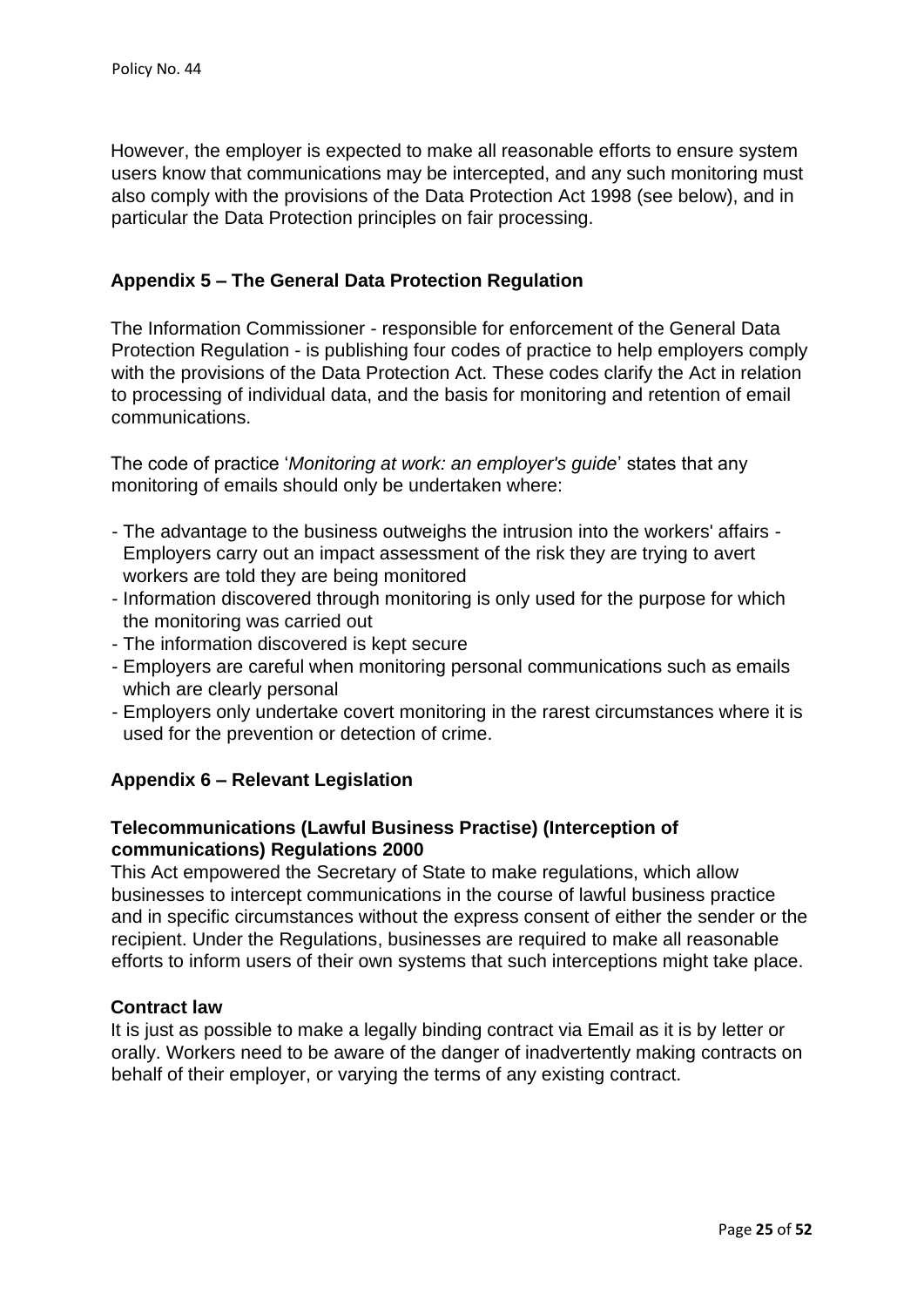However, the employer is expected to make all reasonable efforts to ensure system users know that communications may be intercepted, and any such monitoring must also comply with the provisions of the Data Protection Act 1998 (see below), and in particular the Data Protection principles on fair processing.

## Appendix 5 – The General Data Protection Regulation

The Information Commissioner - responsible for enforcement of the General Data Protection Regulation - is publishing four codes of practice to help employers comply with the provisions of the Data Protection Act. These codes clarify the Act in relation to processing of individual data, and the basis for monitoring and retention of email communications.

The code of practice '*Monitoring at work: an employer's guide*' states that any monitoring of emails should only be undertaken where:

- The advantage to the business outweighs the intrusion into the workers' affairs - Employers carry out an impact assessment of the risk they are trying to avert workers are told they are being monitored
- Information discovered through monitoring is only used for the purpose for which the monitoring was carried out
- The information discovered is kept secure
- Employers are careful when monitoring personal communications such as emails which are clearly personal
- Employers only undertake covert monitoring in the rarest circumstances where it is used for the prevention or detection of crime.

## Appendix 6 – Relevant Legislation

### Telecommunications (Lawful Business Practise) (Interception of communications) Regulations 2000

This Act empowered the Secretary of State to make regulations, which allow businesses to intercept communications in the course of lawful business practice and in specific circumstances without the express consent of either the sender or the recipient. Under the Regulations, businesses are required to make all reasonable efforts to inform users of their own systems that such interceptions might take place.

### Contract law

It is just as possible to make a legally binding contract via Email as it is by letter or orally. Workers need to be aware of the danger of inadvertently making contracts on behalf of their employer, or varying the terms of any existing contract.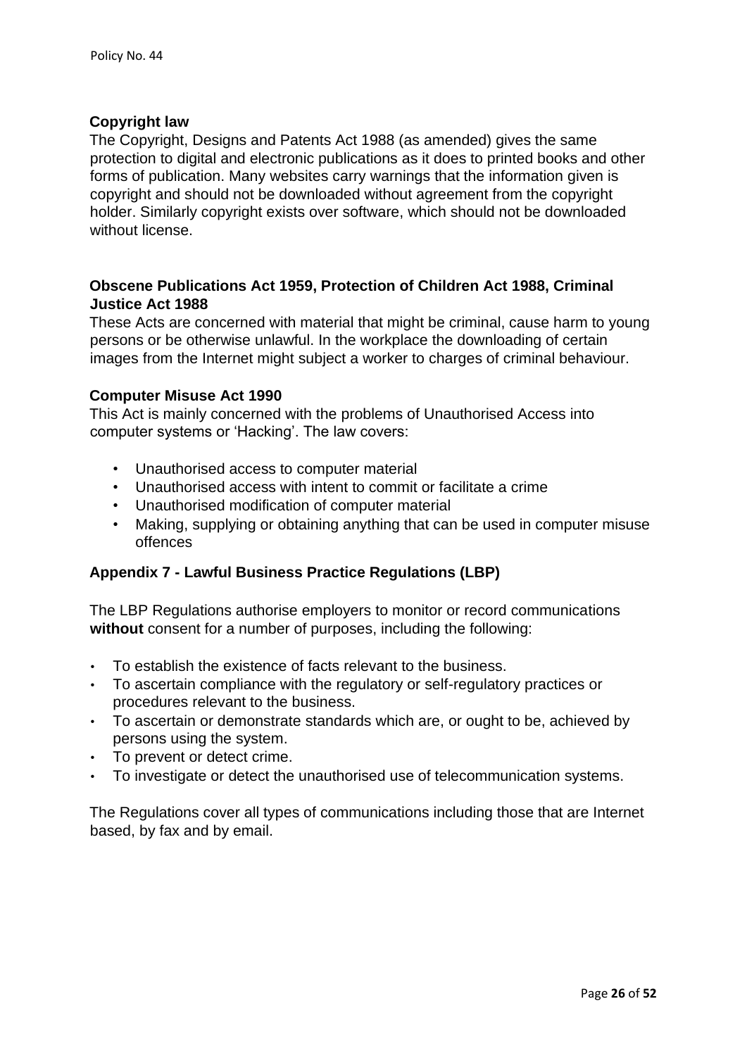### Copyright law

The Copyright, Designs and Patents Act 1988 (as amended) gives the same protection to digital and electronic publications as it does to printed books and other forms of publication. Many websites carry warnings that the information given is copyright and should not be downloaded without agreement from the copyright holder. Similarly copyright exists over software, which should not be downloaded without license.

### Obscene Publications Act 1959, Protection of Children Act 1988, Criminal Justice Act 1988

These Acts are concerned with material that might be criminal, cause harm to young persons or be otherwise unlawful. In the workplace the downloading of certain images from the Internet might subject a worker to charges of criminal behaviour.

### Computer Misuse Act 1990

This Act is mainly concerned with the problems of Unauthorised Access into computer systems or 'Hacking'. The law covers:

- Unauthorised access to computer material
- Unauthorised access with intent to commit or facilitate a crime
- Unauthorised modification of computer material
- Making, supplying or obtaining anything that can be used in computer misuse offences

## Appendix 7 - Lawful Business Practice Regulations (LBP)

The LBP Regulations authorise employers to monitor or record communications **without** consent for a number of purposes, including the following:

- To establish the existence of facts relevant to the business.
- To ascertain compliance with the regulatory or self-regulatory practices or procedures relevant to the business.
- To ascertain or demonstrate standards which are, or ought to be, achieved by persons using the system.
- To prevent or detect crime.
- To investigate or detect the unauthorised use of telecommunication systems.

The Regulations cover all types of communications including those that are Internet based, by fax and by email.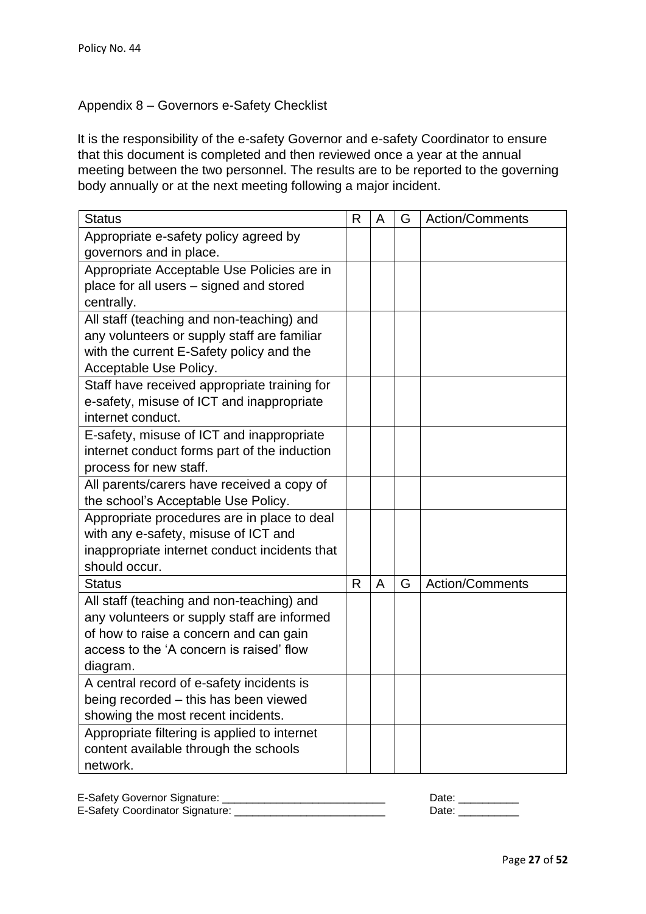## Appendix 8 – Governors e-Safety Checklist

It is the responsibility of the e-safety Governor and e-safety Coordinator to ensure that this document is completed and then reviewed once a year at the annual meeting between the two personnel. The results are to be reported to the governing body annually or at the next meeting following a major incident.

| Status | R | A | G | Action/Comments |
|---|---|---|---|---|
| Appropriate e-safety policy agreed by governors and in place. | | | | |
| Appropriate Acceptable Use Policies are in place for all users – signed and stored centrally. | | | | |
| All staff (teaching and non-teaching) and any volunteers or supply staff are familiar with the current E-Safety policy and the Acceptable Use Policy. | | | | |
| Staff have received appropriate training for e-safety, misuse of ICT and inappropriate internet conduct. | | | | |
| E-safety, misuse of ICT and inappropriate internet conduct forms part of the induction process for new staff. | | | | |
| All parents/carers have received a copy of the school's Acceptable Use Policy. | | | | |
| Appropriate procedures are in place to deal with any e-safety, misuse of ICT and inappropriate internet conduct incidents that should occur. | | | | |
| **Status** | **R** | **A** | **G** | **Action/Comments** |
| All staff (teaching and non-teaching) and any volunteers or supply staff are informed of how to raise a concern and can gain access to the 'A concern is raised' flow diagram. | | | | |
| A central record of e-safety incidents is being recorded – this has been viewed showing the most recent incidents. | | | | |
| Appropriate filtering is applied to internet content available through the schools network. | | | | |

E-Safety Governor Signature: ____________________________ Date: __________

E-Safety Coordinator Signature: __________________________ Date: __________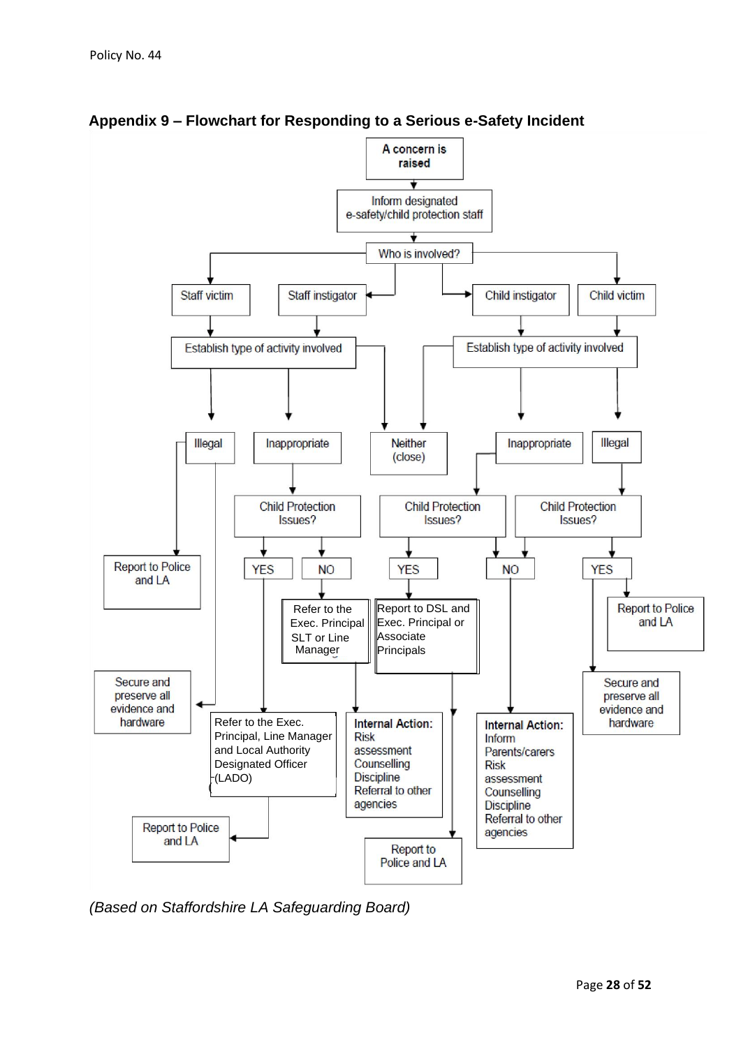## Appendix 9 – Flowchart for Responding to a Serious e-Safety Incident

- **A concern is raised**
  - Inform designated e-safety/child protection staff
    - Who is involved?
      - **Staff victim** / **Staff instigator**
        - Establish type of activity involved
          - **Illegal**
            - Report to Police and LA
            - Secure and preserve all evidence and hardware
          - **Inappropriate**
            - Child Protection Issues?
              - **YES**
                - Refer to the Exec. Principal, Line Manager and Local Authority Designated Officer (LADO)
                  - Report to Police and LA
              - **NO**
                - Refer to the Exec. Principal SLT or Line Manager
                  - **Internal Action:** Risk assessment, Counselling, Discipline, Referral to other agencies
          - **Neither** (close)
      - **Child instigator** / **Child victim**
        - Establish type of activity involved
          - **Neither** (close)
          - **Inappropriate**
            - Child Protection Issues?
              - **YES**
                - Report to DSL and Exec. Principal or Associate Principals
                  - Report to Police and LA
              - **NO**
                - **Internal Action:** Inform Parents/carers, Risk assessment, Counselling, Discipline, Referral to other agencies
          - **Illegal**
            - Child Protection Issues?
              - **YES**
                - Report to Police and LA
                - Secure and preserve all evidence and hardware
              - **NO**
                - **Internal Action:** Inform Parents/carers, Risk assessment, Counselling, Discipline, Referral to other agencies

*(Based on Staffordshire LA Safeguarding Board)*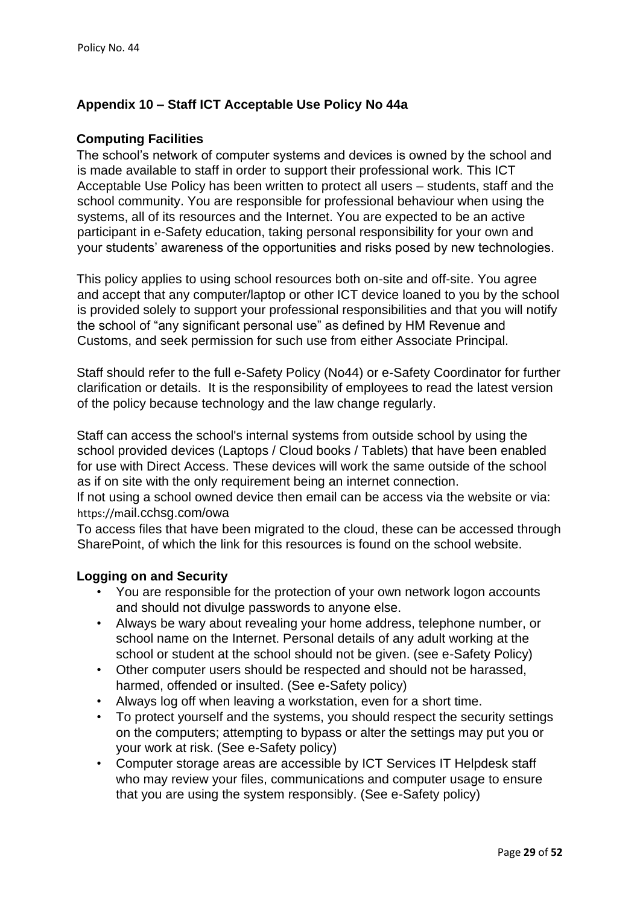## Appendix 10 – Staff ICT Acceptable Use Policy No 44a

### Computing Facilities

The school's network of computer systems and devices is owned by the school and is made available to staff in order to support their professional work. This ICT Acceptable Use Policy has been written to protect all users – students, staff and the school community. You are responsible for professional behaviour when using the systems, all of its resources and the Internet. You are expected to be an active participant in e-Safety education, taking personal responsibility for your own and your students' awareness of the opportunities and risks posed by new technologies.

This policy applies to using school resources both on-site and off-site. You agree and accept that any computer/laptop or other ICT device loaned to you by the school is provided solely to support your professional responsibilities and that you will notify the school of "any significant personal use" as defined by HM Revenue and Customs, and seek permission for such use from either Associate Principal.

Staff should refer to the full e-Safety Policy (No44) or e-Safety Coordinator for further clarification or details. It is the responsibility of employees to read the latest version of the policy because technology and the law change regularly.

Staff can access the school's internal systems from outside school by using the school provided devices (Laptops / Cloud books / Tablets) that have been enabled for use with Direct Access. These devices will work the same outside of the school as if on site with the only requirement being an internet connection.
If not using a school owned device then email can be access via the website or via: https://mail.cchsg.com/owa
To access files that have been migrated to the cloud, these can be accessed through SharePoint, of which the link for this resources is found on the school website.

### Logging on and Security

- You are responsible for the protection of your own network logon accounts and should not divulge passwords to anyone else.
- Always be wary about revealing your home address, telephone number, or school name on the Internet. Personal details of any adult working at the school or student at the school should not be given. (see e-Safety Policy)
- Other computer users should be respected and should not be harassed, harmed, offended or insulted. (See e-Safety policy)
- Always log off when leaving a workstation, even for a short time.
- To protect yourself and the systems, you should respect the security settings on the computers; attempting to bypass or alter the settings may put you or your work at risk. (See e-Safety policy)
- Computer storage areas are accessible by ICT Services IT Helpdesk staff who may review your files, communications and computer usage to ensure that you are using the system responsibly. (See e-Safety policy)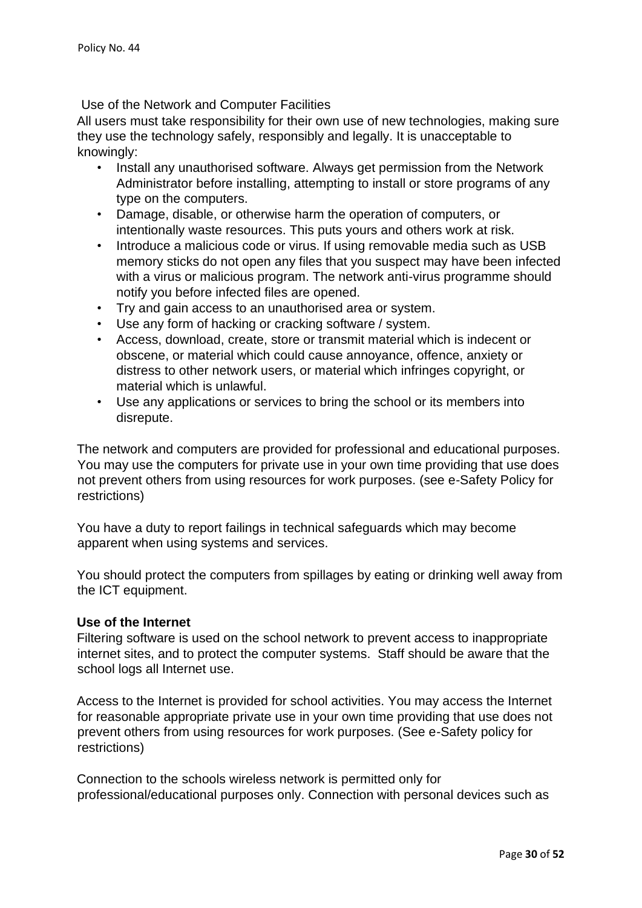Use of the Network and Computer Facilities

All users must take responsibility for their own use of new technologies, making sure they use the technology safely, responsibly and legally. It is unacceptable to knowingly:

- Install any unauthorised software. Always get permission from the Network Administrator before installing, attempting to install or store programs of any type on the computers.
- Damage, disable, or otherwise harm the operation of computers, or intentionally waste resources. This puts yours and others work at risk.
- Introduce a malicious code or virus. If using removable media such as USB memory sticks do not open any files that you suspect may have been infected with a virus or malicious program. The network anti-virus programme should notify you before infected files are opened.
- Try and gain access to an unauthorised area or system.
- Use any form of hacking or cracking software / system.
- Access, download, create, store or transmit material which is indecent or obscene, or material which could cause annoyance, offence, anxiety or distress to other network users, or material which infringes copyright, or material which is unlawful.
- Use any applications or services to bring the school or its members into disrepute.

The network and computers are provided for professional and educational purposes. You may use the computers for private use in your own time providing that use does not prevent others from using resources for work purposes. (see e-Safety Policy for restrictions)

You have a duty to report failings in technical safeguards which may become apparent when using systems and services.

You should protect the computers from spillages by eating or drinking well away from the ICT equipment.

**Use of the Internet**

Filtering software is used on the school network to prevent access to inappropriate internet sites, and to protect the computer systems. Staff should be aware that the school logs all Internet use.

Access to the Internet is provided for school activities. You may access the Internet for reasonable appropriate private use in your own time providing that use does not prevent others from using resources for work purposes. (See e-Safety policy for restrictions)

Connection to the schools wireless network is permitted only for professional/educational purposes only. Connection with personal devices such as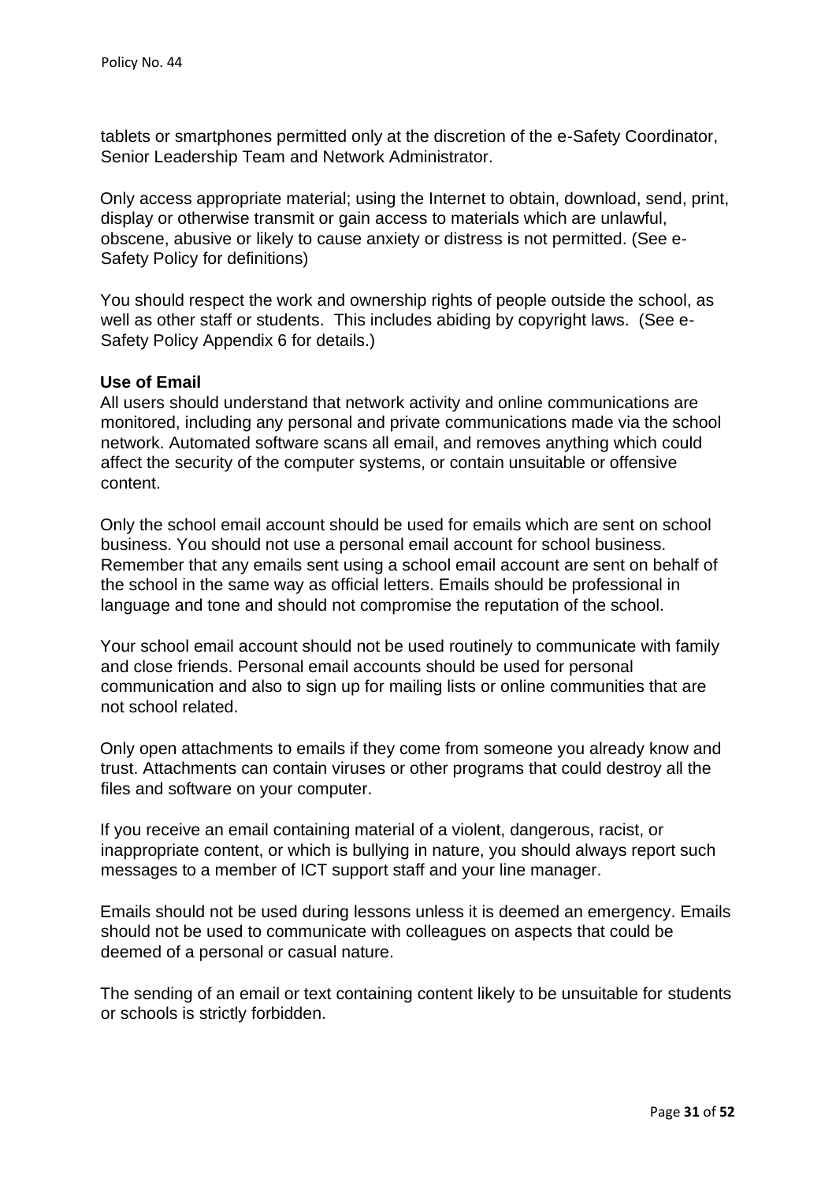tablets or smartphones permitted only at the discretion of the e-Safety Coordinator, Senior Leadership Team and Network Administrator.

Only access appropriate material; using the Internet to obtain, download, send, print, display or otherwise transmit or gain access to materials which are unlawful, obscene, abusive or likely to cause anxiety or distress is not permitted. (See e-Safety Policy for definitions)

You should respect the work and ownership rights of people outside the school, as well as other staff or students. This includes abiding by copyright laws. (See e-Safety Policy Appendix 6 for details.)

**Use of Email**

All users should understand that network activity and online communications are monitored, including any personal and private communications made via the school network. Automated software scans all email, and removes anything which could affect the security of the computer systems, or contain unsuitable or offensive content.

Only the school email account should be used for emails which are sent on school business. You should not use a personal email account for school business. Remember that any emails sent using a school email account are sent on behalf of the school in the same way as official letters. Emails should be professional in language and tone and should not compromise the reputation of the school.

Your school email account should not be used routinely to communicate with family and close friends. Personal email accounts should be used for personal communication and also to sign up for mailing lists or online communities that are not school related.

Only open attachments to emails if they come from someone you already know and trust. Attachments can contain viruses or other programs that could destroy all the files and software on your computer.

If you receive an email containing material of a violent, dangerous, racist, or inappropriate content, or which is bullying in nature, you should always report such messages to a member of ICT support staff and your line manager.

Emails should not be used during lessons unless it is deemed an emergency. Emails should not be used to communicate with colleagues on aspects that could be deemed of a personal or casual nature.

The sending of an email or text containing content likely to be unsuitable for students or schools is strictly forbidden.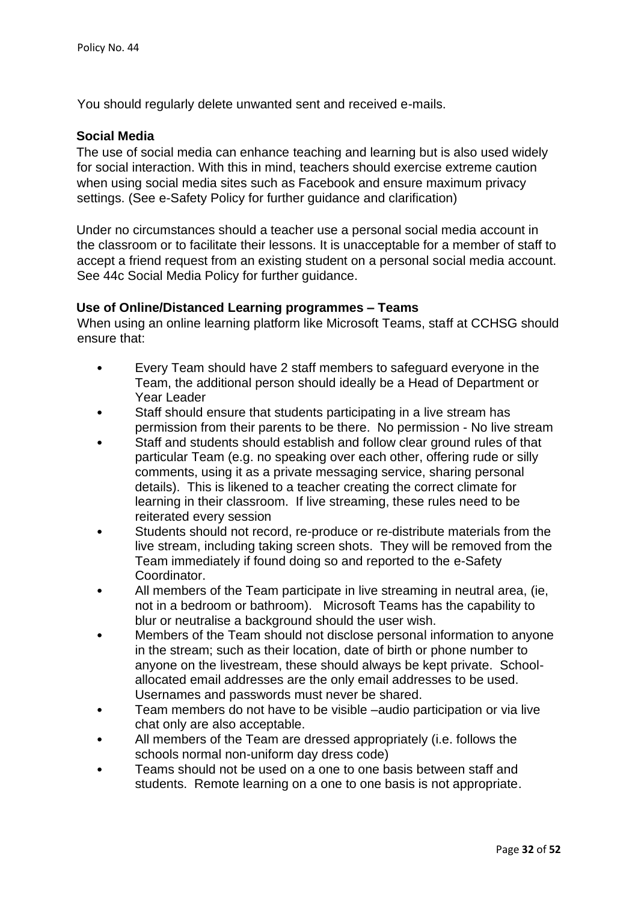You should regularly delete unwanted sent and received e-mails.

## Social Media

The use of social media can enhance teaching and learning but is also used widely for social interaction. With this in mind, teachers should exercise extreme caution when using social media sites such as Facebook and ensure maximum privacy settings. (See e-Safety Policy for further guidance and clarification)

Under no circumstances should a teacher use a personal social media account in the classroom or to facilitate their lessons. It is unacceptable for a member of staff to accept a friend request from an existing student on a personal social media account. See 44c Social Media Policy for further guidance.

## Use of Online/Distanced Learning programmes – Teams

When using an online learning platform like Microsoft Teams, staff at CCHSG should ensure that:

- Every Team should have 2 staff members to safeguard everyone in the Team, the additional person should ideally be a Head of Department or Year Leader
- Staff should ensure that students participating in a live stream has permission from their parents to be there. No permission - No live stream
- Staff and students should establish and follow clear ground rules of that particular Team (e.g. no speaking over each other, offering rude or silly comments, using it as a private messaging service, sharing personal details). This is likened to a teacher creating the correct climate for learning in their classroom. If live streaming, these rules need to be reiterated every session
- Students should not record, re-produce or re-distribute materials from the live stream, including taking screen shots. They will be removed from the Team immediately if found doing so and reported to the e-Safety Coordinator.
- All members of the Team participate in live streaming in neutral area, (ie, not in a bedroom or bathroom). Microsoft Teams has the capability to blur or neutralise a background should the user wish.
- Members of the Team should not disclose personal information to anyone in the stream; such as their location, date of birth or phone number to anyone on the livestream, these should always be kept private. School-allocated email addresses are the only email addresses to be used. Usernames and passwords must never be shared.
- Team members do not have to be visible –audio participation or via live chat only are also acceptable.
- All members of the Team are dressed appropriately (i.e. follows the schools normal non-uniform day dress code)
- Teams should not be used on a one to one basis between staff and students. Remote learning on a one to one basis is not appropriate.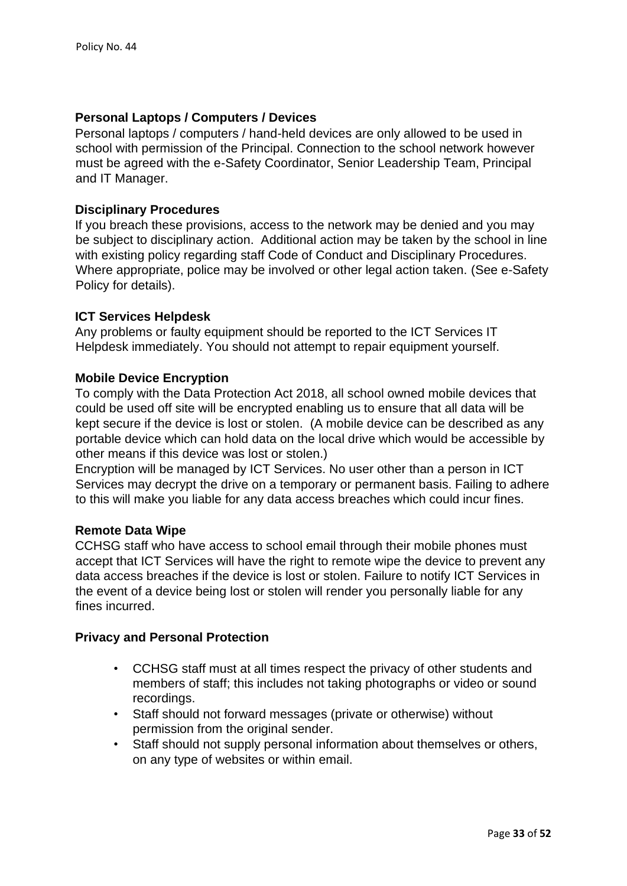### Personal Laptops / Computers / Devices

Personal laptops / computers / hand-held devices are only allowed to be used in school with permission of the Principal. Connection to the school network however must be agreed with the e-Safety Coordinator, Senior Leadership Team, Principal and IT Manager.

### Disciplinary Procedures

If you breach these provisions, access to the network may be denied and you may be subject to disciplinary action. Additional action may be taken by the school in line with existing policy regarding staff Code of Conduct and Disciplinary Procedures. Where appropriate, police may be involved or other legal action taken. (See e-Safety Policy for details).

### ICT Services Helpdesk

Any problems or faulty equipment should be reported to the ICT Services IT Helpdesk immediately. You should not attempt to repair equipment yourself.

### Mobile Device Encryption

To comply with the Data Protection Act 2018, all school owned mobile devices that could be used off site will be encrypted enabling us to ensure that all data will be kept secure if the device is lost or stolen. (A mobile device can be described as any portable device which can hold data on the local drive which would be accessible by other means if this device was lost or stolen.)

Encryption will be managed by ICT Services. No user other than a person in ICT Services may decrypt the drive on a temporary or permanent basis. Failing to adhere to this will make you liable for any data access breaches which could incur fines.

### Remote Data Wipe

CCHSG staff who have access to school email through their mobile phones must accept that ICT Services will have the right to remote wipe the device to prevent any data access breaches if the device is lost or stolen. Failure to notify ICT Services in the event of a device being lost or stolen will render you personally liable for any fines incurred.

### Privacy and Personal Protection

- CCHSG staff must at all times respect the privacy of other students and members of staff; this includes not taking photographs or video or sound recordings.
- Staff should not forward messages (private or otherwise) without permission from the original sender.
- Staff should not supply personal information about themselves or others, on any type of websites or within email.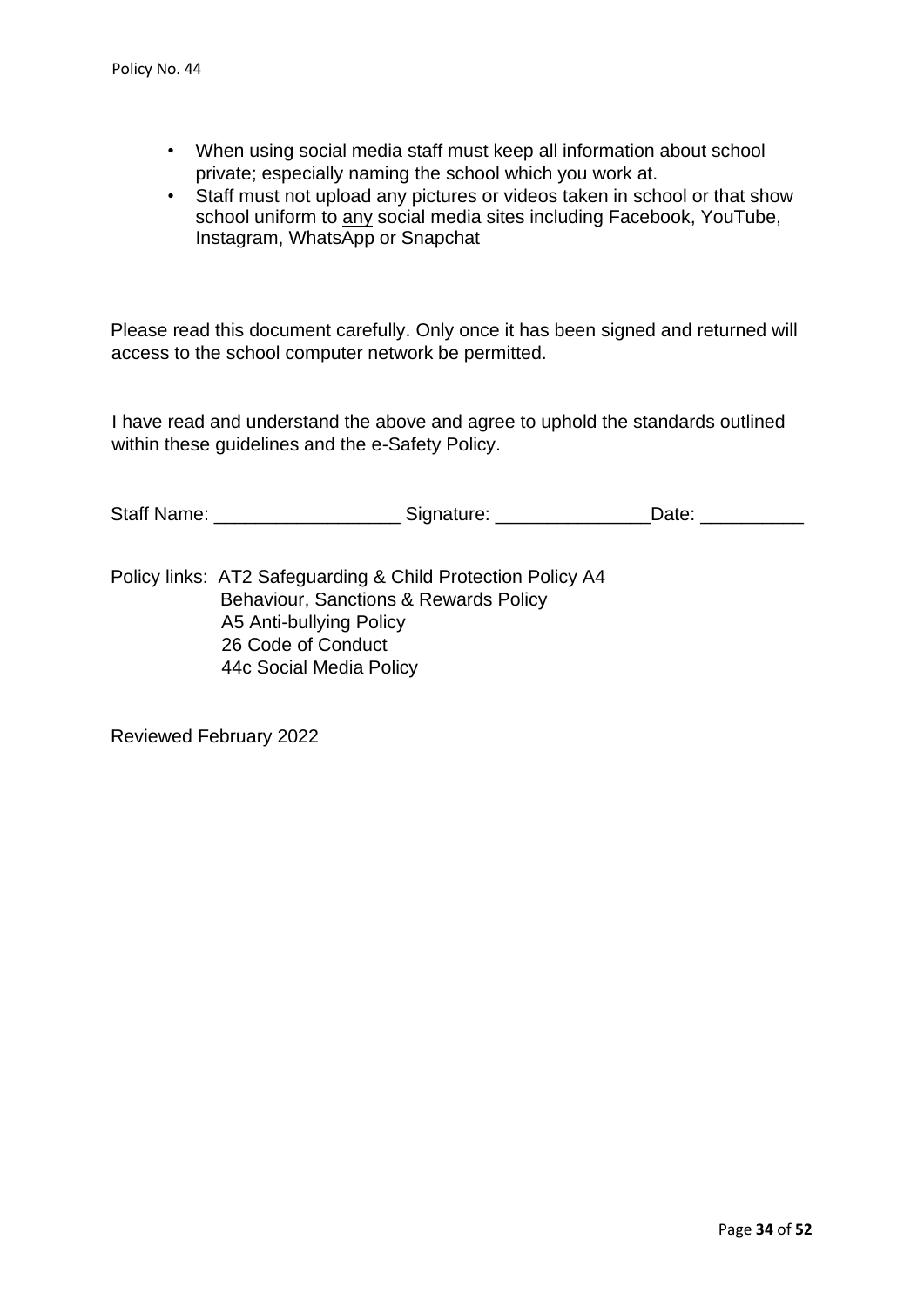- When using social media staff must keep all information about school private; especially naming the school which you work at.
- Staff must not upload any pictures or videos taken in school or that show school uniform to <u>any</u> social media sites including Facebook, YouTube, Instagram, WhatsApp or Snapchat

Please read this document carefully. Only once it has been signed and returned will access to the school computer network be permitted.

I have read and understand the above and agree to uphold the standards outlined within these guidelines and the e-Safety Policy.

Staff Name: __________________ Signature: _______________Date: __________

Policy links: AT2 Safeguarding & Child Protection Policy A4 Behaviour, Sanctions & Rewards Policy
A5 Anti-bullying Policy
26 Code of Conduct
44c Social Media Policy

Reviewed February 2022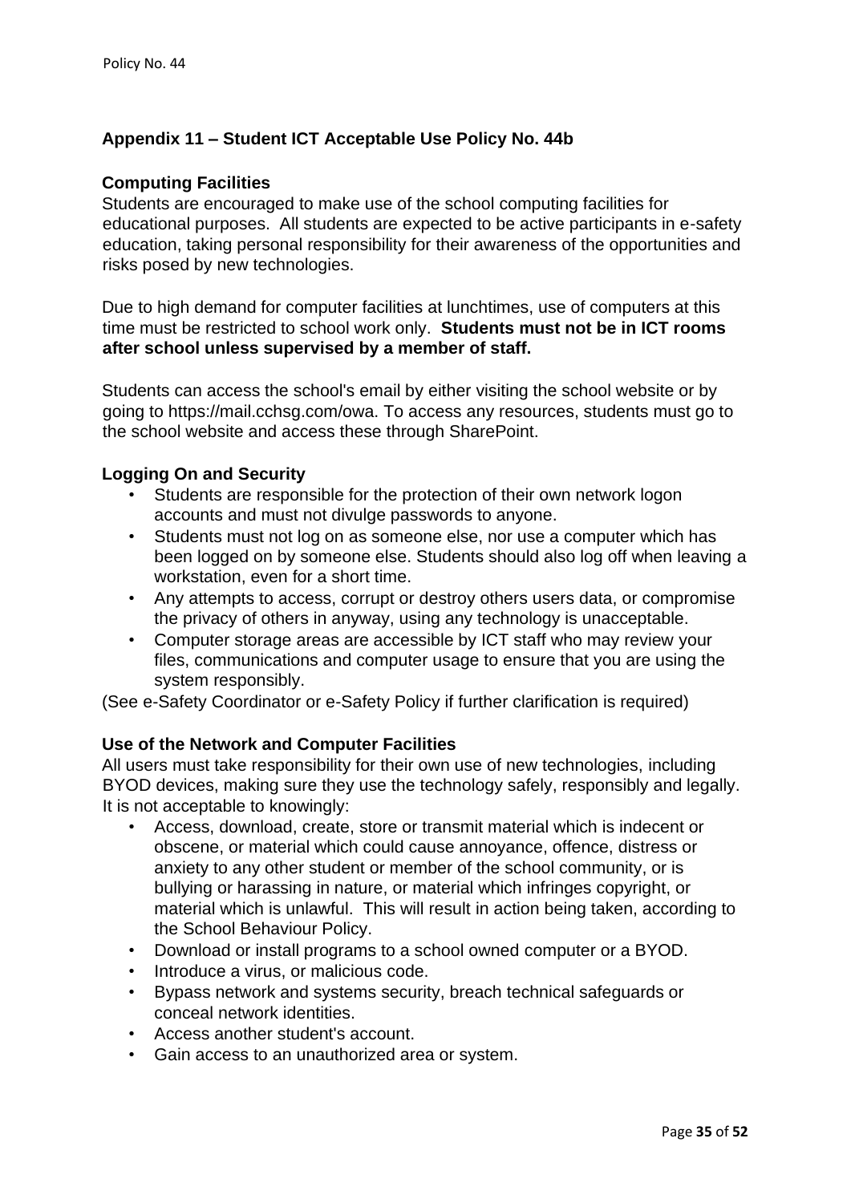## Appendix 11 – Student ICT Acceptable Use Policy No. 44b

### Computing Facilities

Students are encouraged to make use of the school computing facilities for educational purposes. All students are expected to be active participants in e-safety education, taking personal responsibility for their awareness of the opportunities and risks posed by new technologies.

Due to high demand for computer facilities at lunchtimes, use of computers at this time must be restricted to school work only. **Students must not be in ICT rooms after school unless supervised by a member of staff.**

Students can access the school's email by either visiting the school website or by going to https://mail.cchsg.com/owa. To access any resources, students must go to the school website and access these through SharePoint.

### Logging On and Security

- Students are responsible for the protection of their own network logon accounts and must not divulge passwords to anyone.
- Students must not log on as someone else, nor use a computer which has been logged on by someone else. Students should also log off when leaving a workstation, even for a short time.
- Any attempts to access, corrupt or destroy others users data, or compromise the privacy of others in anyway, using any technology is unacceptable.
- Computer storage areas are accessible by ICT staff who may review your files, communications and computer usage to ensure that you are using the system responsibly.

(See e-Safety Coordinator or e-Safety Policy if further clarification is required)

### Use of the Network and Computer Facilities

All users must take responsibility for their own use of new technologies, including BYOD devices, making sure they use the technology safely, responsibly and legally. It is not acceptable to knowingly:

- Access, download, create, store or transmit material which is indecent or obscene, or material which could cause annoyance, offence, distress or anxiety to any other student or member of the school community, or is bullying or harassing in nature, or material which infringes copyright, or material which is unlawful. This will result in action being taken, according to the School Behaviour Policy.
- Download or install programs to a school owned computer or a BYOD.
- Introduce a virus, or malicious code.
- Bypass network and systems security, breach technical safeguards or conceal network identities.
- Access another student's account.
- Gain access to an unauthorized area or system.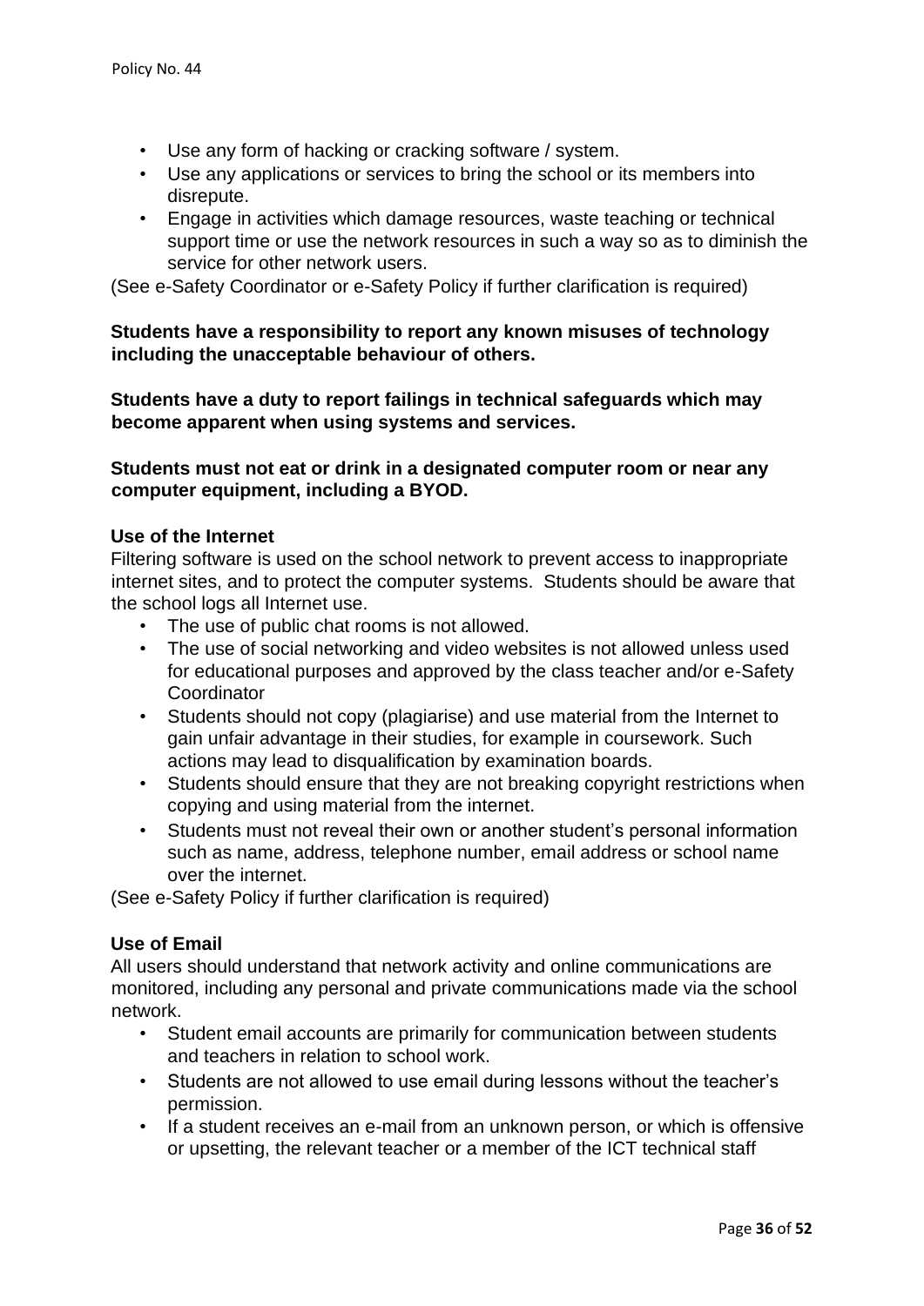- Use any form of hacking or cracking software / system.
- Use any applications or services to bring the school or its members into disrepute.
- Engage in activities which damage resources, waste teaching or technical support time or use the network resources in such a way so as to diminish the service for other network users.

(See e-Safety Coordinator or e-Safety Policy if further clarification is required)

**Students have a responsibility to report any known misuses of technology including the unacceptable behaviour of others.**

**Students have a duty to report failings in technical safeguards which may become apparent when using systems and services.**

**Students must not eat or drink in a designated computer room or near any computer equipment, including a BYOD.**

**Use of the Internet**

Filtering software is used on the school network to prevent access to inappropriate internet sites, and to protect the computer systems. Students should be aware that the school logs all Internet use.

- The use of public chat rooms is not allowed.
- The use of social networking and video websites is not allowed unless used for educational purposes and approved by the class teacher and/or e-Safety Coordinator
- Students should not copy (plagiarise) and use material from the Internet to gain unfair advantage in their studies, for example in coursework. Such actions may lead to disqualification by examination boards.
- Students should ensure that they are not breaking copyright restrictions when copying and using material from the internet.
- Students must not reveal their own or another student's personal information such as name, address, telephone number, email address or school name over the internet.

(See e-Safety Policy if further clarification is required)

**Use of Email**

All users should understand that network activity and online communications are monitored, including any personal and private communications made via the school network.

- Student email accounts are primarily for communication between students and teachers in relation to school work.
- Students are not allowed to use email during lessons without the teacher's permission.
- If a student receives an e-mail from an unknown person, or which is offensive or upsetting, the relevant teacher or a member of the ICT technical staff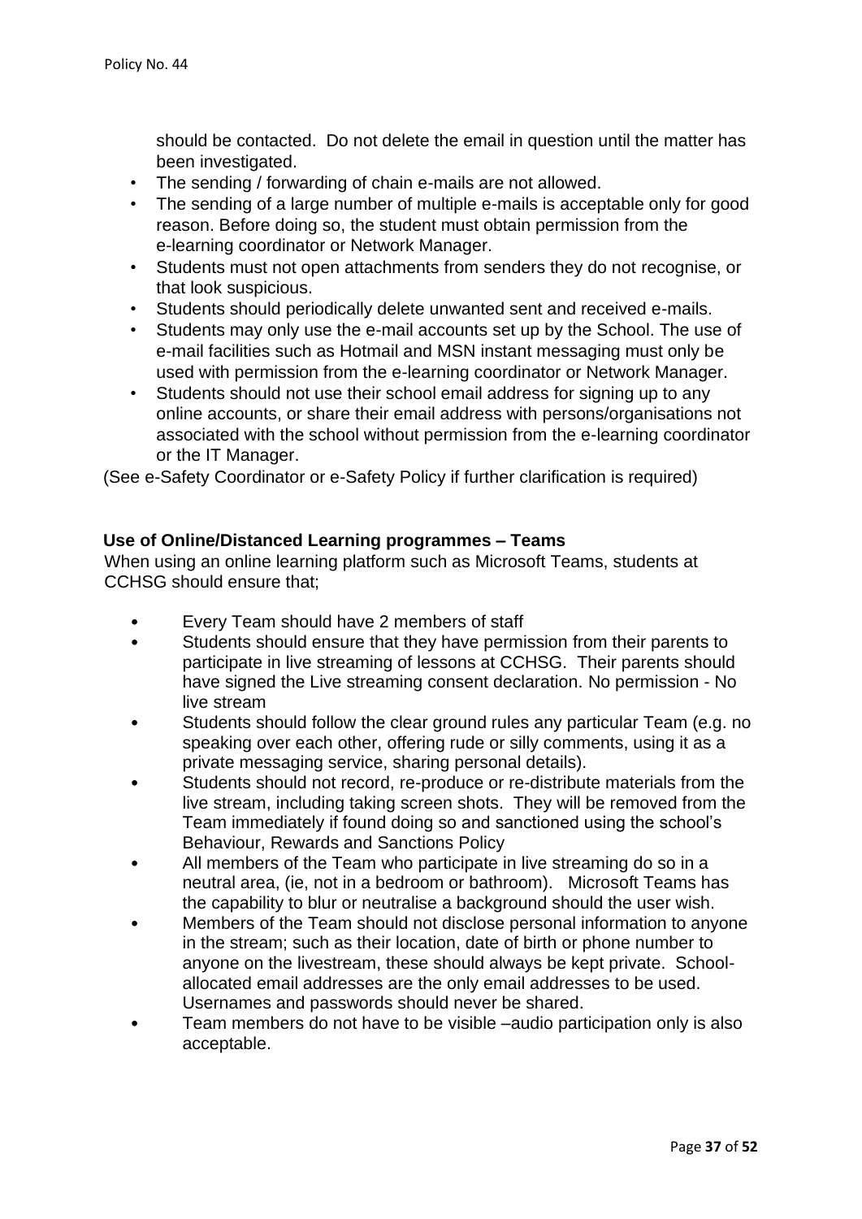should be contacted. Do not delete the email in question until the matter has been investigated.

- The sending / forwarding of chain e-mails are not allowed.
- The sending of a large number of multiple e-mails is acceptable only for good reason. Before doing so, the student must obtain permission from the e-learning coordinator or Network Manager.
- Students must not open attachments from senders they do not recognise, or that look suspicious.
- Students should periodically delete unwanted sent and received e-mails.
- Students may only use the e-mail accounts set up by the School. The use of e-mail facilities such as Hotmail and MSN instant messaging must only be used with permission from the e-learning coordinator or Network Manager.
- Students should not use their school email address for signing up to any online accounts, or share their email address with persons/organisations not associated with the school without permission from the e-learning coordinator or the IT Manager.

(See e-Safety Coordinator or e-Safety Policy if further clarification is required)

**Use of Online/Distanced Learning programmes – Teams**

When using an online learning platform such as Microsoft Teams, students at CCHSG should ensure that;

- Every Team should have 2 members of staff
- Students should ensure that they have permission from their parents to participate in live streaming of lessons at CCHSG. Their parents should have signed the Live streaming consent declaration. No permission - No live stream
- Students should follow the clear ground rules any particular Team (e.g. no speaking over each other, offering rude or silly comments, using it as a private messaging service, sharing personal details).
- Students should not record, re-produce or re-distribute materials from the live stream, including taking screen shots. They will be removed from the Team immediately if found doing so and sanctioned using the school's Behaviour, Rewards and Sanctions Policy
- All members of the Team who participate in live streaming do so in a neutral area, (ie, not in a bedroom or bathroom). Microsoft Teams has the capability to blur or neutralise a background should the user wish.
- Members of the Team should not disclose personal information to anyone in the stream; such as their location, date of birth or phone number to anyone on the livestream, these should always be kept private. School-allocated email addresses are the only email addresses to be used. Usernames and passwords should never be shared.
- Team members do not have to be visible –audio participation only is also acceptable.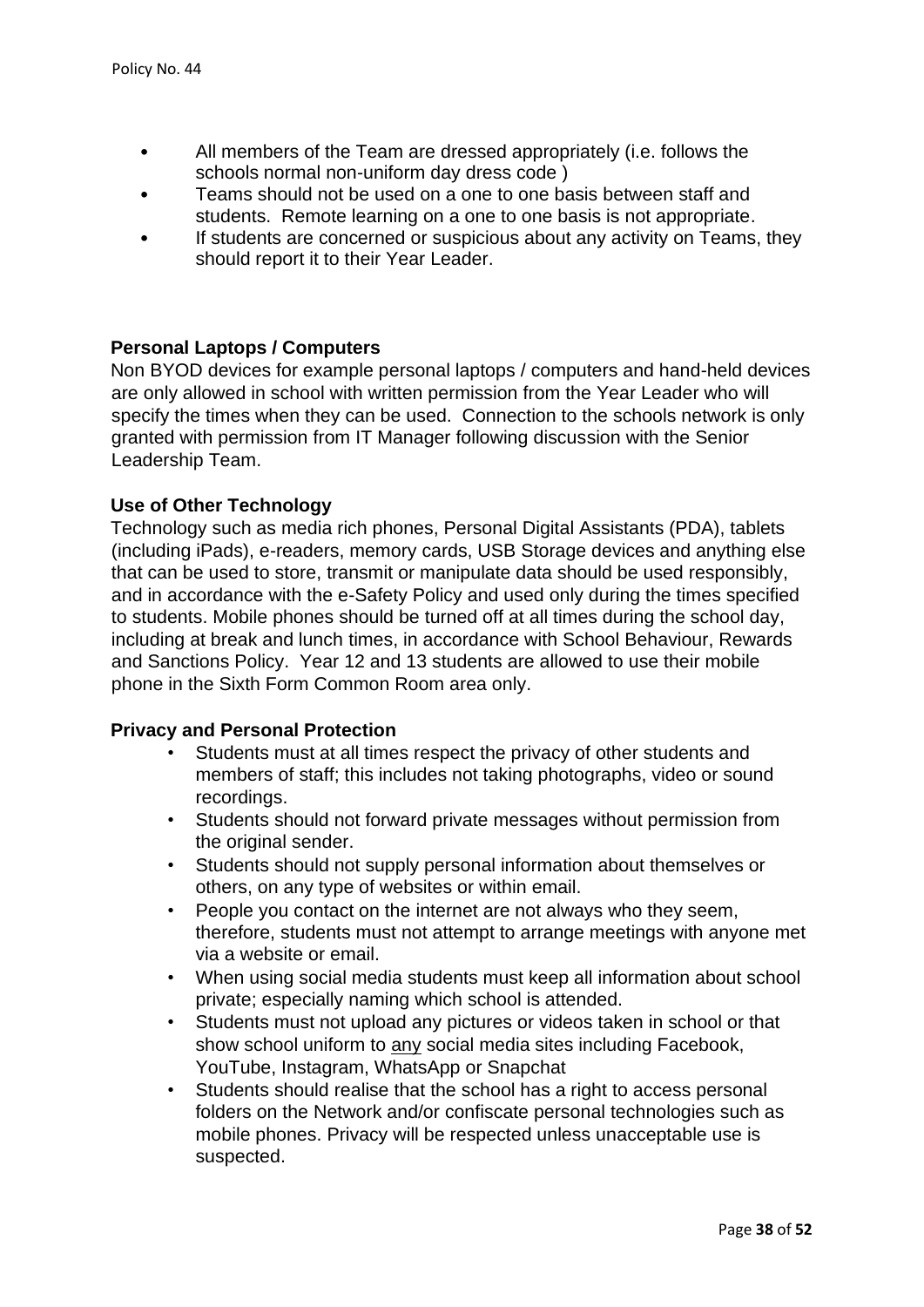- All members of the Team are dressed appropriately (i.e. follows the schools normal non-uniform day dress code )
- Teams should not be used on a one to one basis between staff and students. Remote learning on a one to one basis is not appropriate.
- If students are concerned or suspicious about any activity on Teams, they should report it to their Year Leader.

**Personal Laptops / Computers**

Non BYOD devices for example personal laptops / computers and hand-held devices are only allowed in school with written permission from the Year Leader who will specify the times when they can be used. Connection to the schools network is only granted with permission from IT Manager following discussion with the Senior Leadership Team.

**Use of Other Technology**

Technology such as media rich phones, Personal Digital Assistants (PDA), tablets (including iPads), e-readers, memory cards, USB Storage devices and anything else that can be used to store, transmit or manipulate data should be used responsibly, and in accordance with the e-Safety Policy and used only during the times specified to students. Mobile phones should be turned off at all times during the school day, including at break and lunch times, in accordance with School Behaviour, Rewards and Sanctions Policy. Year 12 and 13 students are allowed to use their mobile phone in the Sixth Form Common Room area only.

**Privacy and Personal Protection**

- Students must at all times respect the privacy of other students and members of staff; this includes not taking photographs, video or sound recordings.
- Students should not forward private messages without permission from the original sender.
- Students should not supply personal information about themselves or others, on any type of websites or within email.
- People you contact on the internet are not always who they seem, therefore, students must not attempt to arrange meetings with anyone met via a website or email.
- When using social media students must keep all information about school private; especially naming which school is attended.
- Students must not upload any pictures or videos taken in school or that show school uniform to <u>any</u> social media sites including Facebook, YouTube, Instagram, WhatsApp or Snapchat
- Students should realise that the school has a right to access personal folders on the Network and/or confiscate personal technologies such as mobile phones. Privacy will be respected unless unacceptable use is suspected.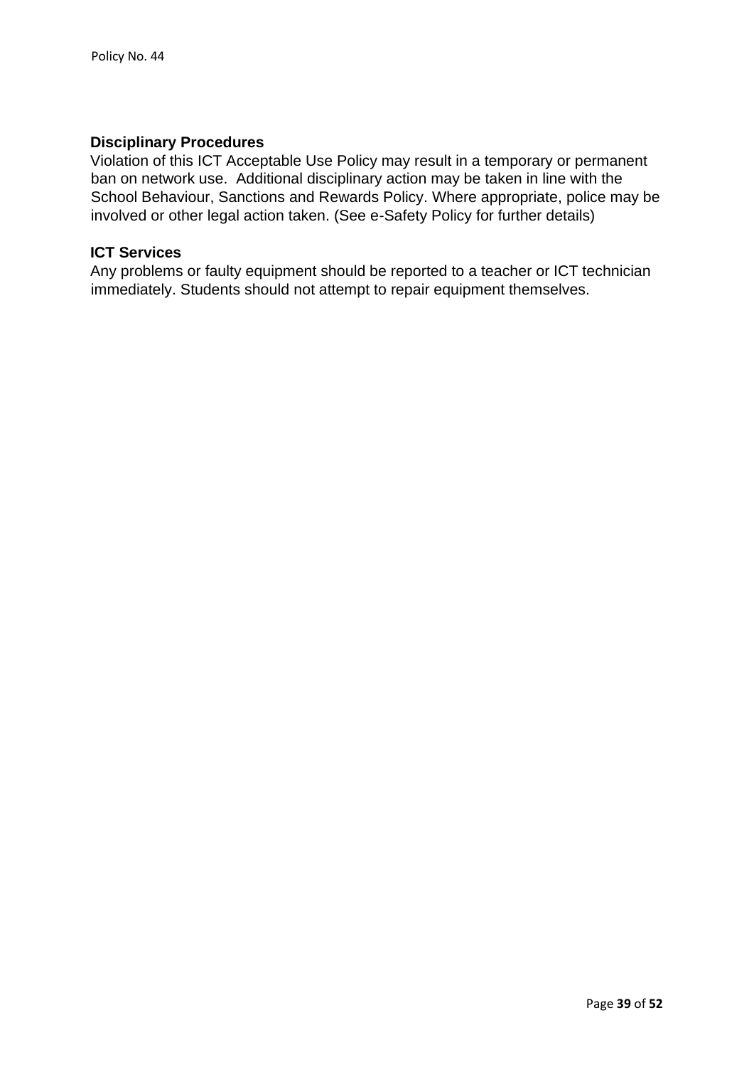**Disciplinary Procedures**

Violation of this ICT Acceptable Use Policy may result in a temporary or permanent ban on network use. Additional disciplinary action may be taken in line with the School Behaviour, Sanctions and Rewards Policy. Where appropriate, police may be involved or other legal action taken. (See e-Safety Policy for further details)

**ICT Services**

Any problems or faulty equipment should be reported to a teacher or ICT technician immediately. Students should not attempt to repair equipment themselves.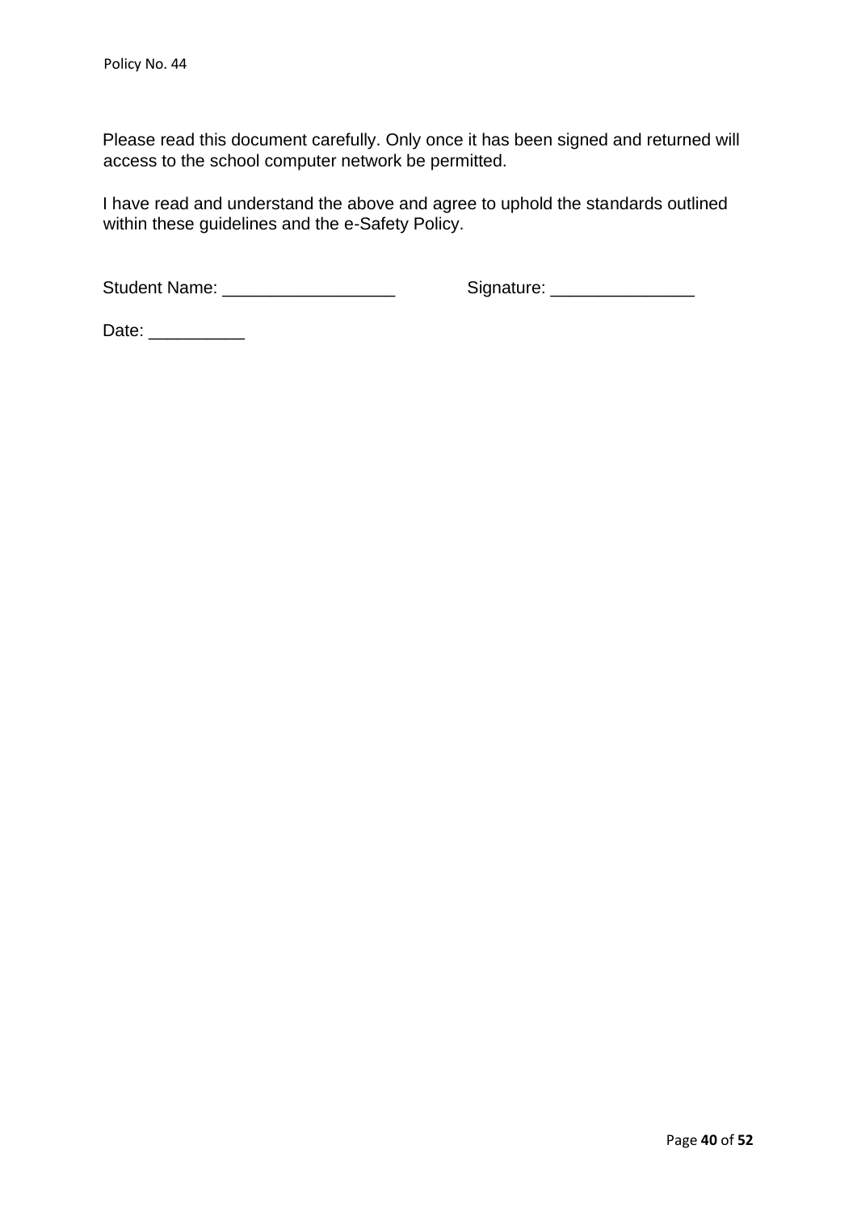Please read this document carefully. Only once it has been signed and returned will access to the school computer network be permitted.

I have read and understand the above and agree to uphold the standards outlined within these guidelines and the e-Safety Policy.

Student Name: __________________ Signature: _______________

Date: __________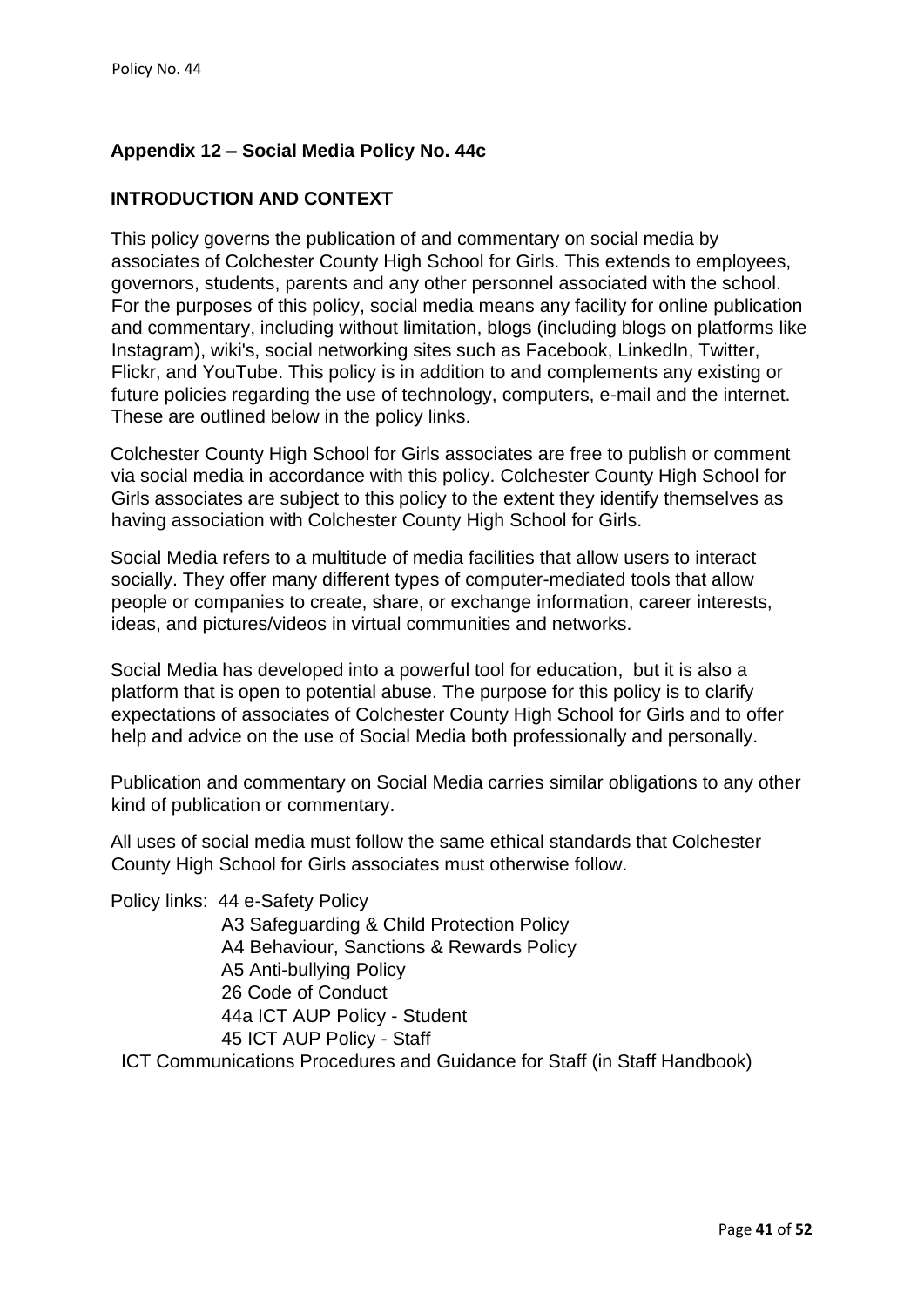## Appendix 12 – Social Media Policy No. 44c

### INTRODUCTION AND CONTEXT

This policy governs the publication of and commentary on social media by associates of Colchester County High School for Girls. This extends to employees, governors, students, parents and any other personnel associated with the school. For the purposes of this policy, social media means any facility for online publication and commentary, including without limitation, blogs (including blogs on platforms like Instagram), wiki's, social networking sites such as Facebook, LinkedIn, Twitter, Flickr, and YouTube. This policy is in addition to and complements any existing or future policies regarding the use of technology, computers, e-mail and the internet. These are outlined below in the policy links.

Colchester County High School for Girls associates are free to publish or comment via social media in accordance with this policy. Colchester County High School for Girls associates are subject to this policy to the extent they identify themselves as having association with Colchester County High School for Girls.

Social Media refers to a multitude of media facilities that allow users to interact socially. They offer many different types of computer-mediated tools that allow people or companies to create, share, or exchange information, career interests, ideas, and pictures/videos in virtual communities and networks.

Social Media has developed into a powerful tool for education, but it is also a platform that is open to potential abuse. The purpose for this policy is to clarify expectations of associates of Colchester County High School for Girls and to offer help and advice on the use of Social Media both professionally and personally.

Publication and commentary on Social Media carries similar obligations to any other kind of publication or commentary.

All uses of social media must follow the same ethical standards that Colchester County High School for Girls associates must otherwise follow.

Policy links:
- 44 e-Safety Policy
- A3 Safeguarding & Child Protection Policy
- A4 Behaviour, Sanctions & Rewards Policy
- A5 Anti-bullying Policy
- 26 Code of Conduct
- 44a ICT AUP Policy - Student
- 45 ICT AUP Policy - Staff
- ICT Communications Procedures and Guidance for Staff (in Staff Handbook)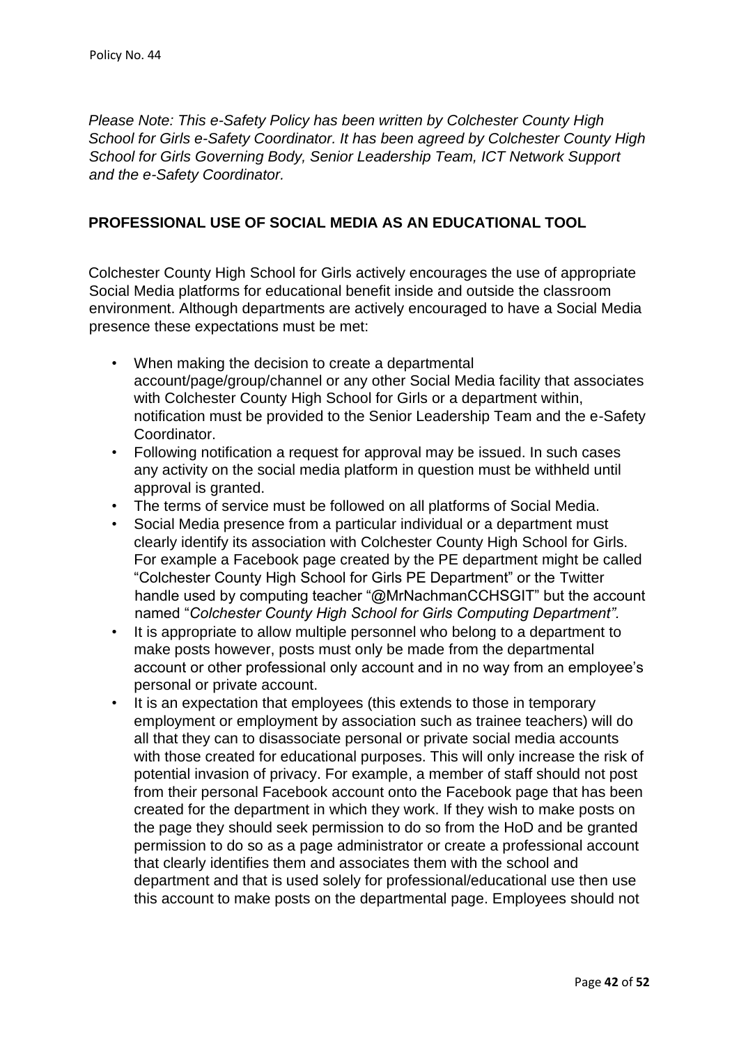*Please Note: This e-Safety Policy has been written by Colchester County High School for Girls e-Safety Coordinator. It has been agreed by Colchester County High School for Girls Governing Body, Senior Leadership Team, ICT Network Support and the e-Safety Coordinator.*

## PROFESSIONAL USE OF SOCIAL MEDIA AS AN EDUCATIONAL TOOL

Colchester County High School for Girls actively encourages the use of appropriate Social Media platforms for educational benefit inside and outside the classroom environment. Although departments are actively encouraged to have a Social Media presence these expectations must be met:

- When making the decision to create a departmental account/page/group/channel or any other Social Media facility that associates with Colchester County High School for Girls or a department within, notification must be provided to the Senior Leadership Team and the e-Safety Coordinator.
- Following notification a request for approval may be issued. In such cases any activity on the social media platform in question must be withheld until approval is granted.
- The terms of service must be followed on all platforms of Social Media.
- Social Media presence from a particular individual or a department must clearly identify its association with Colchester County High School for Girls. For example a Facebook page created by the PE department might be called "Colchester County High School for Girls PE Department" or the Twitter handle used by computing teacher "@MrNachmanCCHSGIT" but the account named "*Colchester County High School for Girls Computing Department".*
- It is appropriate to allow multiple personnel who belong to a department to make posts however, posts must only be made from the departmental account or other professional only account and in no way from an employee's personal or private account.
- It is an expectation that employees (this extends to those in temporary employment or employment by association such as trainee teachers) will do all that they can to disassociate personal or private social media accounts with those created for educational purposes. This will only increase the risk of potential invasion of privacy. For example, a member of staff should not post from their personal Facebook account onto the Facebook page that has been created for the department in which they work. If they wish to make posts on the page they should seek permission to do so from the HoD and be granted permission to do so as a page administrator or create a professional account that clearly identifies them and associates them with the school and department and that is used solely for professional/educational use then use this account to make posts on the departmental page. Employees should not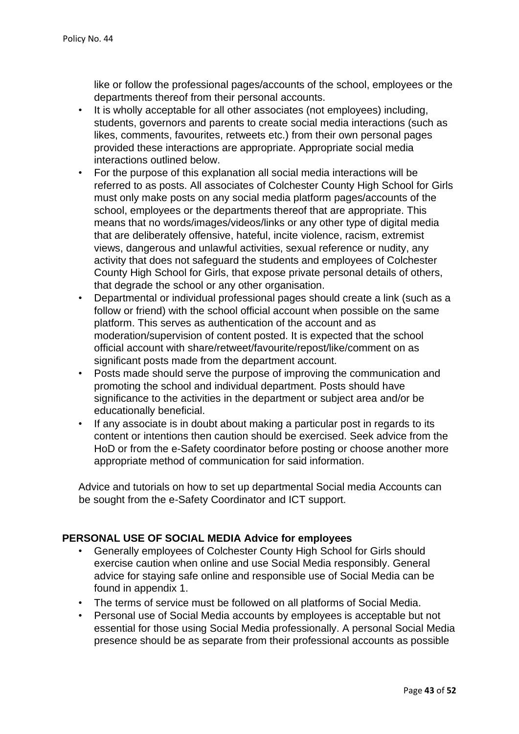like or follow the professional pages/accounts of the school, employees or the departments thereof from their personal accounts.

- It is wholly acceptable for all other associates (not employees) including, students, governors and parents to create social media interactions (such as likes, comments, favourites, retweets etc.) from their own personal pages provided these interactions are appropriate. Appropriate social media interactions outlined below.
- For the purpose of this explanation all social media interactions will be referred to as posts. All associates of Colchester County High School for Girls must only make posts on any social media platform pages/accounts of the school, employees or the departments thereof that are appropriate. This means that no words/images/videos/links or any other type of digital media that are deliberately offensive, hateful, incite violence, racism, extremist views, dangerous and unlawful activities, sexual reference or nudity, any activity that does not safeguard the students and employees of Colchester County High School for Girls, that expose private personal details of others, that degrade the school or any other organisation.
- Departmental or individual professional pages should create a link (such as a follow or friend) with the school official account when possible on the same platform. This serves as authentication of the account and as moderation/supervision of content posted. It is expected that the school official account with share/retweet/favourite/repost/like/comment on as significant posts made from the department account.
- Posts made should serve the purpose of improving the communication and promoting the school and individual department. Posts should have significance to the activities in the department or subject area and/or be educationally beneficial.
- If any associate is in doubt about making a particular post in regards to its content or intentions then caution should be exercised. Seek advice from the HoD or from the e-Safety coordinator before posting or choose another more appropriate method of communication for said information.

Advice and tutorials on how to set up departmental Social media Accounts can be sought from the e-Safety Coordinator and ICT support.

**PERSONAL USE OF SOCIAL MEDIA Advice for employees**

- Generally employees of Colchester County High School for Girls should exercise caution when online and use Social Media responsibly. General advice for staying safe online and responsible use of Social Media can be found in appendix 1.
- The terms of service must be followed on all platforms of Social Media.
- Personal use of Social Media accounts by employees is acceptable but not essential for those using Social Media professionally. A personal Social Media presence should be as separate from their professional accounts as possible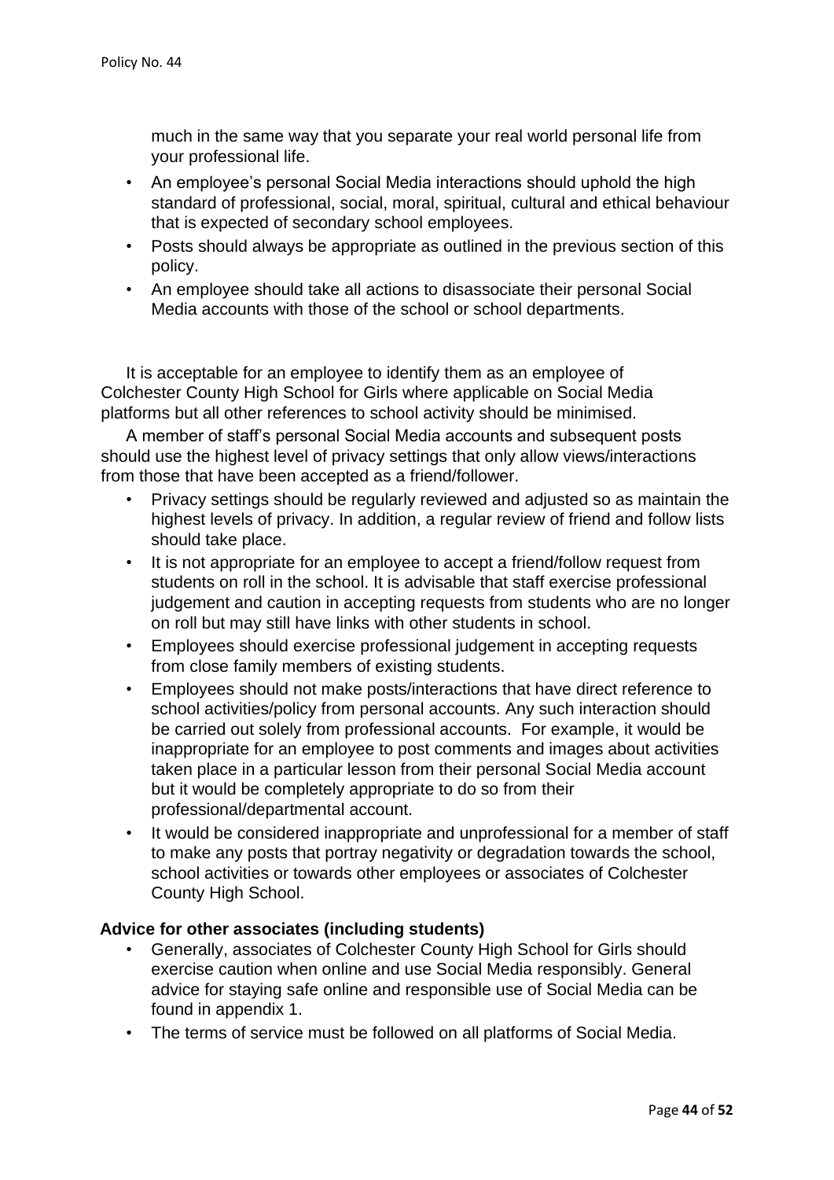much in the same way that you separate your real world personal life from your professional life.

- An employee's personal Social Media interactions should uphold the high standard of professional, social, moral, spiritual, cultural and ethical behaviour that is expected of secondary school employees.
- Posts should always be appropriate as outlined in the previous section of this policy.
- An employee should take all actions to disassociate their personal Social Media accounts with those of the school or school departments.

It is acceptable for an employee to identify them as an employee of Colchester County High School for Girls where applicable on Social Media platforms but all other references to school activity should be minimised.

A member of staff's personal Social Media accounts and subsequent posts should use the highest level of privacy settings that only allow views/interactions from those that have been accepted as a friend/follower.

- Privacy settings should be regularly reviewed and adjusted so as maintain the highest levels of privacy. In addition, a regular review of friend and follow lists should take place.
- It is not appropriate for an employee to accept a friend/follow request from students on roll in the school. It is advisable that staff exercise professional judgement and caution in accepting requests from students who are no longer on roll but may still have links with other students in school.
- Employees should exercise professional judgement in accepting requests from close family members of existing students.
- Employees should not make posts/interactions that have direct reference to school activities/policy from personal accounts. Any such interaction should be carried out solely from professional accounts. For example, it would be inappropriate for an employee to post comments and images about activities taken place in a particular lesson from their personal Social Media account but it would be completely appropriate to do so from their professional/departmental account.
- It would be considered inappropriate and unprofessional for a member of staff to make any posts that portray negativity or degradation towards the school, school activities or towards other employees or associates of Colchester County High School.

**Advice for other associates (including students)**

- Generally, associates of Colchester County High School for Girls should exercise caution when online and use Social Media responsibly. General advice for staying safe online and responsible use of Social Media can be found in appendix 1.
- The terms of service must be followed on all platforms of Social Media.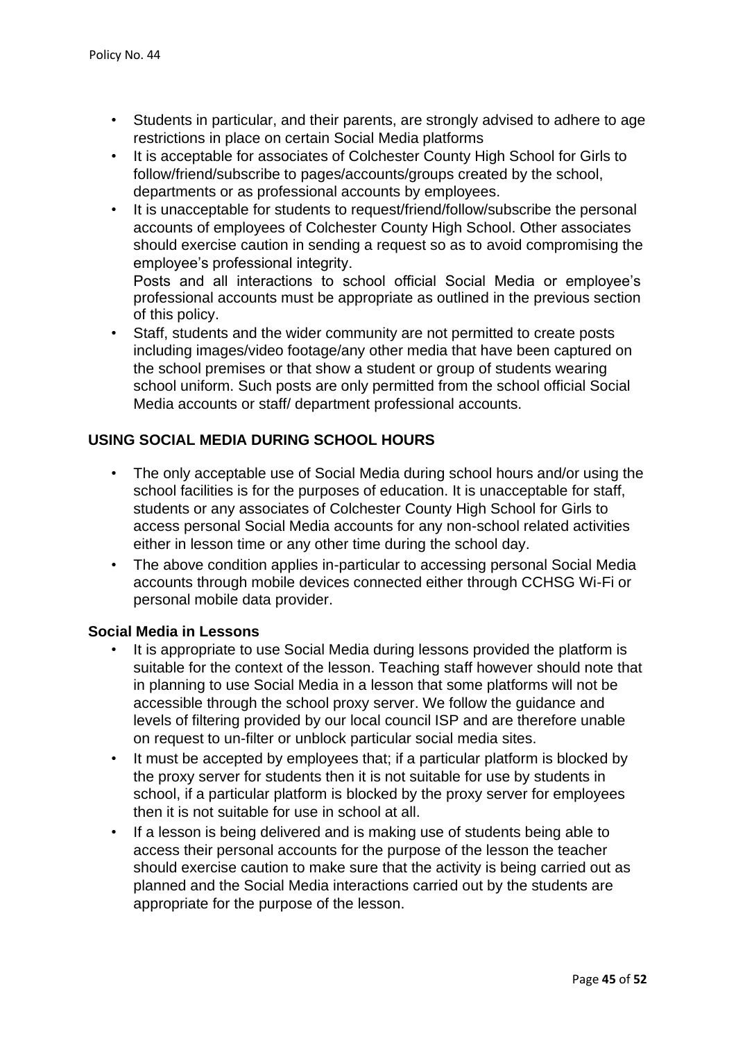- Students in particular, and their parents, are strongly advised to adhere to age restrictions in place on certain Social Media platforms
- It is acceptable for associates of Colchester County High School for Girls to follow/friend/subscribe to pages/accounts/groups created by the school, departments or as professional accounts by employees.
- It is unacceptable for students to request/friend/follow/subscribe the personal accounts of employees of Colchester County High School. Other associates should exercise caution in sending a request so as to avoid compromising the employee's professional integrity.
  Posts and all interactions to school official Social Media or employee's professional accounts must be appropriate as outlined in the previous section of this policy.
- Staff, students and the wider community are not permitted to create posts including images/video footage/any other media that have been captured on the school premises or that show a student or group of students wearing school uniform. Such posts are only permitted from the school official Social Media accounts or staff/ department professional accounts.

## USING SOCIAL MEDIA DURING SCHOOL HOURS

- The only acceptable use of Social Media during school hours and/or using the school facilities is for the purposes of education. It is unacceptable for staff, students or any associates of Colchester County High School for Girls to access personal Social Media accounts for any non-school related activities either in lesson time or any other time during the school day.
- The above condition applies in-particular to accessing personal Social Media accounts through mobile devices connected either through CCHSG Wi-Fi or personal mobile data provider.

### Social Media in Lessons

- It is appropriate to use Social Media during lessons provided the platform is suitable for the context of the lesson. Teaching staff however should note that in planning to use Social Media in a lesson that some platforms will not be accessible through the school proxy server. We follow the guidance and levels of filtering provided by our local council ISP and are therefore unable on request to un-filter or unblock particular social media sites.
- It must be accepted by employees that; if a particular platform is blocked by the proxy server for students then it is not suitable for use by students in school, if a particular platform is blocked by the proxy server for employees then it is not suitable for use in school at all.
- If a lesson is being delivered and is making use of students being able to access their personal accounts for the purpose of the lesson the teacher should exercise caution to make sure that the activity is being carried out as planned and the Social Media interactions carried out by the students are appropriate for the purpose of the lesson.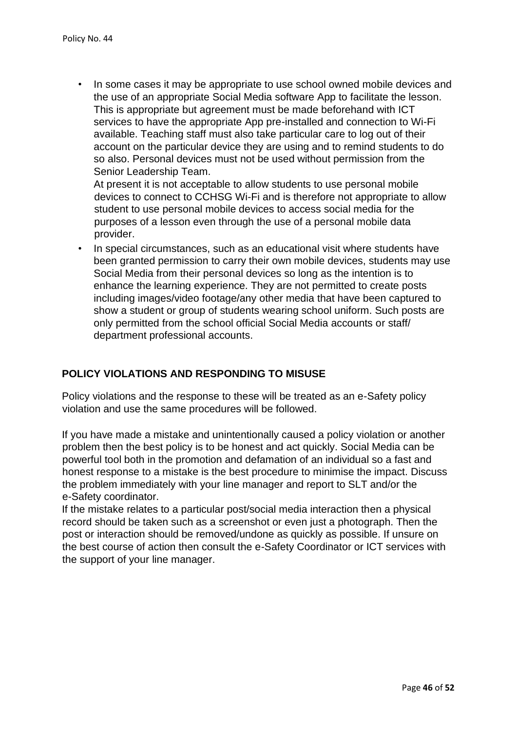- In some cases it may be appropriate to use school owned mobile devices and the use of an appropriate Social Media software App to facilitate the lesson. This is appropriate but agreement must be made beforehand with ICT services to have the appropriate App pre-installed and connection to Wi-Fi available. Teaching staff must also take particular care to log out of their account on the particular device they are using and to remind students to do so also. Personal devices must not be used without permission from the Senior Leadership Team.

  At present it is not acceptable to allow students to use personal mobile devices to connect to CCHSG Wi-Fi and is therefore not appropriate to allow student to use personal mobile devices to access social media for the purposes of a lesson even through the use of a personal mobile data provider.
- In special circumstances, such as an educational visit where students have been granted permission to carry their own mobile devices, students may use Social Media from their personal devices so long as the intention is to enhance the learning experience. They are not permitted to create posts including images/video footage/any other media that have been captured to show a student or group of students wearing school uniform. Such posts are only permitted from the school official Social Media accounts or staff/ department professional accounts.

## POLICY VIOLATIONS AND RESPONDING TO MISUSE

Policy violations and the response to these will be treated as an e-Safety policy violation and use the same procedures will be followed.

If you have made a mistake and unintentionally caused a policy violation or another problem then the best policy is to be honest and act quickly. Social Media can be powerful tool both in the promotion and defamation of an individual so a fast and honest response to a mistake is the best procedure to minimise the impact. Discuss the problem immediately with your line manager and report to SLT and/or the e-Safety coordinator.

If the mistake relates to a particular post/social media interaction then a physical record should be taken such as a screenshot or even just a photograph. Then the post or interaction should be removed/undone as quickly as possible. If unsure on the best course of action then consult the e-Safety Coordinator or ICT services with the support of your line manager.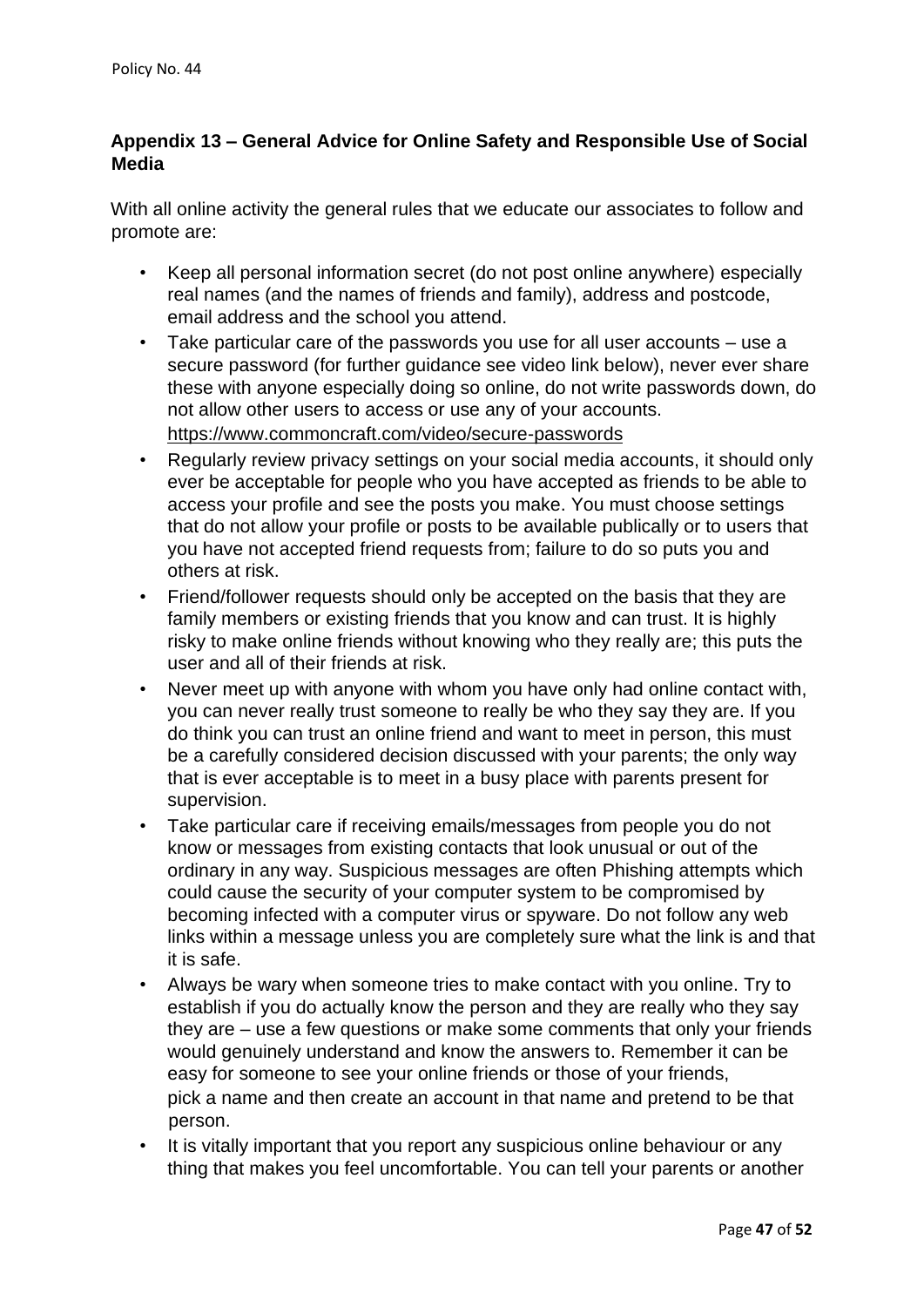## Appendix 13 – General Advice for Online Safety and Responsible Use of Social Media

With all online activity the general rules that we educate our associates to follow and promote are:

- Keep all personal information secret (do not post online anywhere) especially real names (and the names of friends and family), address and postcode, email address and the school you attend.
- Take particular care of the passwords you use for all user accounts – use a secure password (for further guidance see video link below), never ever share these with anyone especially doing so online, do not write passwords down, do not allow other users to access or use any of your accounts. https://www.commoncraft.com/video/secure-passwords
- Regularly review privacy settings on your social media accounts, it should only ever be acceptable for people who you have accepted as friends to be able to access your profile and see the posts you make. You must choose settings that do not allow your profile or posts to be available publically or to users that you have not accepted friend requests from; failure to do so puts you and others at risk.
- Friend/follower requests should only be accepted on the basis that they are family members or existing friends that you know and can trust. It is highly risky to make online friends without knowing who they really are; this puts the user and all of their friends at risk.
- Never meet up with anyone with whom you have only had online contact with, you can never really trust someone to really be who they say they are. If you do think you can trust an online friend and want to meet in person, this must be a carefully considered decision discussed with your parents; the only way that is ever acceptable is to meet in a busy place with parents present for supervision.
- Take particular care if receiving emails/messages from people you do not know or messages from existing contacts that look unusual or out of the ordinary in any way. Suspicious messages are often Phishing attempts which could cause the security of your computer system to be compromised by becoming infected with a computer virus or spyware. Do not follow any web links within a message unless you are completely sure what the link is and that it is safe.
- Always be wary when someone tries to make contact with you online. Try to establish if you do actually know the person and they are really who they say they are – use a few questions or make some comments that only your friends would genuinely understand and know the answers to. Remember it can be easy for someone to see your online friends or those of your friends, pick a name and then create an account in that name and pretend to be that person.
- It is vitally important that you report any suspicious online behaviour or any thing that makes you feel uncomfortable. You can tell your parents or another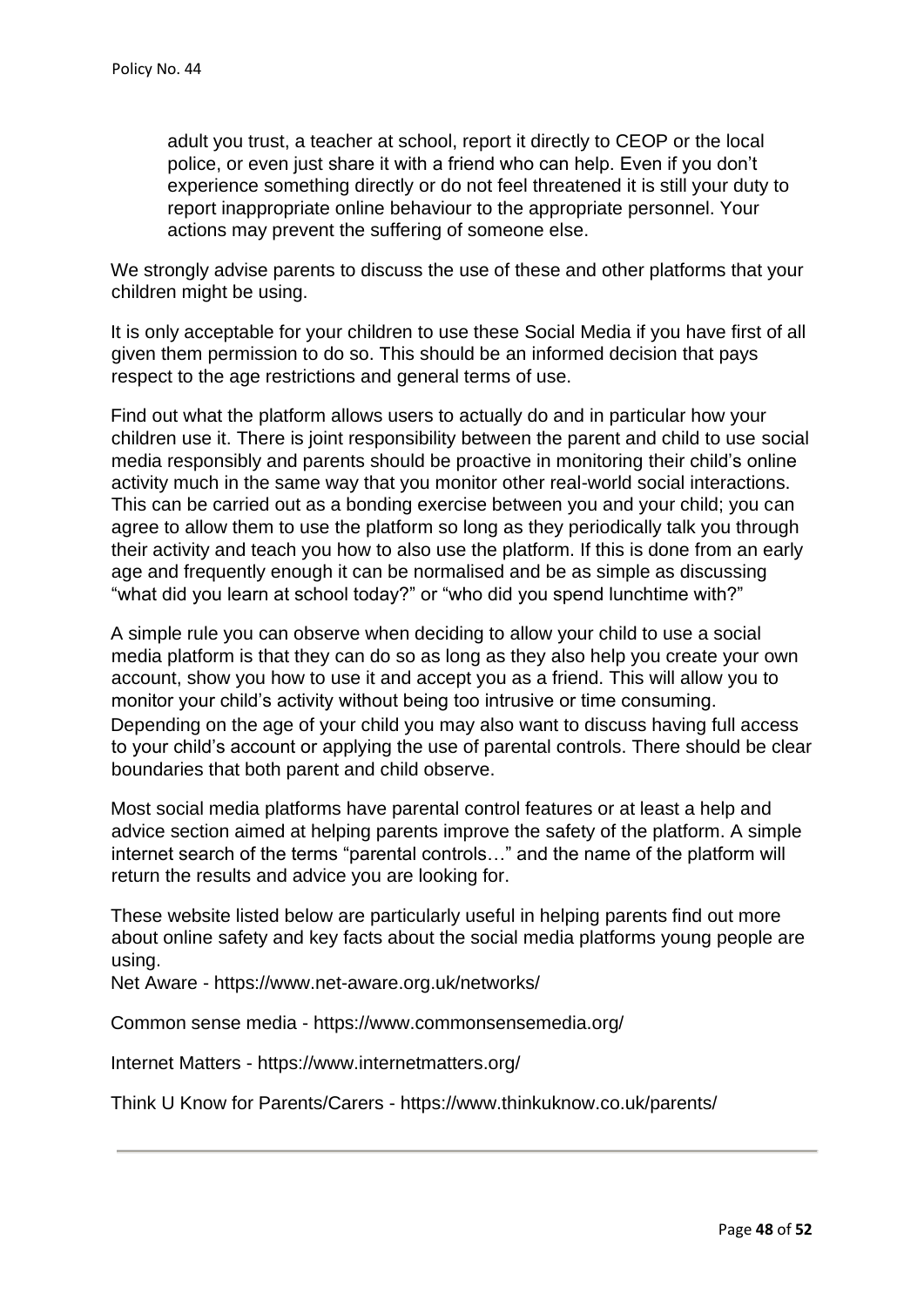adult you trust, a teacher at school, report it directly to CEOP or the local police, or even just share it with a friend who can help. Even if you don't experience something directly or do not feel threatened it is still your duty to report inappropriate online behaviour to the appropriate personnel. Your actions may prevent the suffering of someone else.

We strongly advise parents to discuss the use of these and other platforms that your children might be using.

It is only acceptable for your children to use these Social Media if you have first of all given them permission to do so. This should be an informed decision that pays respect to the age restrictions and general terms of use.

Find out what the platform allows users to actually do and in particular how your children use it. There is joint responsibility between the parent and child to use social media responsibly and parents should be proactive in monitoring their child's online activity much in the same way that you monitor other real-world social interactions. This can be carried out as a bonding exercise between you and your child; you can agree to allow them to use the platform so long as they periodically talk you through their activity and teach you how to also use the platform. If this is done from an early age and frequently enough it can be normalised and be as simple as discussing "what did you learn at school today?" or "who did you spend lunchtime with?"

A simple rule you can observe when deciding to allow your child to use a social media platform is that they can do so as long as they also help you create your own account, show you how to use it and accept you as a friend. This will allow you to monitor your child's activity without being too intrusive or time consuming. Depending on the age of your child you may also want to discuss having full access to your child's account or applying the use of parental controls. There should be clear boundaries that both parent and child observe.

Most social media platforms have parental control features or at least a help and advice section aimed at helping parents improve the safety of the platform. A simple internet search of the terms "parental controls…" and the name of the platform will return the results and advice you are looking for.

These website listed below are particularly useful in helping parents find out more about online safety and key facts about the social media platforms young people are using.

Net Aware - https://www.net-aware.org.uk/networks/

Common sense media - https://www.commonsensemedia.org/

Internet Matters - https://www.internetmatters.org/

Think U Know for Parents/Carers - https://www.thinkuknow.co.uk/parents/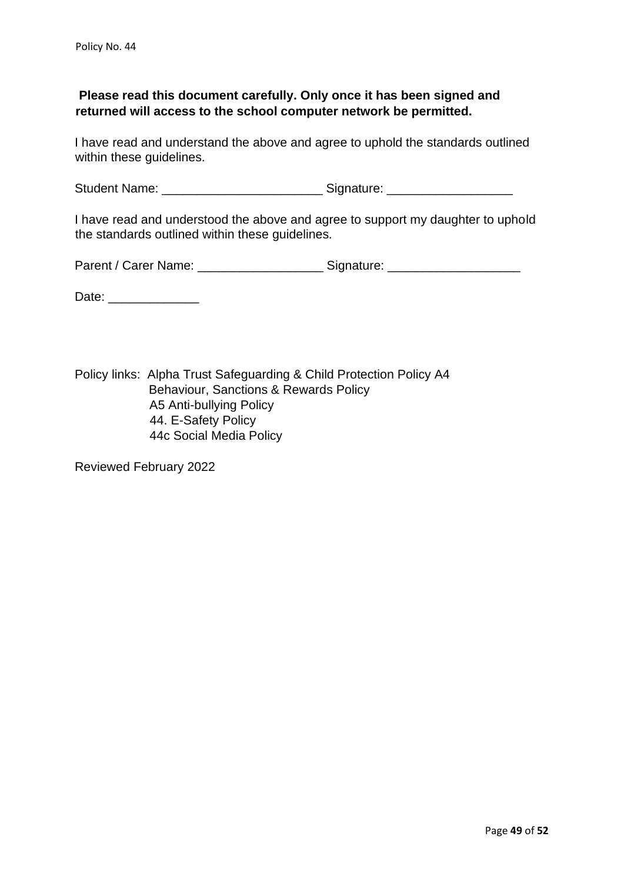**Please read this document carefully. Only once it has been signed and returned will access to the school computer network be permitted.**

I have read and understand the above and agree to uphold the standards outlined within these guidelines.

Student Name: _______________________ Signature: _________________

I have read and understood the above and agree to support my daughter to uphold the standards outlined within these guidelines.

Parent / Carer Name: __________________ Signature: ___________________

Date: _____________

Policy links: Alpha Trust Safeguarding & Child Protection Policy A4
Behaviour, Sanctions & Rewards Policy
A5 Anti-bullying Policy
44. E-Safety Policy
44c Social Media Policy

Reviewed February 2022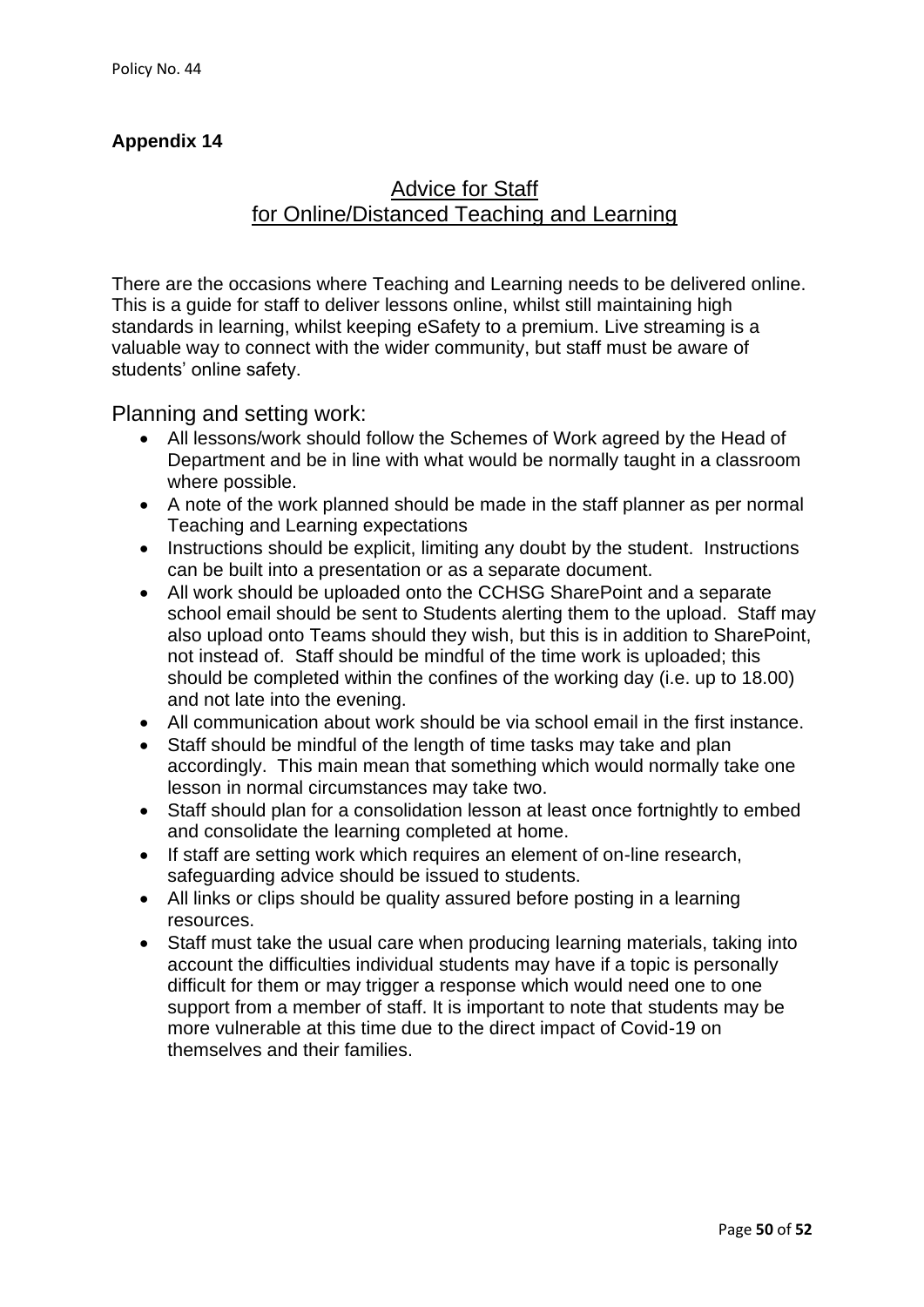**Appendix 14**

## Advice for Staff for Online/Distanced Teaching and Learning

There are the occasions where Teaching and Learning needs to be delivered online. This is a guide for staff to deliver lessons online, whilst still maintaining high standards in learning, whilst keeping eSafety to a premium. Live streaming is a valuable way to connect with the wider community, but staff must be aware of students' online safety.

### Planning and setting work:

- All lessons/work should follow the Schemes of Work agreed by the Head of Department and be in line with what would be normally taught in a classroom where possible.
- A note of the work planned should be made in the staff planner as per normal Teaching and Learning expectations
- Instructions should be explicit, limiting any doubt by the student. Instructions can be built into a presentation or as a separate document.
- All work should be uploaded onto the CCHSG SharePoint and a separate school email should be sent to Students alerting them to the upload. Staff may also upload onto Teams should they wish, but this is in addition to SharePoint, not instead of. Staff should be mindful of the time work is uploaded; this should be completed within the confines of the working day (i.e. up to 18.00) and not late into the evening.
- All communication about work should be via school email in the first instance.
- Staff should be mindful of the length of time tasks may take and plan accordingly. This main mean that something which would normally take one lesson in normal circumstances may take two.
- Staff should plan for a consolidation lesson at least once fortnightly to embed and consolidate the learning completed at home.
- If staff are setting work which requires an element of on-line research, safeguarding advice should be issued to students.
- All links or clips should be quality assured before posting in a learning resources.
- Staff must take the usual care when producing learning materials, taking into account the difficulties individual students may have if a topic is personally difficult for them or may trigger a response which would need one to one support from a member of staff. It is important to note that students may be more vulnerable at this time due to the direct impact of Covid-19 on themselves and their families.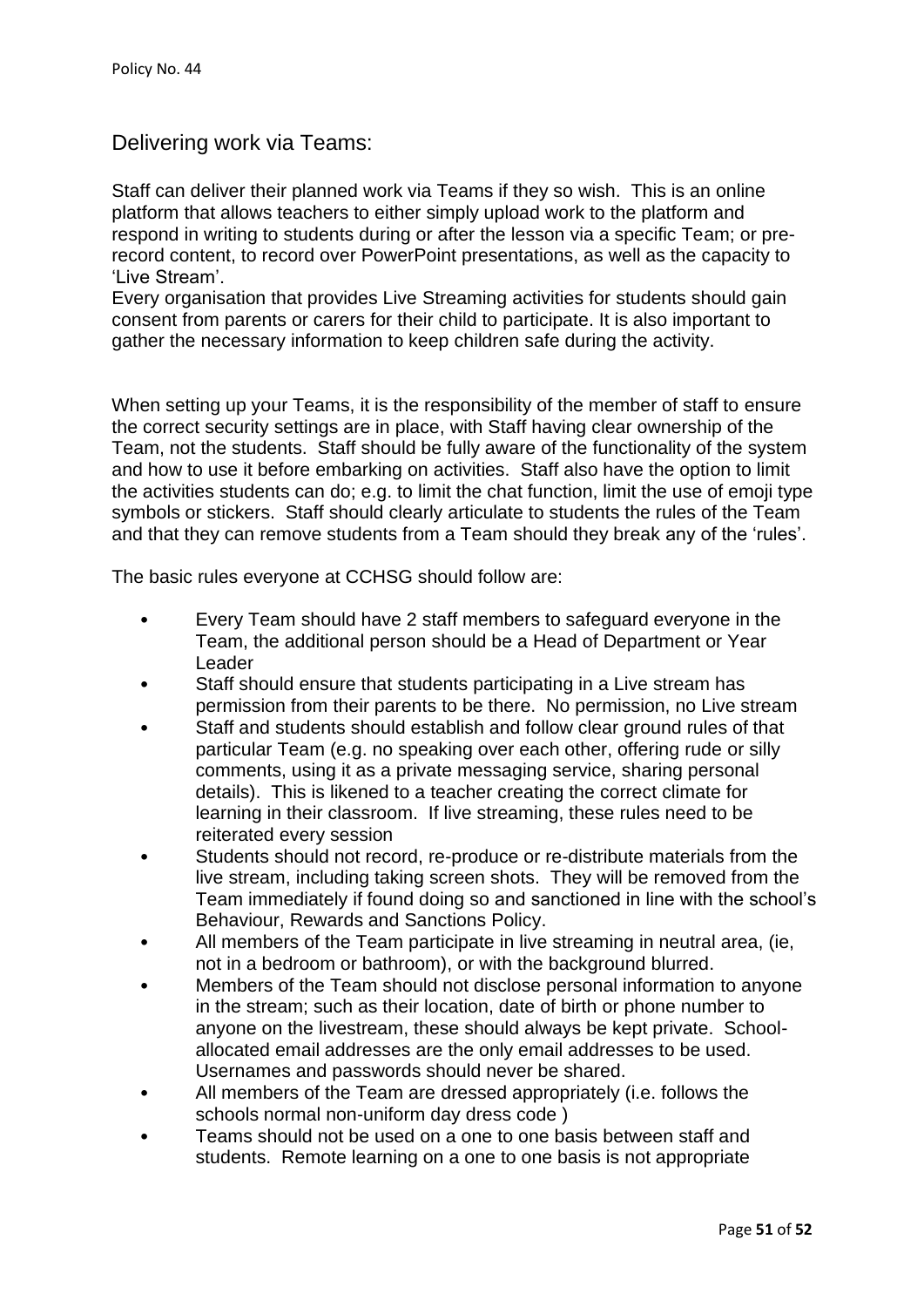## Delivering work via Teams:

Staff can deliver their planned work via Teams if they so wish. This is an online platform that allows teachers to either simply upload work to the platform and respond in writing to students during or after the lesson via a specific Team; or pre-record content, to record over PowerPoint presentations, as well as the capacity to 'Live Stream'.
Every organisation that provides Live Streaming activities for students should gain consent from parents or carers for their child to participate. It is also important to gather the necessary information to keep children safe during the activity.

When setting up your Teams, it is the responsibility of the member of staff to ensure the correct security settings are in place, with Staff having clear ownership of the Team, not the students. Staff should be fully aware of the functionality of the system and how to use it before embarking on activities. Staff also have the option to limit the activities students can do; e.g. to limit the chat function, limit the use of emoji type symbols or stickers. Staff should clearly articulate to students the rules of the Team and that they can remove students from a Team should they break any of the 'rules'.

The basic rules everyone at CCHSG should follow are:

- Every Team should have 2 staff members to safeguard everyone in the Team, the additional person should be a Head of Department or Year Leader
- Staff should ensure that students participating in a Live stream has permission from their parents to be there. No permission, no Live stream
- Staff and students should establish and follow clear ground rules of that particular Team (e.g. no speaking over each other, offering rude or silly comments, using it as a private messaging service, sharing personal details). This is likened to a teacher creating the correct climate for learning in their classroom. If live streaming, these rules need to be reiterated every session
- Students should not record, re-produce or re-distribute materials from the live stream, including taking screen shots. They will be removed from the Team immediately if found doing so and sanctioned in line with the school's Behaviour, Rewards and Sanctions Policy.
- All members of the Team participate in live streaming in neutral area, (ie, not in a bedroom or bathroom), or with the background blurred.
- Members of the Team should not disclose personal information to anyone in the stream; such as their location, date of birth or phone number to anyone on the livestream, these should always be kept private. School-allocated email addresses are the only email addresses to be used. Usernames and passwords should never be shared.
- All members of the Team are dressed appropriately (i.e. follows the schools normal non-uniform day dress code )
- Teams should not be used on a one to one basis between staff and students. Remote learning on a one to one basis is not appropriate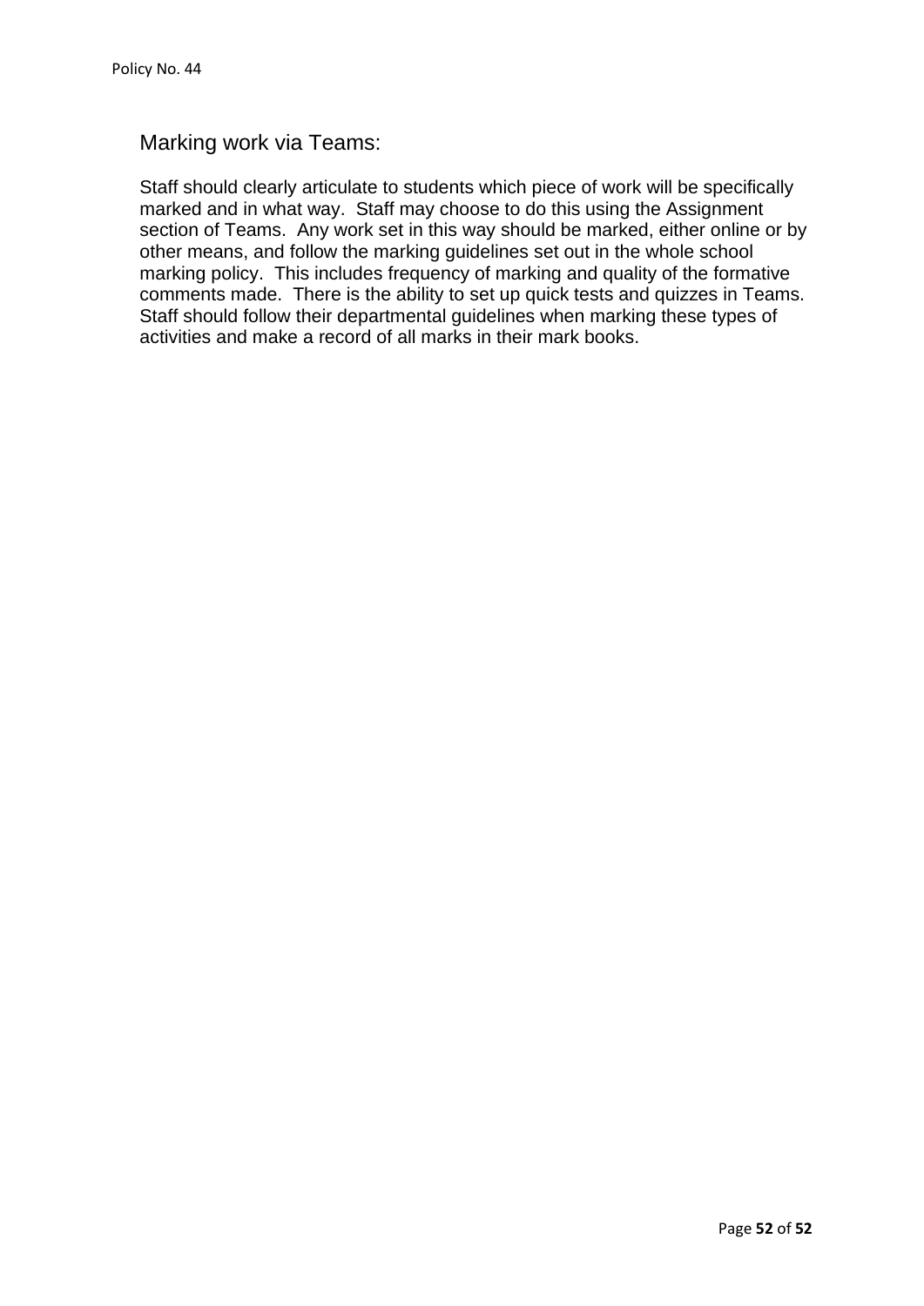## Marking work via Teams:

Staff should clearly articulate to students which piece of work will be specifically marked and in what way. Staff may choose to do this using the Assignment section of Teams. Any work set in this way should be marked, either online or by other means, and follow the marking guidelines set out in the whole school marking policy. This includes frequency of marking and quality of the formative comments made. There is the ability to set up quick tests and quizzes in Teams. Staff should follow their departmental guidelines when marking these types of activities and make a record of all marks in their mark books.